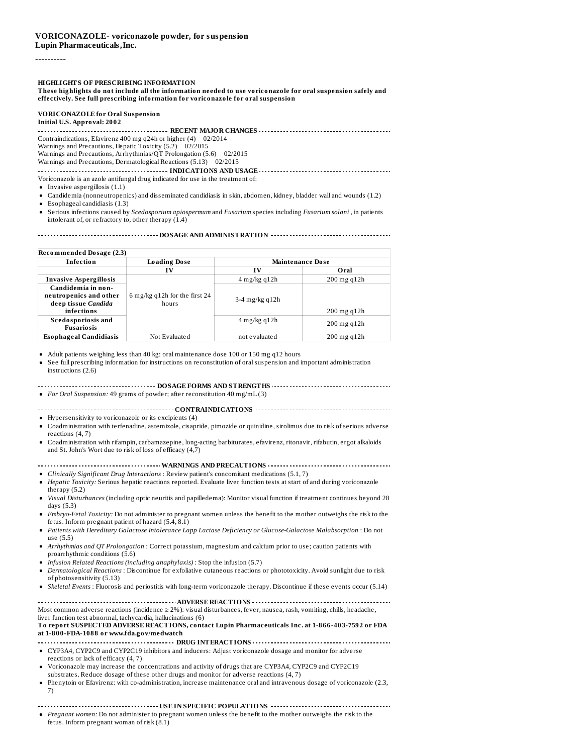**VORICONAZOLE- voriconazole powder, for suspension**
**Lupin Pharmaceuticals,Inc.**

----------

**HIGHLIGHTS OF PRESCRIBING INFORMATION**
**These highlights do not include all the information needed to use voriconazole for oral suspension safely and effectively. See full prescribing information for voriconazole for oral suspension**

**VORICONAZOLE for Oral Suspension**
**Initial U.S. Approval: 2002**

**RECENT MAJOR CHANGES**

Contraindications, Efavirenz 400 mg q24h or higher (4) 02/2014
Warnings and Precautions, Hepatic Toxicity (5.2) 02/2015
Warnings and Precautions, Arrhythmias/QT Prolongation (5.6) 02/2015
Warnings and Precautions, Dermatological Reactions (5.13) 02/2015

**INDICATIONS AND USAGE**

Voriconazole is an azole antifungal drug indicated for use in the treatment of:

- Invasive aspergillosis (1.1)
- Candidemia (nonneutropenics) and disseminated candidiasis in skin, abdomen, kidney, bladder wall and wounds (1.2)
- Esophageal candidiasis (1.3)
- Serious infections caused by *Scedosporium apiospermum* and *Fusarium* species including *Fusarium solani* , in patients intolerant of, or refractory to, other therapy (1.4)

**DOSAGE AND ADMINISTRATION**

**Recommended Dosage (2.3)**

| Infection | Loading Dose | Maintenance Dose | |
|---|---|---|---|
| | IV | IV | Oral |
| **Invasive Aspergillosis** | 6 mg/kg q12h for the first 24 hours | 4 mg/kg q12h | 200 mg q12h |
| **Candidemia in non-neutropenics and other deep tissue *Candida* infections** | | 3-4 mg/kg q12h | 200 mg q12h |
| **Scedosporiosis and Fusariosis** | | 4 mg/kg q12h | 200 mg q12h |
| **Esophageal Candidiasis** | Not Evaluated | not evaluated | 200 mg q12h |

- Adult patients weighing less than 40 kg: oral maintenance dose 100 or 150 mg q12 hours
- See full prescribing information for instructions on reconstitution of oral suspension and important administration instructions (2.6)

**DOSAGE FORMS AND STRENGTHS**

- *For Oral Suspension:* 49 grams of powder; after reconstitution 40 mg/mL (3)

**CONTRAINDICATIONS**

- Hypersensitivity to voriconazole or its excipients (4)
- Coadministration with terfenadine, astemizole, cisapride, pimozide or quinidine, sirolimus due to risk of serious adverse reactions (4, 7)
- Coadministration with rifampin, carbamazepine, long-acting barbiturates, efavirenz, ritonavir, rifabutin, ergot alkaloids and St. John's Wort due to risk of loss of efficacy (4,7)

**WARNINGS AND PRECAUTIONS**

- *Clinically Significant Drug Interactions* : Review patient's concomitant medications (5.1, 7)
- *Hepatic Toxicity:* Serious hepatic reactions reported. Evaluate liver function tests at start of and during voriconazole therapy (5.2)
- *Visual Disturbances* (including optic neuritis and papilledema): Monitor visual function if treatment continues beyond 28 days (5.3)
- *Embryo-Fetal Toxicity:* Do not administer to pregnant women unless the benefit to the mother outweighs the risk to the fetus. Inform pregnant patient of hazard (5.4, 8.1)
- *Patients with Hereditary Galactose Intolerance Lapp Lactase Deficiency or Glucose-Galactose Malabsorption* : Do not use (5.5)
- *Arrhythmias and QT Prolongation* : Correct potassium, magnesium and calcium prior to use; caution patients with proarrhythmic conditions (5.6)
- *Infusion Related Reactions (including anaphylaxis)* : Stop the infusion (5.7)
- *Dermatological Reactions* : Discontinue for exfoliative cutaneous reactions or phototoxicity. Avoid sunlight due to risk of photosensitivity (5.13)
- *Skeletal Events* : Fluorosis and periostitis with long-term voriconazole therapy. Discontinue if these events occur (5.14)

**ADVERSE REACTIONS**

Most common adverse reactions (incidence ≥ 2%): visual disturbances, fever, nausea, rash, vomiting, chills, headache, liver function test abnormal, tachycardia, hallucinations (6)

**To report SUSPECTED ADVERSE REACTIONS, contact Lupin Pharmaceuticals Inc. at 1-866-403-7592 or FDA at 1-800-FDA-1088 or www.fda.gov/medwatch**

**DRUG INTERACTIONS**

- CYP3A4, CYP2C9 and CYP2C19 inhibitors and inducers: Adjust voriconazole dosage and monitor for adverse reactions or lack of efficacy (4, 7)
- Voriconazole may increase the concentrations and activity of drugs that are CYP3A4, CYP2C9 and CYP2C19 substrates. Reduce dosage of these other drugs and monitor for adverse reactions (4, 7)
- Phenytoin or Efavirenz: with co-administration, increase maintenance oral and intravenous dosage of voriconazole (2.3, 7)

**USE IN SPECIFIC POPULATIONS**

- *Pregnant women:* Do not administer to pregnant women unless the benefit to the mother outweighs the risk to the fetus. Inform pregnant woman of risk (8.1)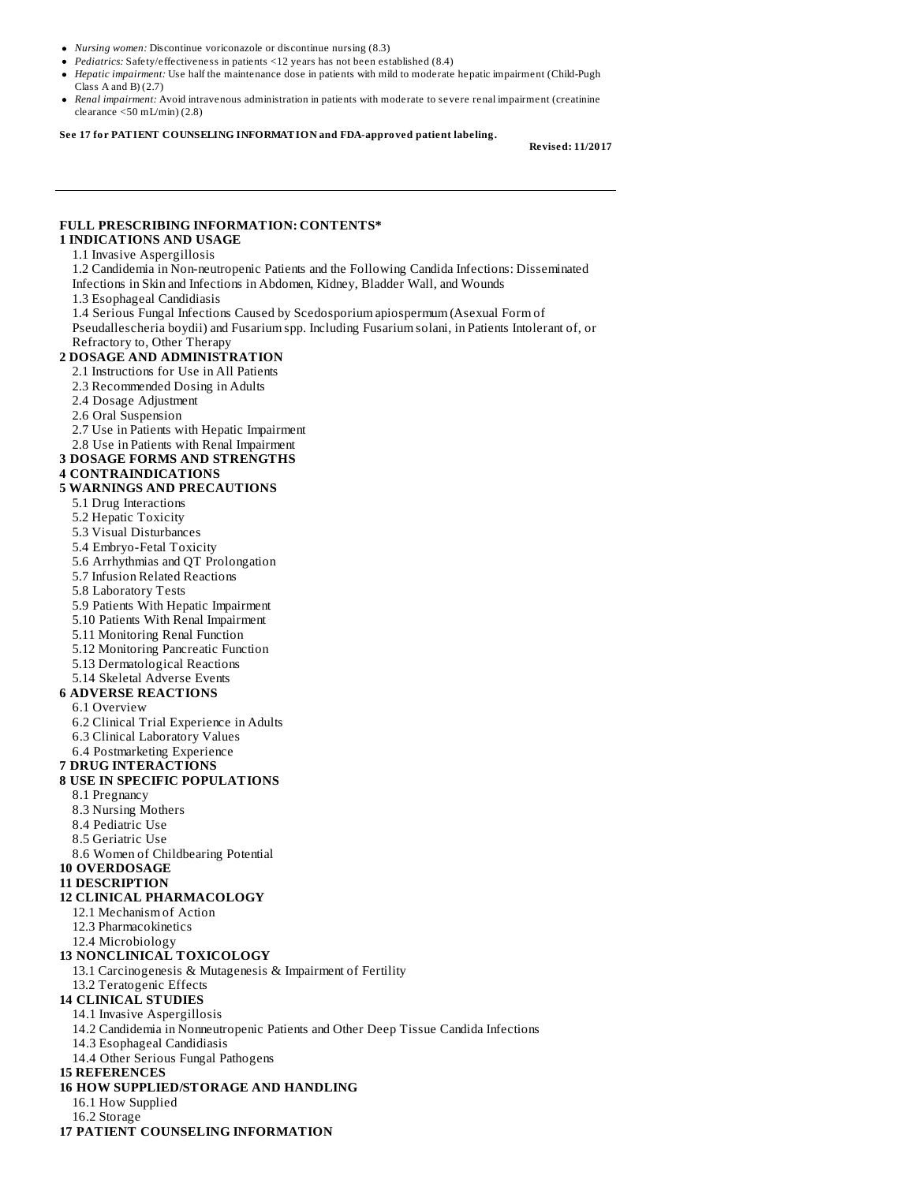- *Nursing women:* Discontinue voriconazole or discontinue nursing (8.3)
- *Pediatrics:* Safety/effectiveness in patients <12 years has not been established (8.4)
- *Hepatic impairment:* Use half the maintenance dose in patients with mild to moderate hepatic impairment (Child-Pugh Class A and B) (2.7)
- *Renal impairment:* Avoid intravenous administration in patients with moderate to severe renal impairment (creatinine clearance <50 mL/min) (2.8)

**See 17 for PATIENT COUNSELING INFORMATION and FDA-approved patient labeling.**

**Revised: 11/2017**

---

**FULL PRESCRIBING INFORMATION: CONTENTS***

**1 INDICATIONS AND USAGE**

1.1 Invasive Aspergillosis

1.2 Candidemia in Non-neutropenic Patients and the Following Candida Infections: Disseminated Infections in Skin and Infections in Abdomen, Kidney, Bladder Wall, and Wounds

1.3 Esophageal Candidiasis

1.4 Serious Fungal Infections Caused by Scedosporium apiospermum (Asexual Form of Pseudallescheria boydii) and Fusarium spp. Including Fusarium solani, in Patients Intolerant of, or Refractory to, Other Therapy

**2 DOSAGE AND ADMINISTRATION**

2.1 Instructions for Use in All Patients

2.3 Recommended Dosing in Adults

2.4 Dosage Adjustment

2.6 Oral Suspension

2.7 Use in Patients with Hepatic Impairment

2.8 Use in Patients with Renal Impairment

**3 DOSAGE FORMS AND STRENGTHS**

**4 CONTRAINDICATIONS**

**5 WARNINGS AND PRECAUTIONS**

5.1 Drug Interactions

5.2 Hepatic Toxicity

5.3 Visual Disturbances

5.4 Embryo-Fetal Toxicity

5.6 Arrhythmias and QT Prolongation

5.7 Infusion Related Reactions

5.8 Laboratory Tests

5.9 Patients With Hepatic Impairment

5.10 Patients With Renal Impairment

5.11 Monitoring Renal Function

5.12 Monitoring Pancreatic Function

5.13 Dermatological Reactions

5.14 Skeletal Adverse Events

**6 ADVERSE REACTIONS**

6.1 Overview

6.2 Clinical Trial Experience in Adults

6.3 Clinical Laboratory Values

6.4 Postmarketing Experience

**7 DRUG INTERACTIONS**

**8 USE IN SPECIFIC POPULATIONS**

8.1 Pregnancy

8.3 Nursing Mothers

8.4 Pediatric Use

8.5 Geriatric Use

8.6 Women of Childbearing Potential

**10 OVERDOSAGE**

**11 DESCRIPTION**

**12 CLINICAL PHARMACOLOGY**

12.1 Mechanism of Action

12.3 Pharmacokinetics

12.4 Microbiology

**13 NONCLINICAL TOXICOLOGY**

13.1 Carcinogenesis & Mutagenesis & Impairment of Fertility

13.2 Teratogenic Effects

**14 CLINICAL STUDIES**

14.1 Invasive Aspergillosis

14.2 Candidemia in Nonneutropenic Patients and Other Deep Tissue Candida Infections

14.3 Esophageal Candidiasis

14.4 Other Serious Fungal Pathogens

**15 REFERENCES**

**16 HOW SUPPLIED/STORAGE AND HANDLING**

16.1 How Supplied

16.2 Storage

**17 PATIENT COUNSELING INFORMATION**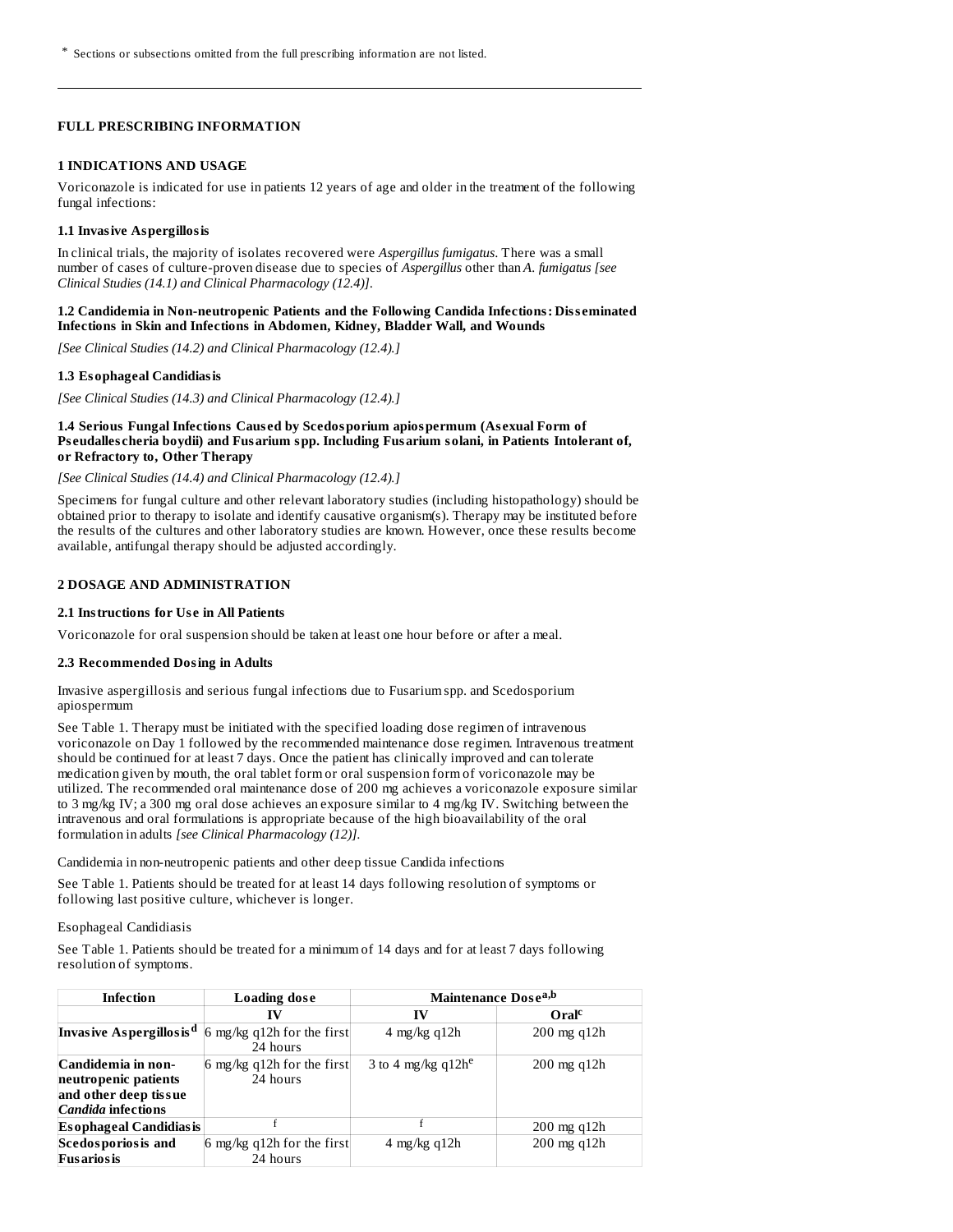* Sections or subsections omitted from the full prescribing information are not listed.

---

## FULL PRESCRIBING INFORMATION

### 1 INDICATIONS AND USAGE

Voriconazole is indicated for use in patients 12 years of age and older in the treatment of the following fungal infections:

#### 1.1 Invasive Aspergillosis

In clinical trials, the majority of isolates recovered were *Aspergillus fumigatus*. There was a small number of cases of culture-proven disease due to species of *Aspergillus* other than *A. fumigatus [see Clinical Studies (14.1) and Clinical Pharmacology (12.4)]*.

#### 1.2 Candidemia in Non-neutropenic Patients and the Following Candida Infections: Disseminated Infections in Skin and Infections in Abdomen, Kidney, Bladder Wall, and Wounds

*[See Clinical Studies (14.2) and Clinical Pharmacology (12.4).]*

#### 1.3 Esophageal Candidiasis

*[See Clinical Studies (14.3) and Clinical Pharmacology (12.4).]*

#### 1.4 Serious Fungal Infections Caused by Scedosporium apiospermum (Asexual Form of Pseudallescheria boydii) and Fusarium spp. Including Fusarium solani, in Patients Intolerant of, or Refractory to, Other Therapy

*[See Clinical Studies (14.4) and Clinical Pharmacology (12.4).]*

Specimens for fungal culture and other relevant laboratory studies (including histopathology) should be obtained prior to therapy to isolate and identify causative organism(s). Therapy may be instituted before the results of the cultures and other laboratory studies are known. However, once these results become available, antifungal therapy should be adjusted accordingly.

### 2 DOSAGE AND ADMINISTRATION

#### 2.1 Instructions for Use in All Patients

Voriconazole for oral suspension should be taken at least one hour before or after a meal.

#### 2.3 Recommended Dosing in Adults

Invasive aspergillosis and serious fungal infections due to Fusarium spp. and Scedosporium apiospermum

See Table 1. Therapy must be initiated with the specified loading dose regimen of intravenous voriconazole on Day 1 followed by the recommended maintenance dose regimen. Intravenous treatment should be continued for at least 7 days. Once the patient has clinically improved and can tolerate medication given by mouth, the oral tablet form or oral suspension form of voriconazole may be utilized. The recommended oral maintenance dose of 200 mg achieves a voriconazole exposure similar to 3 mg/kg IV; a 300 mg oral dose achieves an exposure similar to 4 mg/kg IV. Switching between the intravenous and oral formulations is appropriate because of the high bioavailability of the oral formulation in adults *[see Clinical Pharmacology (12)]*.

Candidemia in non-neutropenic patients and other deep tissue Candida infections

See Table 1. Patients should be treated for at least 14 days following resolution of symptoms or following last positive culture, whichever is longer.

Esophageal Candidiasis

See Table 1. Patients should be treated for a minimum of 14 days and for at least 7 days following resolution of symptoms.

| Infection | Loading dose | Maintenance Dose[a,b] | |
|---|---|---|---|
| | IV | IV | Oral[c] |
| **Invasive Aspergillosis[d]** | 6 mg/kg q12h for the first 24 hours | 4 mg/kg q12h | 200 mg q12h |
| **Candidemia in non-neutropenic patients and other deep tissue *Candida* infections** | 6 mg/kg q12h for the first 24 hours | 3 to 4 mg/kg q12h[e] | 200 mg q12h |
| **Esophageal Candidiasis** | f | f | 200 mg q12h |
| **Scedosporiosis and Fusariosis** | 6 mg/kg q12h for the first 24 hours | 4 mg/kg q12h | 200 mg q12h |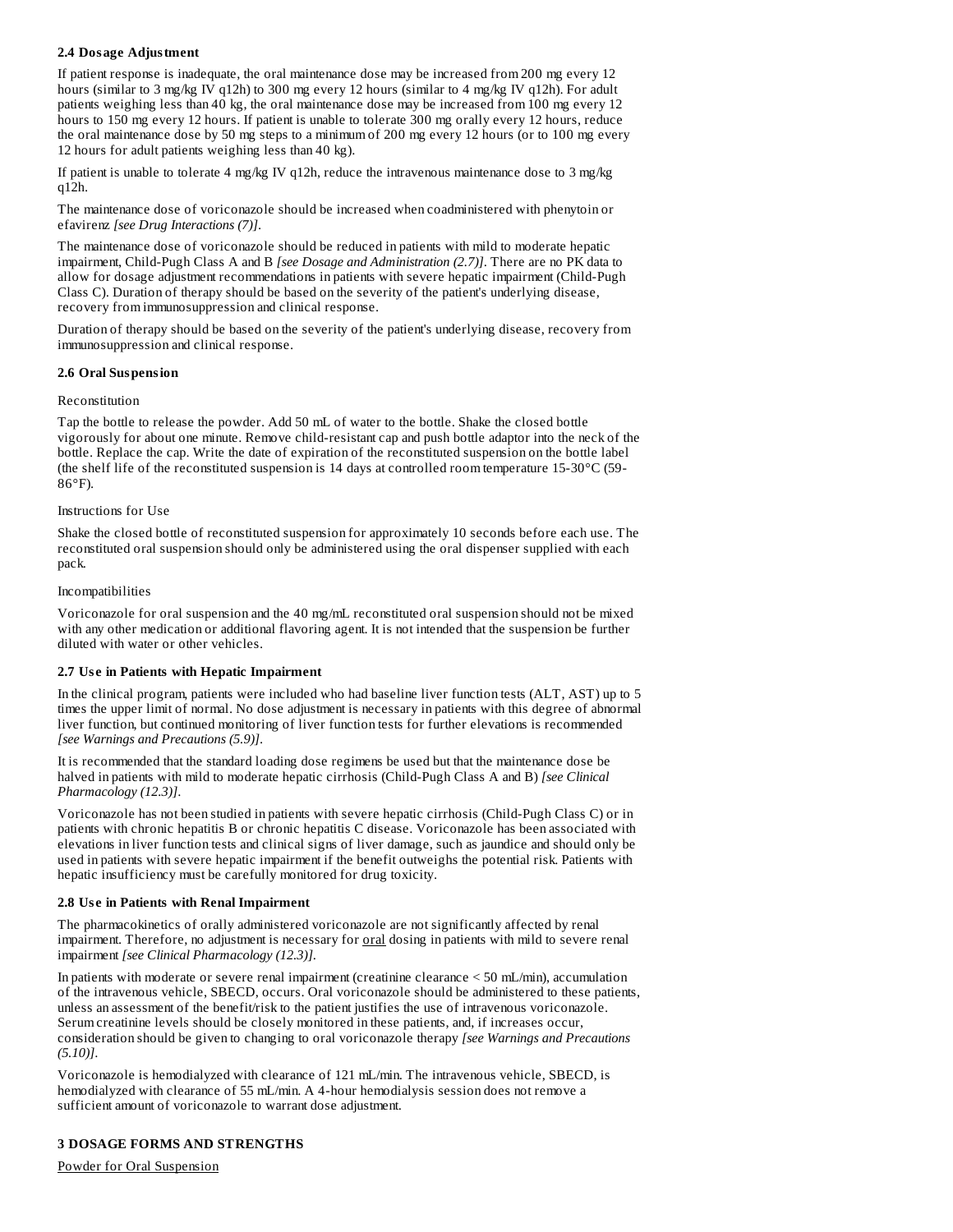### 2.4 Dosage Adjustment

If patient response is inadequate, the oral maintenance dose may be increased from 200 mg every 12 hours (similar to 3 mg/kg IV q12h) to 300 mg every 12 hours (similar to 4 mg/kg IV q12h). For adult patients weighing less than 40 kg, the oral maintenance dose may be increased from 100 mg every 12 hours to 150 mg every 12 hours. If patient is unable to tolerate 300 mg orally every 12 hours, reduce the oral maintenance dose by 50 mg steps to a minimum of 200 mg every 12 hours (or to 100 mg every 12 hours for adult patients weighing less than 40 kg).

If patient is unable to tolerate 4 mg/kg IV q12h, reduce the intravenous maintenance dose to 3 mg/kg q12h.

The maintenance dose of voriconazole should be increased when coadministered with phenytoin or efavirenz *[see Drug Interactions (7)]*.

The maintenance dose of voriconazole should be reduced in patients with mild to moderate hepatic impairment, Child-Pugh Class A and B *[see Dosage and Administration (2.7)]*. There are no PK data to allow for dosage adjustment recommendations in patients with severe hepatic impairment (Child-Pugh Class C). Duration of therapy should be based on the severity of the patient's underlying disease, recovery from immunosuppression and clinical response.

Duration of therapy should be based on the severity of the patient's underlying disease, recovery from immunosuppression and clinical response.

### 2.6 Oral Suspension

Reconstitution

Tap the bottle to release the powder. Add 50 mL of water to the bottle. Shake the closed bottle vigorously for about one minute. Remove child-resistant cap and push bottle adaptor into the neck of the bottle. Replace the cap. Write the date of expiration of the reconstituted suspension on the bottle label (the shelf life of the reconstituted suspension is 14 days at controlled room temperature 15-30°C (59-86°F).

Instructions for Use

Shake the closed bottle of reconstituted suspension for approximately 10 seconds before each use. The reconstituted oral suspension should only be administered using the oral dispenser supplied with each pack.

Incompatibilities

Voriconazole for oral suspension and the 40 mg/mL reconstituted oral suspension should not be mixed with any other medication or additional flavoring agent. It is not intended that the suspension be further diluted with water or other vehicles.

### 2.7 Use in Patients with Hepatic Impairment

In the clinical program, patients were included who had baseline liver function tests (ALT, AST) up to 5 times the upper limit of normal. No dose adjustment is necessary in patients with this degree of abnormal liver function, but continued monitoring of liver function tests for further elevations is recommended *[see Warnings and Precautions (5.9)]*.

It is recommended that the standard loading dose regimens be used but that the maintenance dose be halved in patients with mild to moderate hepatic cirrhosis (Child-Pugh Class A and B) *[see Clinical Pharmacology (12.3)]*.

Voriconazole has not been studied in patients with severe hepatic cirrhosis (Child-Pugh Class C) or in patients with chronic hepatitis B or chronic hepatitis C disease. Voriconazole has been associated with elevations in liver function tests and clinical signs of liver damage, such as jaundice and should only be used in patients with severe hepatic impairment if the benefit outweighs the potential risk. Patients with hepatic insufficiency must be carefully monitored for drug toxicity.

### 2.8 Use in Patients with Renal Impairment

The pharmacokinetics of orally administered voriconazole are not significantly affected by renal impairment. Therefore, no adjustment is necessary for oral dosing in patients with mild to severe renal impairment *[see Clinical Pharmacology (12.3)]*.

In patients with moderate or severe renal impairment (creatinine clearance < 50 mL/min), accumulation of the intravenous vehicle, SBECD, occurs. Oral voriconazole should be administered to these patients, unless an assessment of the benefit/risk to the patient justifies the use of intravenous voriconazole. Serum creatinine levels should be closely monitored in these patients, and, if increases occur, consideration should be given to changing to oral voriconazole therapy *[see Warnings and Precautions (5.10)]*.

Voriconazole is hemodialyzed with clearance of 121 mL/min. The intravenous vehicle, SBECD, is hemodialyzed with clearance of 55 mL/min. A 4-hour hemodialysis session does not remove a sufficient amount of voriconazole to warrant dose adjustment.

## 3 DOSAGE FORMS AND STRENGTHS

Powder for Oral Suspension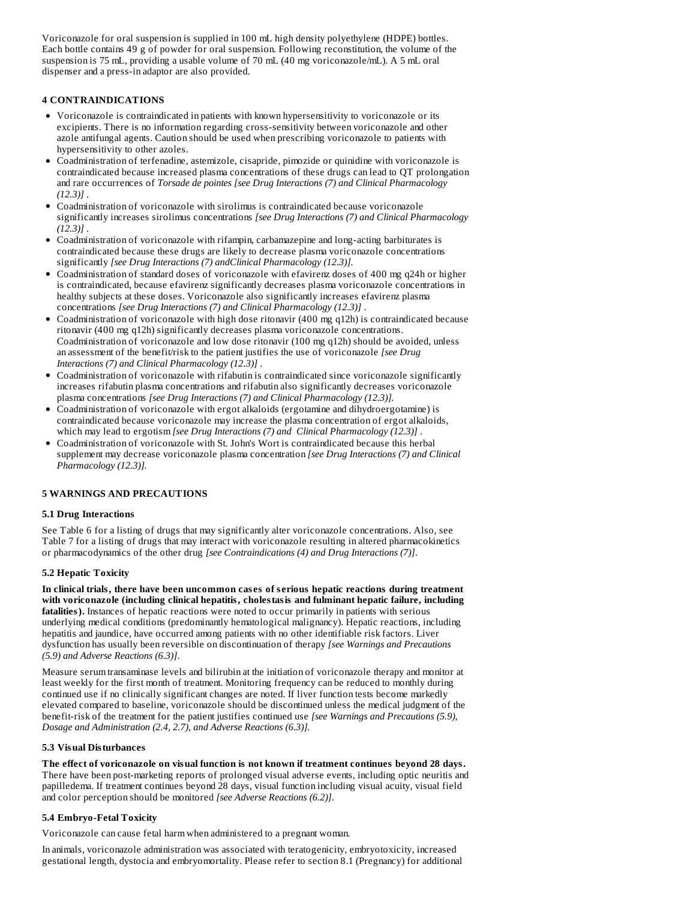Voriconazole for oral suspension is supplied in 100 mL high density polyethylene (HDPE) bottles. Each bottle contains 49 g of powder for oral suspension. Following reconstitution, the volume of the suspension is 75 mL, providing a usable volume of 70 mL (40 mg voriconazole/mL). A 5 mL oral dispenser and a press-in adaptor are also provided.

## 4 CONTRAINDICATIONS

- Voriconazole is contraindicated in patients with known hypersensitivity to voriconazole or its excipients. There is no information regarding cross-sensitivity between voriconazole and other azole antifungal agents. Caution should be used when prescribing voriconazole to patients with hypersensitivity to other azoles.
- Coadministration of terfenadine, astemizole, cisapride, pimozide or quinidine with voriconazole is contraindicated because increased plasma concentrations of these drugs can lead to QT prolongation and rare occurrences of *Torsade de pointes [see Drug Interactions (7) and Clinical Pharmacology (12.3)]* .
- Coadministration of voriconazole with sirolimus is contraindicated because voriconazole significantly increases sirolimus concentrations *[see Drug Interactions (7) and Clinical Pharmacology (12.3)]* .
- Coadministration of voriconazole with rifampin, carbamazepine and long-acting barbiturates is contraindicated because these drugs are likely to decrease plasma voriconazole concentrations significantly *[see Drug Interactions (7) andClinical Pharmacology (12.3)].*
- Coadministration of standard doses of voriconazole with efavirenz doses of 400 mg q24h or higher is contraindicated, because efavirenz significantly decreases plasma voriconazole concentrations in healthy subjects at these doses. Voriconazole also significantly increases efavirenz plasma concentrations *[see Drug Interactions (7) and Clinical Pharmacology (12.3)]* .
- Coadministration of voriconazole with high dose ritonavir (400 mg q12h) is contraindicated because ritonavir (400 mg q12h) significantly decreases plasma voriconazole concentrations. Coadministration of voriconazole and low dose ritonavir (100 mg q12h) should be avoided, unless an assessment of the benefit/risk to the patient justifies the use of voriconazole *[see Drug Interactions (7) and Clinical Pharmacology (12.3)]* .
- Coadministration of voriconazole with rifabutin is contraindicated since voriconazole significantly increases rifabutin plasma concentrations and rifabutin also significantly decreases voriconazole plasma concentrations *[see Drug Interactions (7) and Clinical Pharmacology (12.3)].*
- Coadministration of voriconazole with ergot alkaloids (ergotamine and dihydroergotamine) is contraindicated because voriconazole may increase the plasma concentration of ergot alkaloids, which may lead to ergotism *[see Drug Interactions (7) and Clinical Pharmacology (12.3)]* .
- Coadministration of voriconazole with St. John's Wort is contraindicated because this herbal supplement may decrease voriconazole plasma concentration *[see Drug Interactions (7) and Clinical Pharmacology (12.3)].*

## 5 WARNINGS AND PRECAUTIONS

### 5.1 Drug Interactions

See Table 6 for a listing of drugs that may significantly alter voriconazole concentrations. Also, see Table 7 for a listing of drugs that may interact with voriconazole resulting in altered pharmacokinetics or pharmacodynamics of the other drug *[see Contraindications (4) and Drug Interactions (7)].*

### 5.2 Hepatic Toxicity

**In clinical trials, there have been uncommon cases of serious hepatic reactions during treatment with voriconazole (including clinical hepatitis, cholestasis and fulminant hepatic failure, including fatalities).** Instances of hepatic reactions were noted to occur primarily in patients with serious underlying medical conditions (predominantly hematological malignancy). Hepatic reactions, including hepatitis and jaundice, have occurred among patients with no other identifiable risk factors. Liver dysfunction has usually been reversible on discontinuation of therapy *[see Warnings and Precautions (5.9) and Adverse Reactions (6.3)].*

Measure serum transaminase levels and bilirubin at the initiation of voriconazole therapy and monitor at least weekly for the first month of treatment. Monitoring frequency can be reduced to monthly during continued use if no clinically significant changes are noted. If liver function tests become markedly elevated compared to baseline, voriconazole should be discontinued unless the medical judgment of the benefit-risk of the treatment for the patient justifies continued use *[see Warnings and Precautions (5.9), Dosage and Administration (2.4, 2.7), and Adverse Reactions (6.3)].*

### 5.3 Visual Disturbances

**The effect of voriconazole on visual function is not known if treatment continues beyond 28 days.** There have been post-marketing reports of prolonged visual adverse events, including optic neuritis and papilledema. If treatment continues beyond 28 days, visual function including visual acuity, visual field and color perception should be monitored *[see Adverse Reactions (6.2)].*

### 5.4 Embryo-Fetal Toxicity

Voriconazole can cause fetal harm when administered to a pregnant woman.

In animals, voriconazole administration was associated with teratogenicity, embryotoxicity, increased gestational length, dystocia and embryomortality. Please refer to section 8.1 (Pregnancy) for additional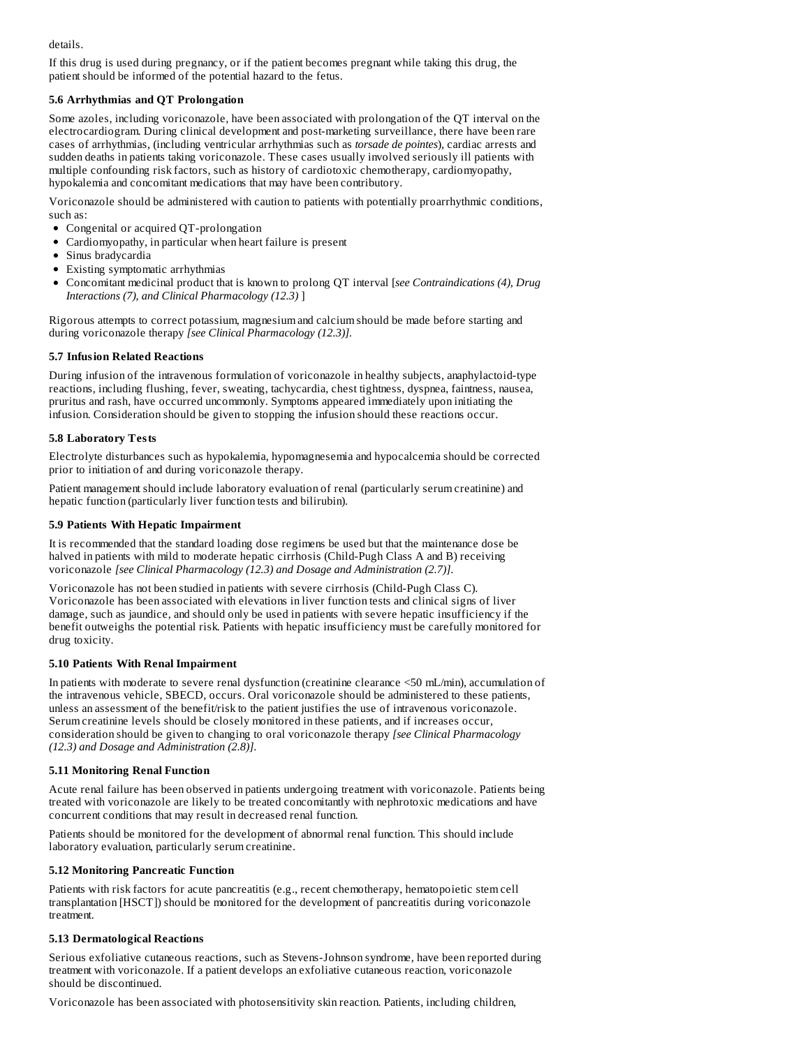details.

If this drug is used during pregnancy, or if the patient becomes pregnant while taking this drug, the patient should be informed of the potential hazard to the fetus.

### 5.6 Arrhythmias and QT Prolongation

Some azoles, including voriconazole, have been associated with prolongation of the QT interval on the electrocardiogram. During clinical development and post-marketing surveillance, there have been rare cases of arrhythmias, (including ventricular arrhythmias such as *torsade de pointes*), cardiac arrests and sudden deaths in patients taking voriconazole. These cases usually involved seriously ill patients with multiple confounding risk factors, such as history of cardiotoxic chemotherapy, cardiomyopathy, hypokalemia and concomitant medications that may have been contributory.

Voriconazole should be administered with caution to patients with potentially proarrhythmic conditions, such as:

- Congenital or acquired QT-prolongation
- Cardiomyopathy, in particular when heart failure is present
- Sinus bradycardia
- Existing symptomatic arrhythmias
- Concomitant medicinal product that is known to prolong QT interval [*see Contraindications (4), Drug Interactions (7), and Clinical Pharmacology (12.3)* ]

Rigorous attempts to correct potassium, magnesium and calcium should be made before starting and during voriconazole therapy *[see Clinical Pharmacology (12.3)]*.

### 5.7 Infusion Related Reactions

During infusion of the intravenous formulation of voriconazole in healthy subjects, anaphylactoid-type reactions, including flushing, fever, sweating, tachycardia, chest tightness, dyspnea, faintness, nausea, pruritus and rash, have occurred uncommonly. Symptoms appeared immediately upon initiating the infusion. Consideration should be given to stopping the infusion should these reactions occur.

### 5.8 Laboratory Tests

Electrolyte disturbances such as hypokalemia, hypomagnesemia and hypocalcemia should be corrected prior to initiation of and during voriconazole therapy.

Patient management should include laboratory evaluation of renal (particularly serum creatinine) and hepatic function (particularly liver function tests and bilirubin).

### 5.9 Patients With Hepatic Impairment

It is recommended that the standard loading dose regimens be used but that the maintenance dose be halved in patients with mild to moderate hepatic cirrhosis (Child-Pugh Class A and B) receiving voriconazole *[see Clinical Pharmacology (12.3) and Dosage and Administration (2.7)]*.

Voriconazole has not been studied in patients with severe cirrhosis (Child-Pugh Class C). Voriconazole has been associated with elevations in liver function tests and clinical signs of liver damage, such as jaundice, and should only be used in patients with severe hepatic insufficiency if the benefit outweighs the potential risk. Patients with hepatic insufficiency must be carefully monitored for drug toxicity.

### 5.10 Patients With Renal Impairment

In patients with moderate to severe renal dysfunction (creatinine clearance <50 mL/min), accumulation of the intravenous vehicle, SBECD, occurs. Oral voriconazole should be administered to these patients, unless an assessment of the benefit/risk to the patient justifies the use of intravenous voriconazole. Serum creatinine levels should be closely monitored in these patients, and if increases occur, consideration should be given to changing to oral voriconazole therapy *[see Clinical Pharmacology (12.3) and Dosage and Administration (2.8)]*.

### 5.11 Monitoring Renal Function

Acute renal failure has been observed in patients undergoing treatment with voriconazole. Patients being treated with voriconazole are likely to be treated concomitantly with nephrotoxic medications and have concurrent conditions that may result in decreased renal function.

Patients should be monitored for the development of abnormal renal function. This should include laboratory evaluation, particularly serum creatinine.

### 5.12 Monitoring Pancreatic Function

Patients with risk factors for acute pancreatitis (e.g., recent chemotherapy, hematopoietic stem cell transplantation [HSCT]) should be monitored for the development of pancreatitis during voriconazole treatment.

### 5.13 Dermatological Reactions

Serious exfoliative cutaneous reactions, such as Stevens-Johnson syndrome, have been reported during treatment with voriconazole. If a patient develops an exfoliative cutaneous reaction, voriconazole should be discontinued.

Voriconazole has been associated with photosensitivity skin reaction. Patients, including children,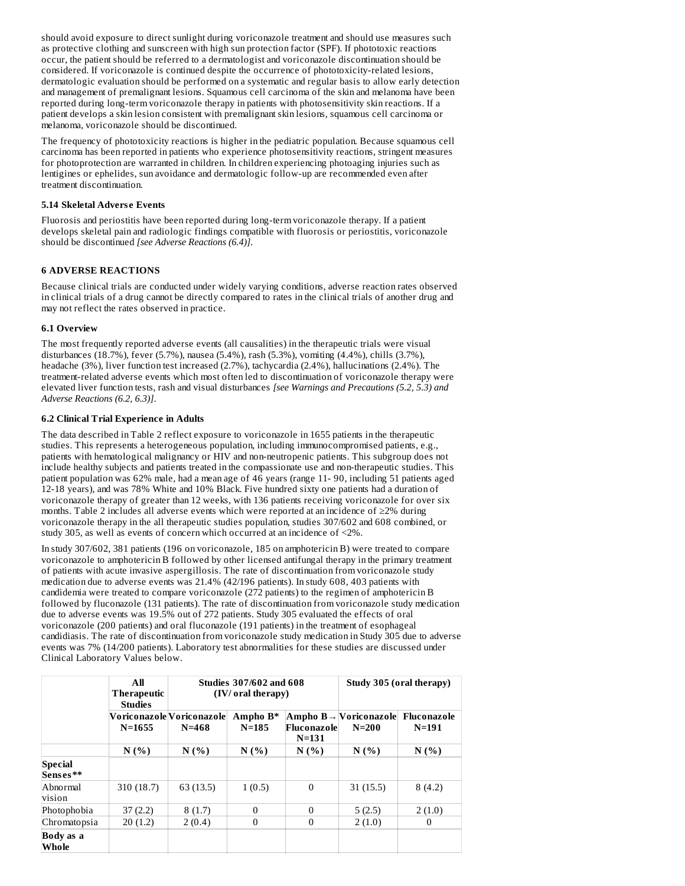should avoid exposure to direct sunlight during voriconazole treatment and should use measures such as protective clothing and sunscreen with high sun protection factor (SPF). If phototoxic reactions occur, the patient should be referred to a dermatologist and voriconazole discontinuation should be considered. If voriconazole is continued despite the occurrence of phototoxicity-related lesions, dermatologic evaluation should be performed on a systematic and regular basis to allow early detection and management of premalignant lesions. Squamous cell carcinoma of the skin and melanoma have been reported during long-term voriconazole therapy in patients with photosensitivity skin reactions. If a patient develops a skin lesion consistent with premalignant skin lesions, squamous cell carcinoma or melanoma, voriconazole should be discontinued.

The frequency of phototoxicity reactions is higher in the pediatric population. Because squamous cell carcinoma has been reported in patients who experience photosensitivity reactions, stringent measures for photoprotection are warranted in children. In children experiencing photoaging injuries such as lentigines or ephelides, sun avoidance and dermatologic follow-up are recommended even after treatment discontinuation.

### 5.14 Skeletal Adverse Events

Fluorosis and periostitis have been reported during long-term voriconazole therapy. If a patient develops skeletal pain and radiologic findings compatible with fluorosis or periostitis, voriconazole should be discontinued *[see Adverse Reactions (6.4)]*.

## 6 ADVERSE REACTIONS

Because clinical trials are conducted under widely varying conditions, adverse reaction rates observed in clinical trials of a drug cannot be directly compared to rates in the clinical trials of another drug and may not reflect the rates observed in practice.

### 6.1 Overview

The most frequently reported adverse events (all causalities) in the therapeutic trials were visual disturbances (18.7%), fever (5.7%), nausea (5.4%), rash (5.3%), vomiting (4.4%), chills (3.7%), headache (3%), liver function test increased (2.7%), tachycardia (2.4%), hallucinations (2.4%). The treatment-related adverse events which most often led to discontinuation of voriconazole therapy were elevated liver function tests, rash and visual disturbances *[see Warnings and Precautions (5.2, 5.3) and Adverse Reactions (6.2, 6.3)]*.

### 6.2 Clinical Trial Experience in Adults

The data described in Table 2 reflect exposure to voriconazole in 1655 patients in the therapeutic studies. This represents a heterogeneous population, including immunocompromised patients, e.g., patients with hematological malignancy or HIV and non-neutropenic patients. This subgroup does not include healthy subjects and patients treated in the compassionate use and non-therapeutic studies. This patient population was 62% male, had a mean age of 46 years (range 11- 90, including 51 patients aged 12-18 years), and was 78% White and 10% Black. Five hundred sixty one patients had a duration of voriconazole therapy of greater than 12 weeks, with 136 patients receiving voriconazole for over six months. Table 2 includes all adverse events which were reported at an incidence of ≥2% during voriconazole therapy in the all therapeutic studies population, studies 307/602 and 608 combined, or study 305, as well as events of concern which occurred at an incidence of <2%.

In study 307/602, 381 patients (196 on voriconazole, 185 on amphotericin B) were treated to compare voriconazole to amphotericin B followed by other licensed antifungal therapy in the primary treatment of patients with acute invasive aspergillosis. The rate of discontinuation from voriconazole study medication due to adverse events was 21.4% (42/196 patients). In study 608, 403 patients with candidemia were treated to compare voriconazole (272 patients) to the regimen of amphotericin B followed by fluconazole (131 patients). The rate of discontinuation from voriconazole study medication due to adverse events was 19.5% out of 272 patients. Study 305 evaluated the effects of oral voriconazole (200 patients) and oral fluconazole (191 patients) in the treatment of esophageal candidiasis. The rate of discontinuation from voriconazole study medication in Study 305 due to adverse events was 7% (14/200 patients). Laboratory test abnormalities for these studies are discussed under Clinical Laboratory Values below.

| | All Therapeutic Studies | Studies 307/602 and 608 (IV/ oral therapy) | | | Study 305 (oral therapy) | |
|---|---|---|---|---|---|---|
| | Voriconazole N=1655 | Voriconazole N=468 | Ampho B* N=185 | Ampho B→ Fluconazole N=131 | Voriconazole N=200 | Fluconazole N=191 |
| | N (%) | N (%) | N (%) | N (%) | N (%) | N (%) |
| **Special Senses\*\*** | | | | | | |
| Abnormal vision | 310 (18.7) | 63 (13.5) | 1 (0.5) | 0 | 31 (15.5) | 8 (4.2) |
| Photophobia | 37 (2.2) | 8 (1.7) | 0 | 0 | 5 (2.5) | 2 (1.0) |
| Chromatopsia | 20 (1.2) | 2 (0.4) | 0 | 0 | 2 (1.0) | 0 |
| **Body as a Whole** | | | | | | |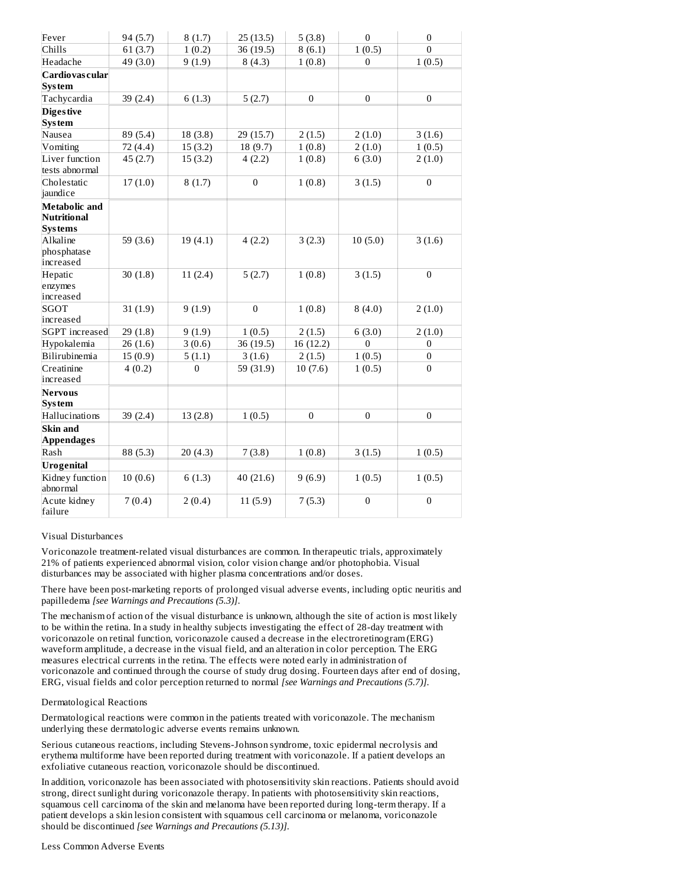| | | | | | | |
|---|---|---|---|---|---|---|
| Fever | 94 (5.7) | 8 (1.7) | 25 (13.5) | 5 (3.8) | 0 | 0 |
| Chills | 61 (3.7) | 1 (0.2) | 36 (19.5) | 8 (6.1) | 1 (0.5) | 0 |
| Headache | 49 (3.0) | 9 (1.9) | 8 (4.3) | 1 (0.8) | 0 | 1 (0.5) |
| **Cardiovascular System** | | | | | | |
| Tachycardia | 39 (2.4) | 6 (1.3) | 5 (2.7) | 0 | 0 | 0 |
| **Digestive System** | | | | | | |
| Nausea | 89 (5.4) | 18 (3.8) | 29 (15.7) | 2 (1.5) | 2 (1.0) | 3 (1.6) |
| Vomiting | 72 (4.4) | 15 (3.2) | 18 (9.7) | 1 (0.8) | 2 (1.0) | 1 (0.5) |
| Liver function tests abnormal | 45 (2.7) | 15 (3.2) | 4 (2.2) | 1 (0.8) | 6 (3.0) | 2 (1.0) |
| Cholestatic jaundice | 17 (1.0) | 8 (1.7) | 0 | 1 (0.8) | 3 (1.5) | 0 |
| **Metabolic and Nutritional Systems** | | | | | | |
| Alkaline phosphatase increased | 59 (3.6) | 19 (4.1) | 4 (2.2) | 3 (2.3) | 10 (5.0) | 3 (1.6) |
| Hepatic enzymes increased | 30 (1.8) | 11 (2.4) | 5 (2.7) | 1 (0.8) | 3 (1.5) | 0 |
| SGOT increased | 31 (1.9) | 9 (1.9) | 0 | 1 (0.8) | 8 (4.0) | 2 (1.0) |
| SGPT increased | 29 (1.8) | 9 (1.9) | 1 (0.5) | 2 (1.5) | 6 (3.0) | 2 (1.0) |
| Hypokalemia | 26 (1.6) | 3 (0.6) | 36 (19.5) | 16 (12.2) | 0 | 0 |
| Bilirubinemia | 15 (0.9) | 5 (1.1) | 3 (1.6) | 2 (1.5) | 1 (0.5) | 0 |
| Creatinine increased | 4 (0.2) | 0 | 59 (31.9) | 10 (7.6) | 1 (0.5) | 0 |
| **Nervous System** | | | | | | |
| Hallucinations | 39 (2.4) | 13 (2.8) | 1 (0.5) | 0 | 0 | 0 |
| **Skin and Appendages** | | | | | | |
| Rash | 88 (5.3) | 20 (4.3) | 7 (3.8) | 1 (0.8) | 3 (1.5) | 1 (0.5) |
| **Urogenital** | | | | | | |
| Kidney function abnormal | 10 (0.6) | 6 (1.3) | 40 (21.6) | 9 (6.9) | 1 (0.5) | 1 (0.5) |
| Acute kidney failure | 7 (0.4) | 2 (0.4) | 11 (5.9) | 7 (5.3) | 0 | 0 |

Visual Disturbances

Voriconazole treatment-related visual disturbances are common. In therapeutic trials, approximately 21% of patients experienced abnormal vision, color vision change and/or photophobia. Visual disturbances may be associated with higher plasma concentrations and/or doses.

There have been post-marketing reports of prolonged visual adverse events, including optic neuritis and papilledema *[see Warnings and Precautions (5.3)]*.

The mechanism of action of the visual disturbance is unknown, although the site of action is most likely to be within the retina. In a study in healthy subjects investigating the effect of 28-day treatment with voriconazole on retinal function, voriconazole caused a decrease in the electroretinogram (ERG) waveform amplitude, a decrease in the visual field, and an alteration in color perception. The ERG measures electrical currents in the retina. The effects were noted early in administration of voriconazole and continued through the course of study drug dosing. Fourteen days after end of dosing, ERG, visual fields and color perception returned to normal *[see Warnings and Precautions (5.7)]*.

Dermatological Reactions

Dermatological reactions were common in the patients treated with voriconazole. The mechanism underlying these dermatologic adverse events remains unknown.

Serious cutaneous reactions, including Stevens-Johnson syndrome, toxic epidermal necrolysis and erythema multiforme have been reported during treatment with voriconazole. If a patient develops an exfoliative cutaneous reaction, voriconazole should be discontinued.

In addition, voriconazole has been associated with photosensitivity skin reactions. Patients should avoid strong, direct sunlight during voriconazole therapy. In patients with photosensitivity skin reactions, squamous cell carcinoma of the skin and melanoma have been reported during long-term therapy. If a patient develops a skin lesion consistent with squamous cell carcinoma or melanoma, voriconazole should be discontinued *[see Warnings and Precautions (5.13)]*.

Less Common Adverse Events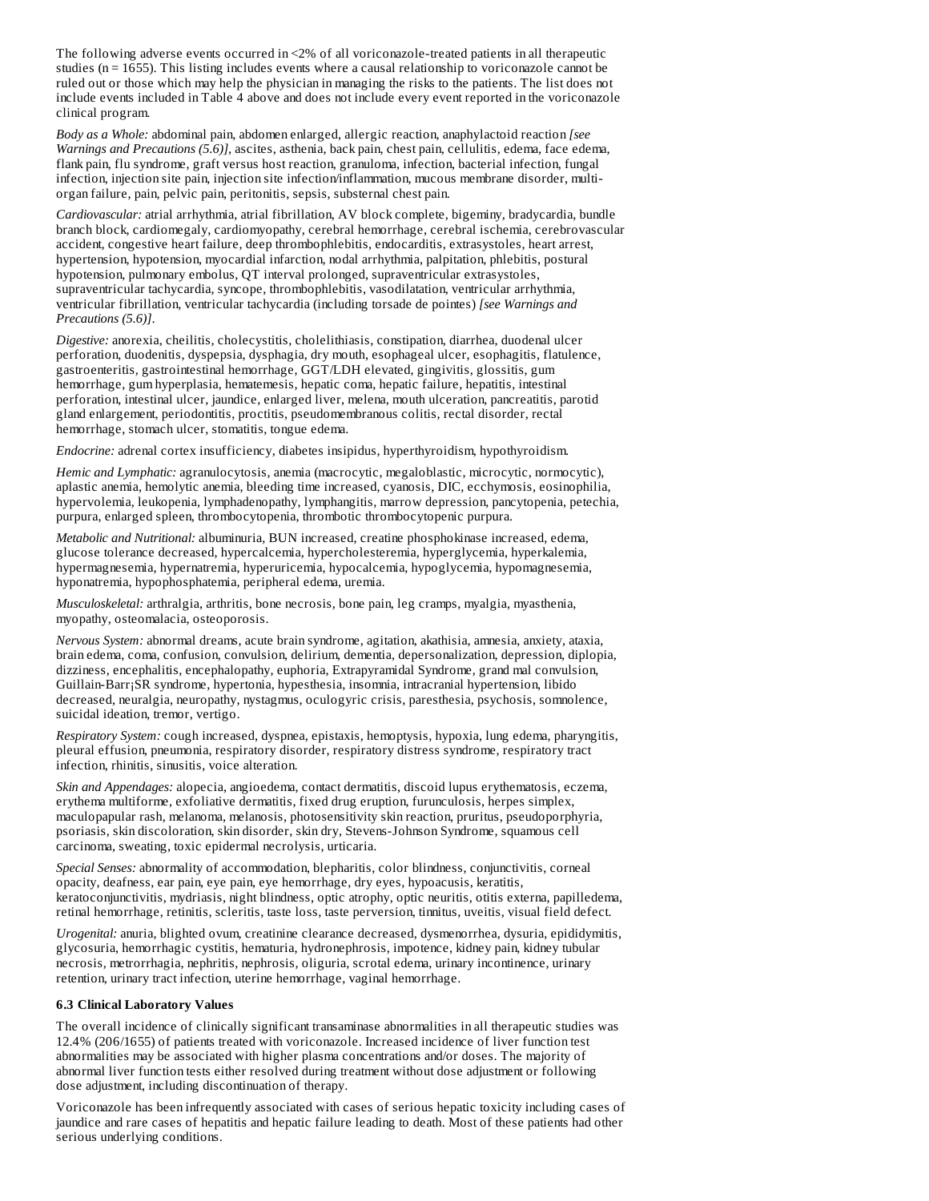The following adverse events occurred in <2% of all voriconazole-treated patients in all therapeutic studies (n = 1655). This listing includes events where a causal relationship to voriconazole cannot be ruled out or those which may help the physician in managing the risks to the patients. The list does not include events included in Table 4 above and does not include every event reported in the voriconazole clinical program.

*Body as a Whole:* abdominal pain, abdomen enlarged, allergic reaction, anaphylactoid reaction *[see Warnings and Precautions (5.6)]*, ascites, asthenia, back pain, chest pain, cellulitis, edema, face edema, flank pain, flu syndrome, graft versus host reaction, granuloma, infection, bacterial infection, fungal infection, injection site pain, injection site infection/inflammation, mucous membrane disorder, multi-organ failure, pain, pelvic pain, peritonitis, sepsis, substernal chest pain.

*Cardiovascular:* atrial arrhythmia, atrial fibrillation, AV block complete, bigeminy, bradycardia, bundle branch block, cardiomegaly, cardiomyopathy, cerebral hemorrhage, cerebral ischemia, cerebrovascular accident, congestive heart failure, deep thrombophlebitis, endocarditis, extrasystoles, heart arrest, hypertension, hypotension, myocardial infarction, nodal arrhythmia, palpitation, phlebitis, postural hypotension, pulmonary embolus, QT interval prolonged, supraventricular extrasystoles, supraventricular tachycardia, syncope, thrombophlebitis, vasodilatation, ventricular arrhythmia, ventricular fibrillation, ventricular tachycardia (including torsade de pointes) *[see Warnings and Precautions (5.6)]*.

*Digestive:* anorexia, cheilitis, cholecystitis, cholelithiasis, constipation, diarrhea, duodenal ulcer perforation, duodenitis, dyspepsia, dysphagia, dry mouth, esophageal ulcer, esophagitis, flatulence, gastroenteritis, gastrointestinal hemorrhage, GGT/LDH elevated, gingivitis, glossitis, gum hemorrhage, gum hyperplasia, hematemesis, hepatic coma, hepatic failure, hepatitis, intestinal perforation, intestinal ulcer, jaundice, enlarged liver, melena, mouth ulceration, pancreatitis, parotid gland enlargement, periodontitis, proctitis, pseudomembranous colitis, rectal disorder, rectal hemorrhage, stomach ulcer, stomatitis, tongue edema.

*Endocrine:* adrenal cortex insufficiency, diabetes insipidus, hyperthyroidism, hypothyroidism.

*Hemic and Lymphatic:* agranulocytosis, anemia (macrocytic, megaloblastic, microcytic, normocytic), aplastic anemia, hemolytic anemia, bleeding time increased, cyanosis, DIC, ecchymosis, eosinophilia, hypervolemia, leukopenia, lymphadenopathy, lymphangitis, marrow depression, pancytopenia, petechia, purpura, enlarged spleen, thrombocytopenia, thrombotic thrombocytopenic purpura.

*Metabolic and Nutritional:* albuminuria, BUN increased, creatine phosphokinase increased, edema, glucose tolerance decreased, hypercalcemia, hypercholesteremia, hyperglycemia, hyperkalemia, hypermagnesemia, hypernatremia, hyperuricemia, hypocalcemia, hypoglycemia, hypomagnesemia, hyponatremia, hypophosphatemia, peripheral edema, uremia.

*Musculoskeletal:* arthralgia, arthritis, bone necrosis, bone pain, leg cramps, myalgia, myasthenia, myopathy, osteomalacia, osteoporosis.

*Nervous System:* abnormal dreams, acute brain syndrome, agitation, akathisia, amnesia, anxiety, ataxia, brain edema, coma, confusion, convulsion, delirium, dementia, depersonalization, depression, diplopia, dizziness, encephalitis, encephalopathy, euphoria, Extrapyramidal Syndrome, grand mal convulsion, Guillain-Barr¡SR syndrome, hypertonia, hypesthesia, insomnia, intracranial hypertension, libido decreased, neuralgia, neuropathy, nystagmus, oculogyric crisis, paresthesia, psychosis, somnolence, suicidal ideation, tremor, vertigo.

*Respiratory System:* cough increased, dyspnea, epistaxis, hemoptysis, hypoxia, lung edema, pharyngitis, pleural effusion, pneumonia, respiratory disorder, respiratory distress syndrome, respiratory tract infection, rhinitis, sinusitis, voice alteration.

*Skin and Appendages:* alopecia, angioedema, contact dermatitis, discoid lupus erythematosis, eczema, erythema multiforme, exfoliative dermatitis, fixed drug eruption, furunculosis, herpes simplex, maculopapular rash, melanoma, melanosis, photosensitivity skin reaction, pruritus, pseudoporphyria, psoriasis, skin discoloration, skin disorder, skin dry, Stevens-Johnson Syndrome, squamous cell carcinoma, sweating, toxic epidermal necrolysis, urticaria.

*Special Senses:* abnormality of accommodation, blepharitis, color blindness, conjunctivitis, corneal opacity, deafness, ear pain, eye pain, eye hemorrhage, dry eyes, hypoacusis, keratitis, keratoconjunctivitis, mydriasis, night blindness, optic atrophy, optic neuritis, otitis externa, papilledema, retinal hemorrhage, retinitis, scleritis, taste loss, taste perversion, tinnitus, uveitis, visual field defect.

*Urogenital:* anuria, blighted ovum, creatinine clearance decreased, dysmenorrhea, dysuria, epididymitis, glycosuria, hemorrhagic cystitis, hematuria, hydronephrosis, impotence, kidney pain, kidney tubular necrosis, metrorrhagia, nephritis, nephrosis, oliguria, scrotal edema, urinary incontinence, urinary retention, urinary tract infection, uterine hemorrhage, vaginal hemorrhage.

### 6.3 Clinical Laboratory Values

The overall incidence of clinically significant transaminase abnormalities in all therapeutic studies was 12.4% (206/1655) of patients treated with voriconazole. Increased incidence of liver function test abnormalities may be associated with higher plasma concentrations and/or doses. The majority of abnormal liver function tests either resolved during treatment without dose adjustment or following dose adjustment, including discontinuation of therapy.

Voriconazole has been infrequently associated with cases of serious hepatic toxicity including cases of jaundice and rare cases of hepatitis and hepatic failure leading to death. Most of these patients had other serious underlying conditions.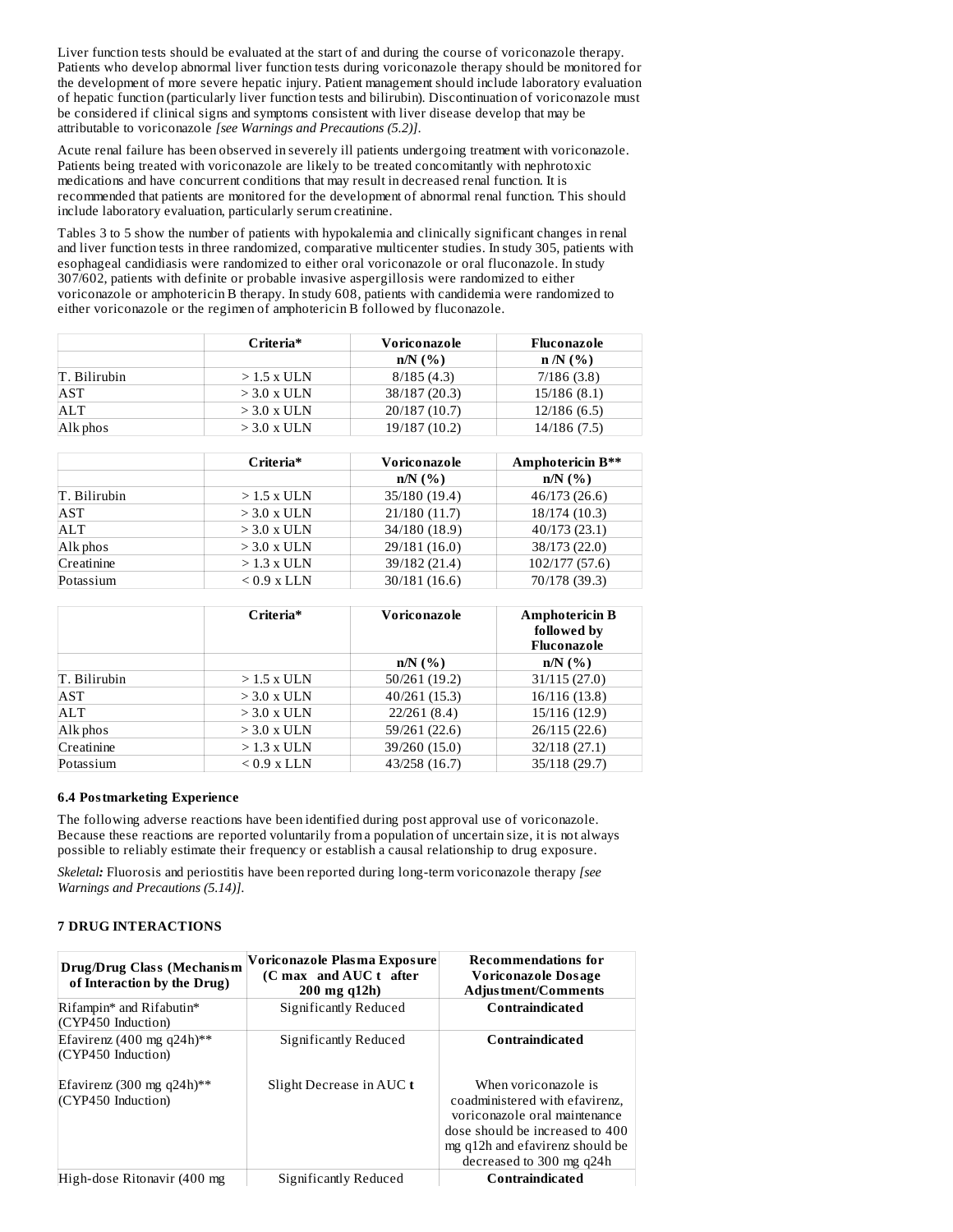Liver function tests should be evaluated at the start of and during the course of voriconazole therapy. Patients who develop abnormal liver function tests during voriconazole therapy should be monitored for the development of more severe hepatic injury. Patient management should include laboratory evaluation of hepatic function (particularly liver function tests and bilirubin). Discontinuation of voriconazole must be considered if clinical signs and symptoms consistent with liver disease develop that may be attributable to voriconazole *[see Warnings and Precautions (5.2)]*.

Acute renal failure has been observed in severely ill patients undergoing treatment with voriconazole. Patients being treated with voriconazole are likely to be treated concomitantly with nephrotoxic medications and have concurrent conditions that may result in decreased renal function. It is recommended that patients are monitored for the development of abnormal renal function. This should include laboratory evaluation, particularly serum creatinine.

Tables 3 to 5 show the number of patients with hypokalemia and clinically significant changes in renal and liver function tests in three randomized, comparative multicenter studies. In study 305, patients with esophageal candidiasis were randomized to either oral voriconazole or oral fluconazole. In study 307/602, patients with definite or probable invasive aspergillosis were randomized to either voriconazole or amphotericin B therapy. In study 608, patients with candidemia were randomized to either voriconazole or the regimen of amphotericin B followed by fluconazole.

| | Criteria* | Voriconazole | Fluconazole |
|---|---|---|---|
| | | n/N (%) | n /N (%) |
| T. Bilirubin | > 1.5 x ULN | 8/185 (4.3) | 7/186 (3.8) |
| AST | > 3.0 x ULN | 38/187 (20.3) | 15/186 (8.1) |
| ALT | > 3.0 x ULN | 20/187 (10.7) | 12/186 (6.5) |
| Alk phos | > 3.0 x ULN | 19/187 (10.2) | 14/186 (7.5) |

| | Criteria* | Voriconazole | Amphotericin B** |
|---|---|---|---|
| | | n/N (%) | n/N (%) |
| T. Bilirubin | > 1.5 x ULN | 35/180 (19.4) | 46/173 (26.6) |
| AST | > 3.0 x ULN | 21/180 (11.7) | 18/174 (10.3) |
| ALT | > 3.0 x ULN | 34/180 (18.9) | 40/173 (23.1) |
| Alk phos | > 3.0 x ULN | 29/181 (16.0) | 38/173 (22.0) |
| Creatinine | > 1.3 x ULN | 39/182 (21.4) | 102/177 (57.6) |
| Potassium | < 0.9 x LLN | 30/181 (16.6) | 70/178 (39.3) |

| | Criteria* | Voriconazole | Amphotericin B followed by Fluconazole |
|---|---|---|---|
| | | n/N (%) | n/N (%) |
| T. Bilirubin | > 1.5 x ULN | 50/261 (19.2) | 31/115 (27.0) |
| AST | > 3.0 x ULN | 40/261 (15.3) | 16/116 (13.8) |
| ALT | > 3.0 x ULN | 22/261 (8.4) | 15/116 (12.9) |
| Alk phos | > 3.0 x ULN | 59/261 (22.6) | 26/115 (22.6) |
| Creatinine | > 1.3 x ULN | 39/260 (15.0) | 32/118 (27.1) |
| Potassium | < 0.9 x LLN | 43/258 (16.7) | 35/118 (29.7) |

### 6.4 Postmarketing Experience

The following adverse reactions have been identified during post approval use of voriconazole. Because these reactions are reported voluntarily from a population of uncertain size, it is not always possible to reliably estimate their frequency or establish a causal relationship to drug exposure.

***Skeletal:*** Fluorosis and periostitis have been reported during long-term voriconazole therapy *[see Warnings and Precautions (5.14)]*.

## 7 DRUG INTERACTIONS

| Drug/Drug Class (Mechanism of Interaction by the Drug) | Voriconazole Plasma Exposure ($C_{max}$ and $AUC_t$ after 200 mg q12h) | Recommendations for Voriconazole Dosage Adjustment/Comments |
|---|---|---|
| Rifampin* and Rifabutin* (CYP450 Induction) | Significantly Reduced | **Contraindicated** |
| Efavirenz (400 mg q24h)** (CYP450 Induction)<br><br>Efavirenz (300 mg q24h)** (CYP450 Induction) | Significantly Reduced<br><br>Slight Decrease in $AUC_t$ | **Contraindicated**<br><br>When voriconazole is coadministered with efavirenz, voriconazole oral maintenance dose should be increased to 400 mg q12h and efavirenz should be decreased to 300 mg q24h |
| High-dose Ritonavir (400 mg | Significantly Reduced | **Contraindicated** |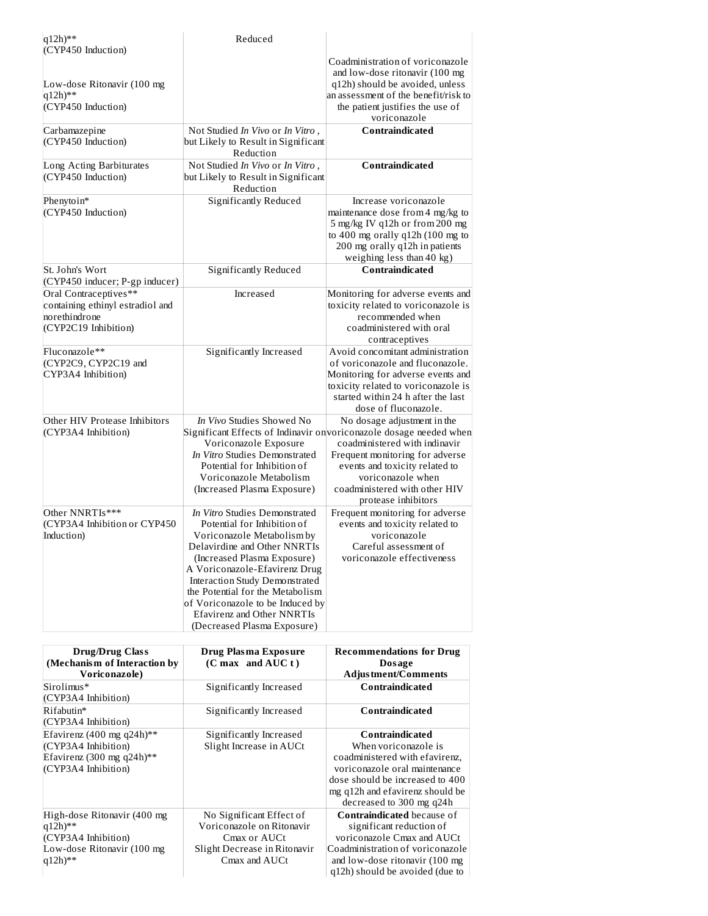| | | |
|---|---|---|
| q12h)**<br>(CYP450 Induction)<br><br>Low-dose Ritonavir (100 mg q12h)**<br>(CYP450 Induction) | Reduced | Coadministration of voriconazole and low-dose ritonavir (100 mg q12h) should be avoided, unless an assessment of the benefit/risk to the patient justifies the use of voriconazole |
| Carbamazepine<br>(CYP450 Induction) | Not Studied *In Vivo* or *In Vitro*, but Likely to Result in Significant Reduction | **Contraindicated** |
| Long Acting Barbiturates<br>(CYP450 Induction) | Not Studied *In Vivo* or *In Vitro*, but Likely to Result in Significant Reduction | **Contraindicated** |
| Phenytoin*<br>(CYP450 Induction) | Significantly Reduced | Increase voriconazole maintenance dose from 4 mg/kg to 5 mg/kg IV q12h or from 200 mg to 400 mg orally q12h (100 mg to 200 mg orally q12h in patients weighing less than 40 kg) |
| St. John's Wort<br>(CYP450 inducer; P-gp inducer) | Significantly Reduced | **Contraindicated** |
| Oral Contraceptives** containing ethinyl estradiol and norethindrone<br>(CYP2C19 Inhibition) | Increased | Monitoring for adverse events and toxicity related to voriconazole is recommended when coadministered with oral contraceptives |
| Fluconazole**<br>(CYP2C9, CYP2C19 and CYP3A4 Inhibition) | Significantly Increased | Avoid concomitant administration of voriconazole and fluconazole. Monitoring for adverse events and toxicity related to voriconazole is started within 24 h after the last dose of fluconazole. |
| Other HIV Protease Inhibitors<br>(CYP3A4 Inhibition) | *In Vivo* Studies Showed No Significant Effects of Indinavir on Voriconazole Exposure<br>*In Vitro* Studies Demonstrated Potential for Inhibition of Voriconazole Metabolism (Increased Plasma Exposure) | No dosage adjustment in the voriconazole dosage needed when coadministered with indinavir<br>Frequent monitoring for adverse events and toxicity related to voriconazole when coadministered with other HIV protease inhibitors |
| Other NNRTIs***<br>(CYP3A4 Inhibition or CYP450 Induction) | *In Vitro* Studies Demonstrated Potential for Inhibition of Voriconazole Metabolism by Delavirdine and Other NNRTIs (Increased Plasma Exposure)<br>A Voriconazole-Efavirenz Drug Interaction Study Demonstrated the Potential for the Metabolism of Voriconazole to be Induced by Efavirenz and Other NNRTIs (Decreased Plasma Exposure) | Frequent monitoring for adverse events and toxicity related to voriconazole<br>Careful assessment of voriconazole effectiveness |

| Drug/Drug Class (Mechanism of Interaction by Voriconazole) | Drug Plasma Exposure ($C_{max}$ and $AUC_t$) | Recommendations for Drug Dosage Adjustment/Comments |
|---|---|---|
| Sirolimus*<br>(CYP3A4 Inhibition) | Significantly Increased | **Contraindicated** |
| Rifabutin*<br>(CYP3A4 Inhibition) | Significantly Increased | **Contraindicated** |
| Efavirenz (400 mg q24h)**<br>(CYP3A4 Inhibition)<br>Efavirenz (300 mg q24h)**<br>(CYP3A4 Inhibition) | Significantly Increased<br>Slight Increase in AUCt | **Contraindicated**<br>When voriconazole is coadministered with efavirenz, voriconazole oral maintenance dose should be increased to 400 mg q12h and efavirenz should be decreased to 300 mg q24h |
| High-dose Ritonavir (400 mg q12h)**<br>(CYP3A4 Inhibition)<br>Low-dose Ritonavir (100 mg q12h)** | No Significant Effect of Voriconazole on Ritonavir Cmax or AUCt<br>Slight Decrease in Ritonavir Cmax and AUCt | **Contraindicated** because of significant reduction of voriconazole Cmax and AUCt<br>Coadministration of voriconazole and low-dose ritonavir (100 mg q12h) should be avoided (due to |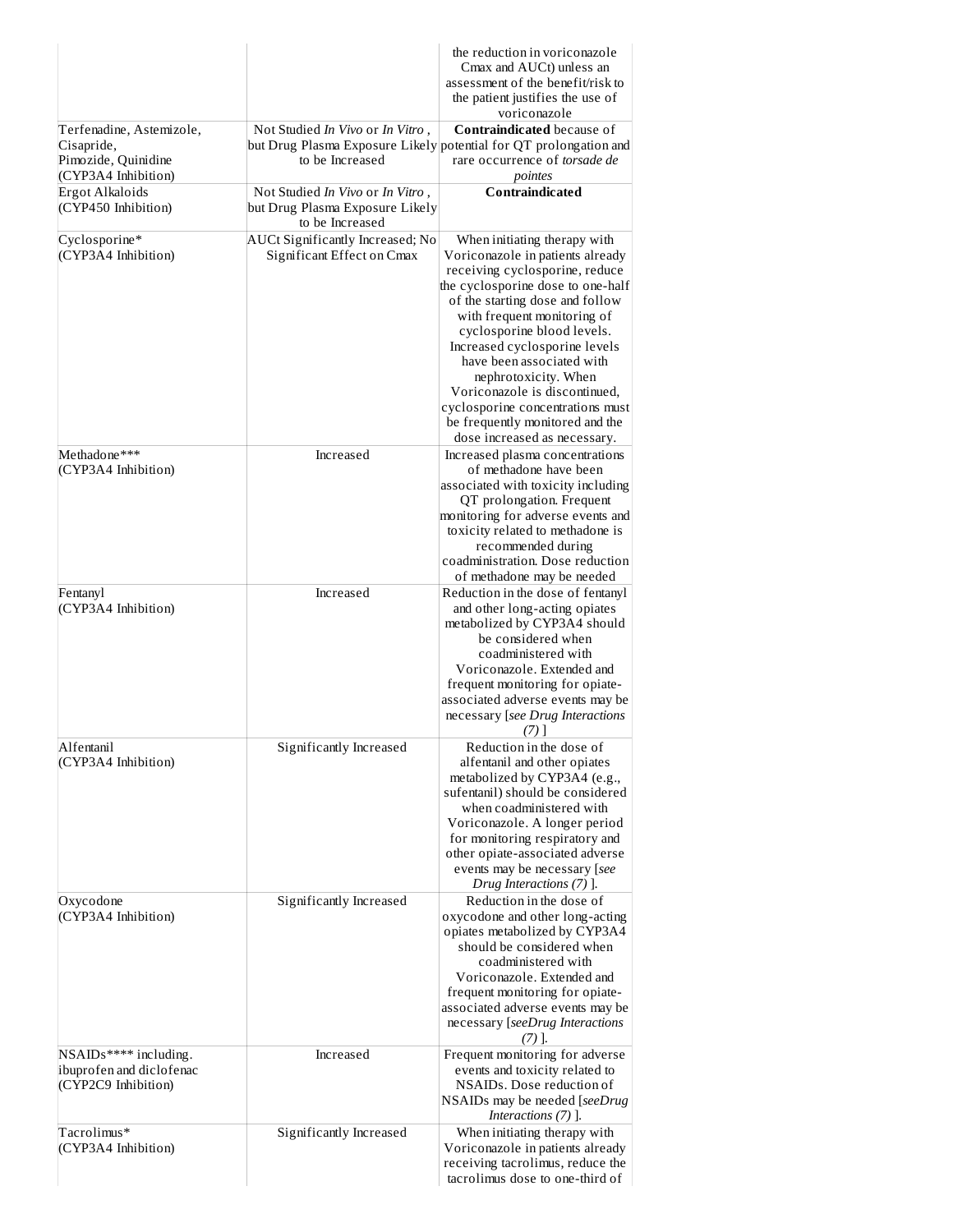| | | |
|---|---|---|
| | | the reduction in voriconazole Cmax and AUCt) unless an assessment of the benefit/risk to the patient justifies the use of voriconazole |
| Terfenadine, Astemizole, Cisapride, Pimozide, Quinidine (CYP3A4 Inhibition) | Not Studied *In Vivo* or *In Vitro* , but Drug Plasma Exposure Likely to be Increased | **Contraindicated** because of potential for QT prolongation and rare occurrence of *torsade de pointes* |
| Ergot Alkaloids (CYP450 Inhibition) | Not Studied *In Vivo* or *In Vitro* , but Drug Plasma Exposure Likely to be Increased | **Contraindicated** |
| Cyclosporine* (CYP3A4 Inhibition) | AUCt Significantly Increased; No Significant Effect on Cmax | When initiating therapy with Voriconazole in patients already receiving cyclosporine, reduce the cyclosporine dose to one-half of the starting dose and follow with frequent monitoring of cyclosporine blood levels. Increased cyclosporine levels have been associated with nephrotoxicity. When Voriconazole is discontinued, cyclosporine concentrations must be frequently monitored and the dose increased as necessary. |
| Methadone*** (CYP3A4 Inhibition) | Increased | Increased plasma concentrations of methadone have been associated with toxicity including QT prolongation. Frequent monitoring for adverse events and toxicity related to methadone is recommended during coadministration. Dose reduction of methadone may be needed |
| Fentanyl (CYP3A4 Inhibition) | Increased | Reduction in the dose of fentanyl and other long-acting opiates metabolized by CYP3A4 should be considered when coadministered with Voriconazole. Extended and frequent monitoring for opiate-associated adverse events may be necessary [*see Drug Interactions (7)* ] |
| Alfentanil (CYP3A4 Inhibition) | Significantly Increased | Reduction in the dose of alfentanil and other opiates metabolized by CYP3A4 (e.g., sufentanil) should be considered when coadministered with Voriconazole. A longer period for monitoring respiratory and other opiate-associated adverse events may be necessary [*see Drug Interactions (7)* ]. |
| Oxycodone (CYP3A4 Inhibition) | Significantly Increased | Reduction in the dose of oxycodone and other long-acting opiates metabolized by CYP3A4 should be considered when coadministered with Voriconazole. Extended and frequent monitoring for opiate-associated adverse events may be necessary [*seeDrug Interactions (7)* ]. |
| NSAIDs**** including. ibuprofen and diclofenac (CYP2C9 Inhibition) | Increased | Frequent monitoring for adverse events and toxicity related to NSAIDs. Dose reduction of NSAIDs may be needed [*seeDrug Interactions (7)* ]. |
| Tacrolimus* (CYP3A4 Inhibition) | Significantly Increased | When initiating therapy with Voriconazole in patients already receiving tacrolimus, reduce the tacrolimus dose to one-third of |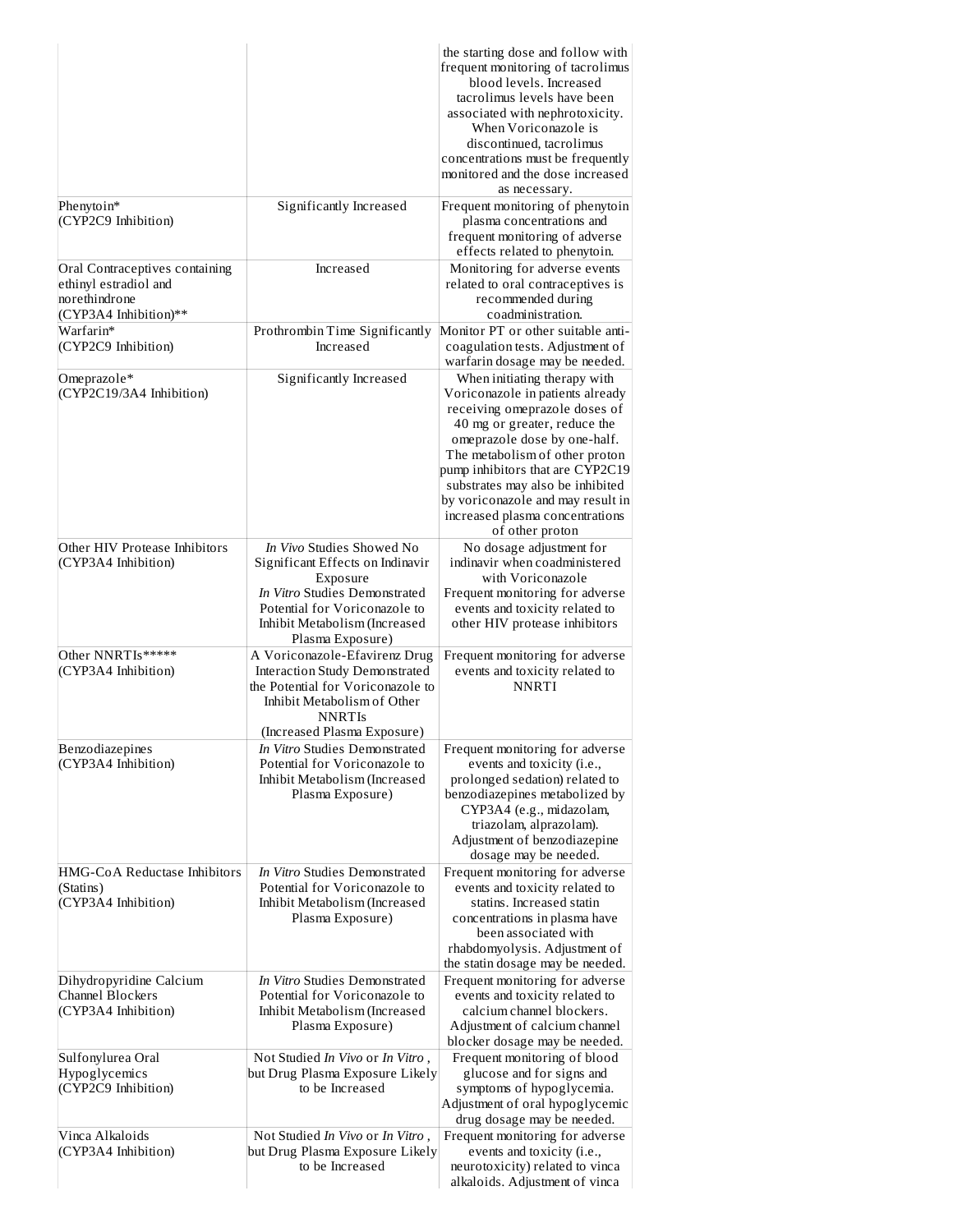| | | |
|---|---|---|
| | | the starting dose and follow with frequent monitoring of tacrolimus blood levels. Increased tacrolimus levels have been associated with nephrotoxicity. When Voriconazole is discontinued, tacrolimus concentrations must be frequently monitored and the dose increased as necessary. |
| Phenytoin* (CYP2C9 Inhibition) | Significantly Increased | Frequent monitoring of phenytoin plasma concentrations and frequent monitoring of adverse effects related to phenytoin. |
| Oral Contraceptives containing ethinyl estradiol and norethindrone (CYP3A4 Inhibition)** | Increased | Monitoring for adverse events related to oral contraceptives is recommended during coadministration. |
| Warfarin* (CYP2C9 Inhibition) | Prothrombin Time Significantly Increased | Monitor PT or other suitable anti-coagulation tests. Adjustment of warfarin dosage may be needed. |
| Omeprazole* (CYP2C19/3A4 Inhibition) | Significantly Increased | When initiating therapy with Voriconazole in patients already receiving omeprazole doses of 40 mg or greater, reduce the omeprazole dose by one-half. The metabolism of other proton pump inhibitors that are CYP2C19 substrates may also be inhibited by voriconazole and may result in increased plasma concentrations of other proton |
| Other HIV Protease Inhibitors (CYP3A4 Inhibition) | *In Vivo* Studies Showed No Significant Effects on Indinavir Exposure *In Vitro* Studies Demonstrated Potential for Voriconazole to Inhibit Metabolism (Increased Plasma Exposure) | No dosage adjustment for indinavir when coadministered with Voriconazole Frequent monitoring for adverse events and toxicity related to other HIV protease inhibitors |
| Other NNRTIs***** (CYP3A4 Inhibition) | A Voriconazole-Efavirenz Drug Interaction Study Demonstrated the Potential for Voriconazole to Inhibit Metabolism of Other NNRTIs (Increased Plasma Exposure) | Frequent monitoring for adverse events and toxicity related to NNRTI |
| Benzodiazepines (CYP3A4 Inhibition) | *In Vitro* Studies Demonstrated Potential for Voriconazole to Inhibit Metabolism (Increased Plasma Exposure) | Frequent monitoring for adverse events and toxicity (i.e., prolonged sedation) related to benzodiazepines metabolized by CYP3A4 (e.g., midazolam, triazolam, alprazolam). Adjustment of benzodiazepine dosage may be needed. |
| HMG-CoA Reductase Inhibitors (Statins) (CYP3A4 Inhibition) | *In Vitro* Studies Demonstrated Potential for Voriconazole to Inhibit Metabolism (Increased Plasma Exposure) | Frequent monitoring for adverse events and toxicity related to statins. Increased statin concentrations in plasma have been associated with rhabdomyolysis. Adjustment of the statin dosage may be needed. |
| Dihydropyridine Calcium Channel Blockers (CYP3A4 Inhibition) | *In Vitro* Studies Demonstrated Potential for Voriconazole to Inhibit Metabolism (Increased Plasma Exposure) | Frequent monitoring for adverse events and toxicity related to calcium channel blockers. Adjustment of calcium channel blocker dosage may be needed. |
| Sulfonylurea Oral Hypoglycemics (CYP2C9 Inhibition) | Not Studied *In Vivo* or *In Vitro*, but Drug Plasma Exposure Likely to be Increased | Frequent monitoring of blood glucose and for signs and symptoms of hypoglycemia. Adjustment of oral hypoglycemic drug dosage may be needed. |
| Vinca Alkaloids (CYP3A4 Inhibition) | Not Studied *In Vivo* or *In Vitro*, but Drug Plasma Exposure Likely to be Increased | Frequent monitoring for adverse events and toxicity (i.e., neurotoxicity) related to vinca alkaloids. Adjustment of vinca |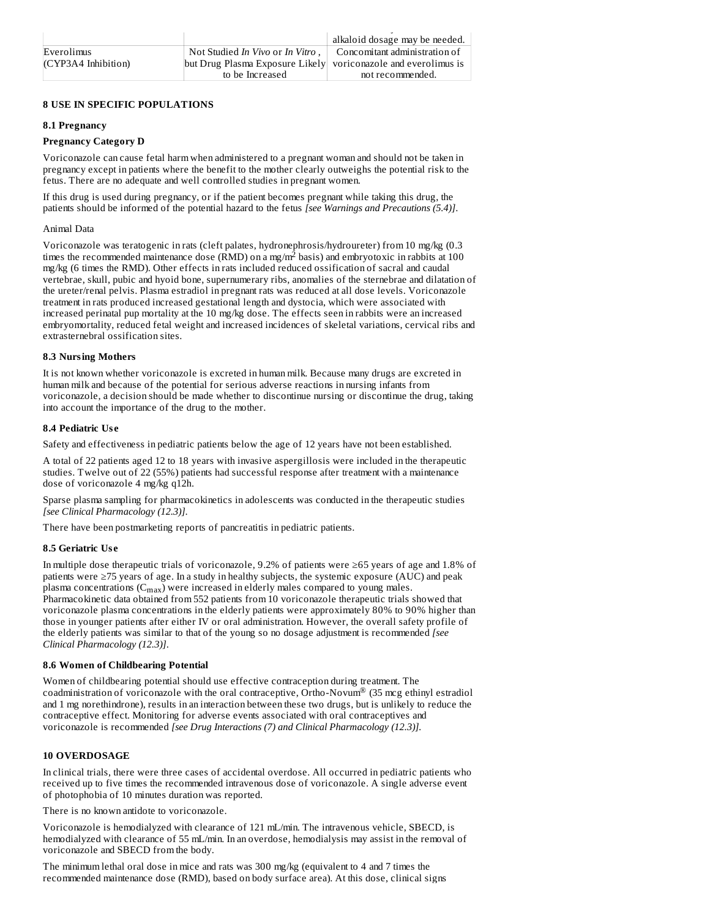| | | alkaloid dosage may be needed. |
|---|---|---|
| Everolimus (CYP3A4 Inhibition) | Not Studied *In Vivo* or *In Vitro* , but Drug Plasma Exposure Likely to be Increased | Concomitant administration of voriconazole and everolimus is not recommended. |

## 8 USE IN SPECIFIC POPULATIONS

### 8.1 Pregnancy

**Pregnancy Category D**

Voriconazole can cause fetal harm when administered to a pregnant woman and should not be taken in pregnancy except in patients where the benefit to the mother clearly outweighs the potential risk to the fetus. There are no adequate and well controlled studies in pregnant women.

If this drug is used during pregnancy, or if the patient becomes pregnant while taking this drug, the patients should be informed of the potential hazard to the fetus *[see Warnings and Precautions (5.4)]*.

Animal Data

Voriconazole was teratogenic in rats (cleft palates, hydronephrosis/hydroureter) from 10 mg/kg (0.3 times the recommended maintenance dose (RMD) on a mg/m$^2$ basis) and embryotoxic in rabbits at 100 mg/kg (6 times the RMD). Other effects in rats included reduced ossification of sacral and caudal vertebrae, skull, pubic and hyoid bone, supernumerary ribs, anomalies of the sternebrae and dilatation of the ureter/renal pelvis. Plasma estradiol in pregnant rats was reduced at all dose levels. Voriconazole treatment in rats produced increased gestational length and dystocia, which were associated with increased perinatal pup mortality at the 10 mg/kg dose. The effects seen in rabbits were an increased embryomortality, reduced fetal weight and increased incidences of skeletal variations, cervical ribs and extrasternebral ossification sites.

### 8.3 Nursing Mothers

It is not known whether voriconazole is excreted in human milk. Because many drugs are excreted in human milk and because of the potential for serious adverse reactions in nursing infants from voriconazole, a decision should be made whether to discontinue nursing or discontinue the drug, taking into account the importance of the drug to the mother.

### 8.4 Pediatric Use

Safety and effectiveness in pediatric patients below the age of 12 years have not been established.

A total of 22 patients aged 12 to 18 years with invasive aspergillosis were included in the therapeutic studies. Twelve out of 22 (55%) patients had successful response after treatment with a maintenance dose of voriconazole 4 mg/kg q12h.

Sparse plasma sampling for pharmacokinetics in adolescents was conducted in the therapeutic studies *[see Clinical Pharmacology (12.3)]*.

There have been postmarketing reports of pancreatitis in pediatric patients.

### 8.5 Geriatric Use

In multiple dose therapeutic trials of voriconazole, 9.2% of patients were ≥65 years of age and 1.8% of patients were ≥75 years of age. In a study in healthy subjects, the systemic exposure (AUC) and peak plasma concentrations ($C_{max}$) were increased in elderly males compared to young males. Pharmacokinetic data obtained from 552 patients from 10 voriconazole therapeutic trials showed that voriconazole plasma concentrations in the elderly patients were approximately 80% to 90% higher than those in younger patients after either IV or oral administration. However, the overall safety profile of the elderly patients was similar to that of the young so no dosage adjustment is recommended *[see Clinical Pharmacology (12.3)]*.

### 8.6 Women of Childbearing Potential

Women of childbearing potential should use effective contraception during treatment. The coadministration of voriconazole with the oral contraceptive, Ortho-Novum® (35 mcg ethinyl estradiol and 1 mg norethindrone), results in an interaction between these two drugs, but is unlikely to reduce the contraceptive effect. Monitoring for adverse events associated with oral contraceptives and voriconazole is recommended *[see Drug Interactions (7) and Clinical Pharmacology (12.3)]*.

## 10 OVERDOSAGE

In clinical trials, there were three cases of accidental overdose. All occurred in pediatric patients who received up to five times the recommended intravenous dose of voriconazole. A single adverse event of photophobia of 10 minutes duration was reported.

There is no known antidote to voriconazole.

Voriconazole is hemodialyzed with clearance of 121 mL/min. The intravenous vehicle, SBECD, is hemodialyzed with clearance of 55 mL/min. In an overdose, hemodialysis may assist in the removal of voriconazole and SBECD from the body.

The minimum lethal oral dose in mice and rats was 300 mg/kg (equivalent to 4 and 7 times the recommended maintenance dose (RMD), based on body surface area). At this dose, clinical signs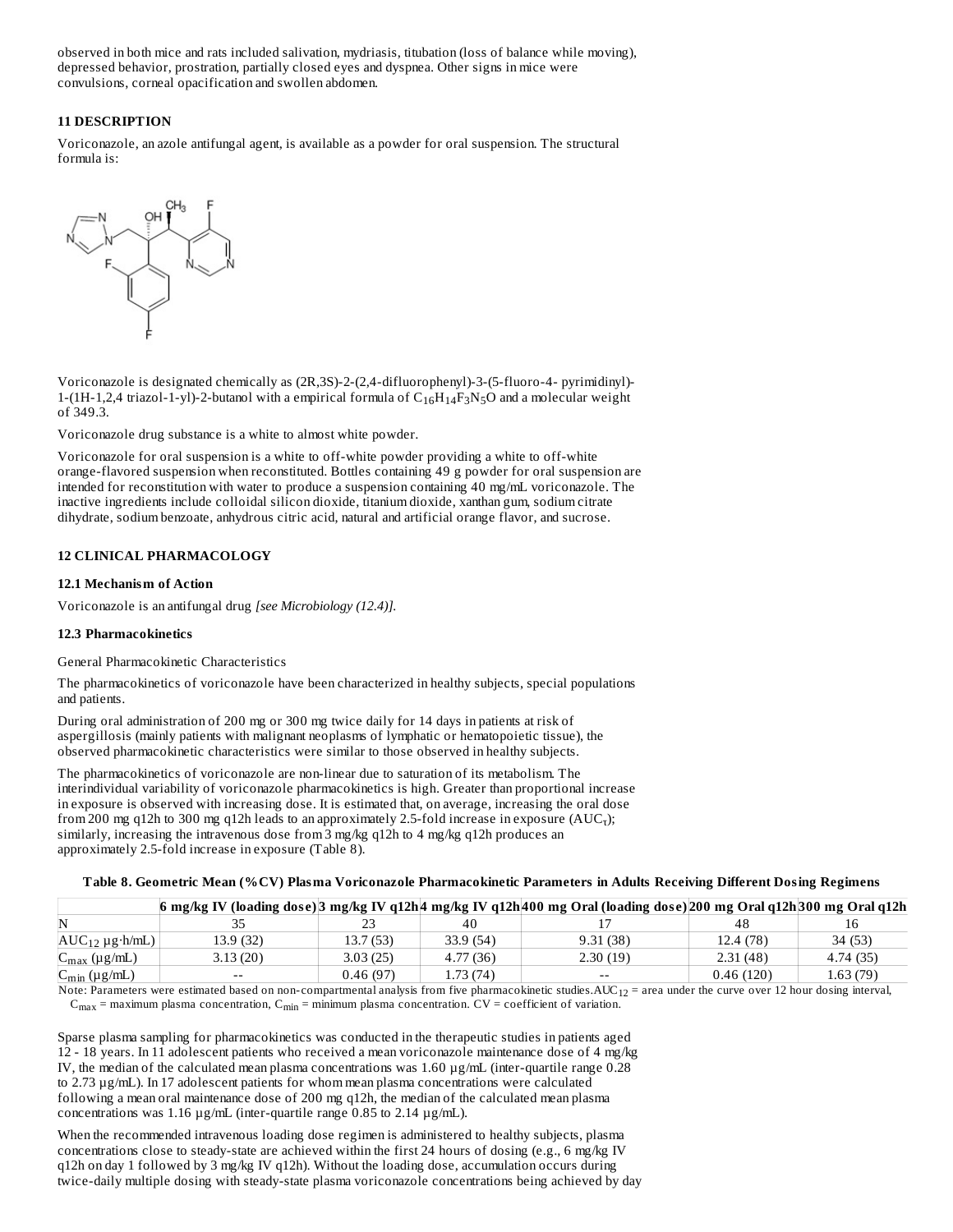observed in both mice and rats included salivation, mydriasis, titubation (loss of balance while moving), depressed behavior, prostration, partially closed eyes and dyspnea. Other signs in mice were convulsions, corneal opacification and swollen abdomen.

### 11 DESCRIPTION

Voriconazole, an azole antifungal agent, is available as a powder for oral suspension. The structural formula is:

Voriconazole is designated chemically as (2R,3S)-2-(2,4-difluorophenyl)-3-(5-fluoro-4- pyrimidinyl)-1-(1H-1,2,4 triazol-1-yl)-2-butanol with a empirical formula of $C_{16}H_{14}F_3N_5O$ and a molecular weight of 349.3.

Voriconazole drug substance is a white to almost white powder.

Voriconazole for oral suspension is a white to off-white powder providing a white to off-white orange-flavored suspension when reconstituted. Bottles containing 49 g powder for oral suspension are intended for reconstitution with water to produce a suspension containing 40 mg/mL voriconazole. The inactive ingredients include colloidal silicon dioxide, titanium dioxide, xanthan gum, sodium citrate dihydrate, sodium benzoate, anhydrous citric acid, natural and artificial orange flavor, and sucrose.

### 12 CLINICAL PHARMACOLOGY

#### 12.1 Mechanism of Action

Voriconazole is an antifungal drug *[see Microbiology (12.4)].*

#### 12.3 Pharmacokinetics

General Pharmacokinetic Characteristics

The pharmacokinetics of voriconazole have been characterized in healthy subjects, special populations and patients.

During oral administration of 200 mg or 300 mg twice daily for 14 days in patients at risk of aspergillosis (mainly patients with malignant neoplasms of lymphatic or hematopoietic tissue), the observed pharmacokinetic characteristics were similar to those observed in healthy subjects.

The pharmacokinetics of voriconazole are non-linear due to saturation of its metabolism. The interindividual variability of voriconazole pharmacokinetics is high. Greater than proportional increase in exposure is observed with increasing dose. It is estimated that, on average, increasing the oral dose from 200 mg q12h to 300 mg q12h leads to an approximately 2.5-fold increase in exposure ($AUC_\tau$); similarly, increasing the intravenous dose from 3 mg/kg q12h to 4 mg/kg q12h produces an approximately 2.5-fold increase in exposure (Table 8).

**Table 8. Geometric Mean (%CV) Plasma Voriconazole Pharmacokinetic Parameters in Adults Receiving Different Dosing Regimens**

| | 6 mg/kg IV (loading dose) | 3 mg/kg IV q12h | 4 mg/kg IV q12h | 400 mg Oral (loading dose) | 200 mg Oral q12h | 300 mg Oral q12h |
|---|---|---|---|---|---|---|
| N | 35 | 23 | 40 | 17 | 48 | 16 |
| $AUC_{12}$ μg·h/mL) | 13.9 (32) | 13.7 (53) | 33.9 (54) | 9.31 (38) | 12.4 (78) | 34 (53) |
| $C_{max}$ (μg/mL) | 3.13 (20) | 3.03 (25) | 4.77 (36) | 2.30 (19) | 2.31 (48) | 4.74 (35) |
| $C_{min}$ (μg/mL) | -- | 0.46 (97) | 1.73 (74) | -- | 0.46 (120) | 1.63 (79) |

Note: Parameters were estimated based on non-compartmental analysis from five pharmacokinetic studies. $AUC_{12}$ = area under the curve over 12 hour dosing interval, $C_{max}$ = maximum plasma concentration, $C_{min}$ = minimum plasma concentration. CV = coefficient of variation.

Sparse plasma sampling for pharmacokinetics was conducted in the therapeutic studies in patients aged 12 - 18 years. In 11 adolescent patients who received a mean voriconazole maintenance dose of 4 mg/kg IV, the median of the calculated mean plasma concentrations was 1.60 µg/mL (inter-quartile range 0.28 to 2.73 µg/mL). In 17 adolescent patients for whom mean plasma concentrations were calculated following a mean oral maintenance dose of 200 mg q12h, the median of the calculated mean plasma concentrations was 1.16 µg/mL (inter-quartile range 0.85 to 2.14 µg/mL).

When the recommended intravenous loading dose regimen is administered to healthy subjects, plasma concentrations close to steady-state are achieved within the first 24 hours of dosing (e.g., 6 mg/kg IV q12h on day 1 followed by 3 mg/kg IV q12h). Without the loading dose, accumulation occurs during twice-daily multiple dosing with steady-state plasma voriconazole concentrations being achieved by day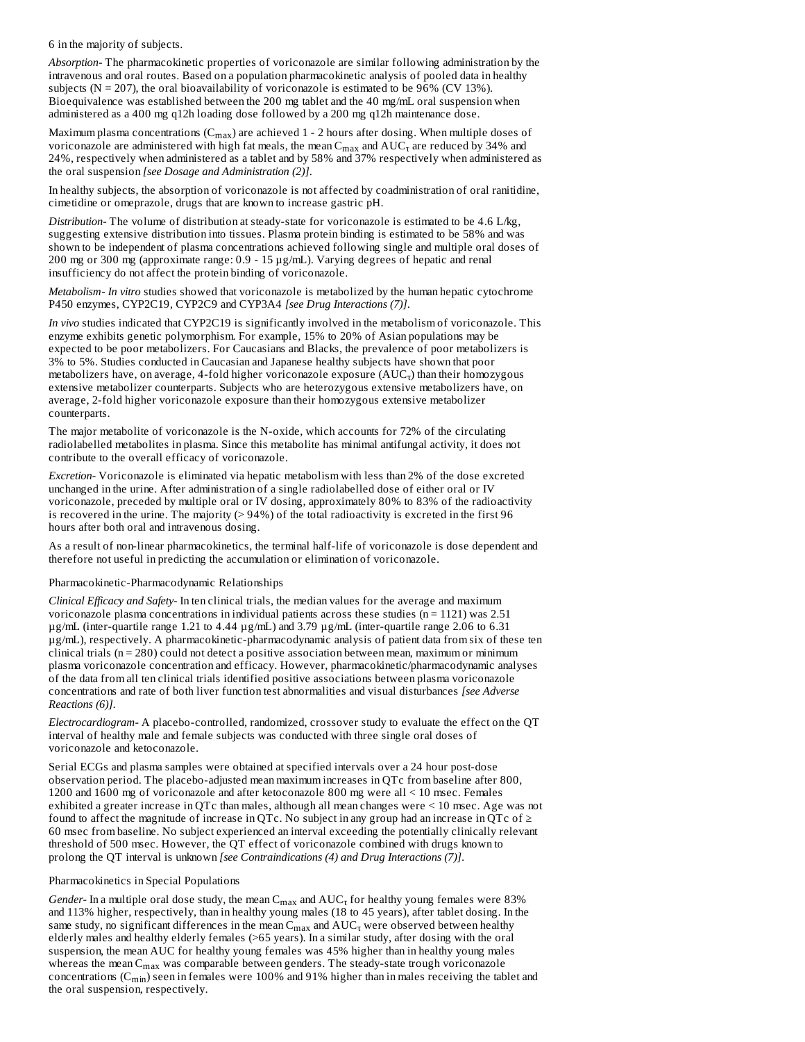6 in the majority of subjects.

*Absorption*- The pharmacokinetic properties of voriconazole are similar following administration by the intravenous and oral routes. Based on a population pharmacokinetic analysis of pooled data in healthy subjects (N = 207), the oral bioavailability of voriconazole is estimated to be 96% (CV 13%). Bioequivalence was established between the 200 mg tablet and the 40 mg/mL oral suspension when administered as a 400 mg q12h loading dose followed by a 200 mg q12h maintenance dose.

Maximum plasma concentrations ($C_{max}$) are achieved 1 - 2 hours after dosing. When multiple doses of voriconazole are administered with high fat meals, the mean $C_{max}$ and $AUC_τ$ are reduced by 34% and 24%, respectively when administered as a tablet and by 58% and 37% respectively when administered as the oral suspension *[see Dosage and Administration (2)]*.

In healthy subjects, the absorption of voriconazole is not affected by coadministration of oral ranitidine, cimetidine or omeprazole, drugs that are known to increase gastric pH.

*Distribution*- The volume of distribution at steady-state for voriconazole is estimated to be 4.6 L/kg, suggesting extensive distribution into tissues. Plasma protein binding is estimated to be 58% and was shown to be independent of plasma concentrations achieved following single and multiple oral doses of 200 mg or 300 mg (approximate range: 0.9 - 15 µg/mL). Varying degrees of hepatic and renal insufficiency do not affect the protein binding of voriconazole.

*Metabolism*- *In vitro* studies showed that voriconazole is metabolized by the human hepatic cytochrome P450 enzymes, CYP2C19, CYP2C9 and CYP3A4 *[see Drug Interactions (7)]*.

*In vivo* studies indicated that CYP2C19 is significantly involved in the metabolism of voriconazole. This enzyme exhibits genetic polymorphism. For example, 15% to 20% of Asian populations may be expected to be poor metabolizers. For Caucasians and Blacks, the prevalence of poor metabolizers is 3% to 5%. Studies conducted in Caucasian and Japanese healthy subjects have shown that poor metabolizers have, on average, 4-fold higher voriconazole exposure ($AUC_τ$) than their homozygous extensive metabolizer counterparts. Subjects who are heterozygous extensive metabolizers have, on average, 2-fold higher voriconazole exposure than their homozygous extensive metabolizer counterparts.

The major metabolite of voriconazole is the N-oxide, which accounts for 72% of the circulating radiolabelled metabolites in plasma. Since this metabolite has minimal antifungal activity, it does not contribute to the overall efficacy of voriconazole.

*Excretion*- Voriconazole is eliminated via hepatic metabolism with less than 2% of the dose excreted unchanged in the urine. After administration of a single radiolabelled dose of either oral or IV voriconazole, preceded by multiple oral or IV dosing, approximately 80% to 83% of the radioactivity is recovered in the urine. The majority (> 94%) of the total radioactivity is excreted in the first 96 hours after both oral and intravenous dosing.

As a result of non-linear pharmacokinetics, the terminal half-life of voriconazole is dose dependent and therefore not useful in predicting the accumulation or elimination of voriconazole.

Pharmacokinetic-Pharmacodynamic Relationships

*Clinical Efficacy and Safety*- In ten clinical trials, the median values for the average and maximum voriconazole plasma concentrations in individual patients across these studies (n = 1121) was 2.51 µg/mL (inter-quartile range 1.21 to 4.44 µg/mL) and 3.79 µg/mL (inter-quartile range 2.06 to 6.31 µg/mL), respectively. A pharmacokinetic-pharmacodynamic analysis of patient data from six of these ten clinical trials (n = 280) could not detect a positive association between mean, maximum or minimum plasma voriconazole concentration and efficacy. However, pharmacokinetic/pharmacodynamic analyses of the data from all ten clinical trials identified positive associations between plasma voriconazole concentrations and rate of both liver function test abnormalities and visual disturbances *[see Adverse Reactions (6)]*.

*Electrocardiogram*- A placebo-controlled, randomized, crossover study to evaluate the effect on the QT interval of healthy male and female subjects was conducted with three single oral doses of voriconazole and ketoconazole.

Serial ECGs and plasma samples were obtained at specified intervals over a 24 hour post-dose observation period. The placebo-adjusted mean maximum increases in QTc from baseline after 800, 1200 and 1600 mg of voriconazole and after ketoconazole 800 mg were all < 10 msec. Females exhibited a greater increase in QTc than males, although all mean changes were < 10 msec. Age was not found to affect the magnitude of increase in QTc. No subject in any group had an increase in QTc of ≥ 60 msec from baseline. No subject experienced an interval exceeding the potentially clinically relevant threshold of 500 msec. However, the QT effect of voriconazole combined with drugs known to prolong the QT interval is unknown *[see Contraindications (4) and Drug Interactions (7)]*.

Pharmacokinetics in Special Populations

*Gender*- In a multiple oral dose study, the mean $C_{max}$ and $AUC_τ$ for healthy young females were 83% and 113% higher, respectively, than in healthy young males (18 to 45 years), after tablet dosing. In the same study, no significant differences in the mean $C_{max}$ and $AUC_τ$ were observed between healthy elderly males and healthy elderly females (>65 years). In a similar study, after dosing with the oral suspension, the mean AUC for healthy young females was 45% higher than in healthy young males whereas the mean $C_{max}$ was comparable between genders. The steady-state trough voriconazole concentrations ($C_{min}$) seen in females were 100% and 91% higher than in males receiving the tablet and the oral suspension, respectively.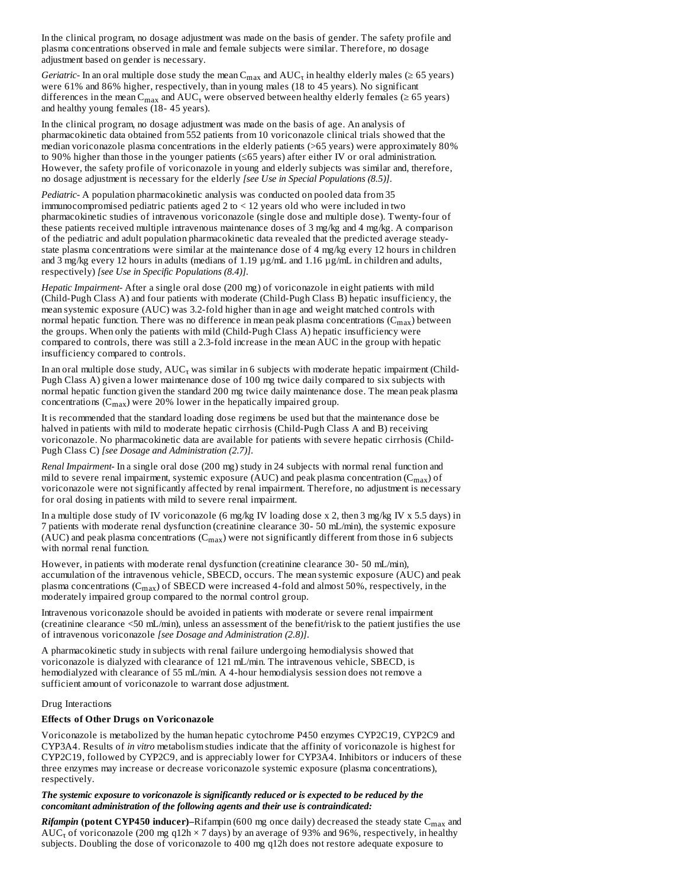In the clinical program, no dosage adjustment was made on the basis of gender. The safety profile and plasma concentrations observed in male and female subjects were similar. Therefore, no dosage adjustment based on gender is necessary.

*Geriatric*- In an oral multiple dose study the mean $C_{max}$ and $AUC_{\tau}$ in healthy elderly males (≥ 65 years) were 61% and 86% higher, respectively, than in young males (18 to 45 years). No significant differences in the mean $C_{max}$ and $AUC_{\tau}$ were observed between healthy elderly females (≥ 65 years) and healthy young females (18- 45 years).

In the clinical program, no dosage adjustment was made on the basis of age. An analysis of pharmacokinetic data obtained from 552 patients from 10 voriconazole clinical trials showed that the median voriconazole plasma concentrations in the elderly patients (>65 years) were approximately 80% to 90% higher than those in the younger patients (≤65 years) after either IV or oral administration. However, the safety profile of voriconazole in young and elderly subjects was similar and, therefore, no dosage adjustment is necessary for the elderly *[see Use in Special Populations (8.5)]*.

*Pediatric*- A population pharmacokinetic analysis was conducted on pooled data from 35 immunocompromised pediatric patients aged 2 to < 12 years old who were included in two pharmacokinetic studies of intravenous voriconazole (single dose and multiple dose). Twenty-four of these patients received multiple intravenous maintenance doses of 3 mg/kg and 4 mg/kg. A comparison of the pediatric and adult population pharmacokinetic data revealed that the predicted average steady-state plasma concentrations were similar at the maintenance dose of 4 mg/kg every 12 hours in children and 3 mg/kg every 12 hours in adults (medians of 1.19 µg/mL and 1.16 µg/mL in children and adults, respectively) *[see Use in Specific Populations (8.4)]*.

*Hepatic Impairment*- After a single oral dose (200 mg) of voriconazole in eight patients with mild (Child-Pugh Class A) and four patients with moderate (Child-Pugh Class B) hepatic insufficiency, the mean systemic exposure (AUC) was 3.2-fold higher than in age and weight matched controls with normal hepatic function. There was no difference in mean peak plasma concentrations ($C_{max}$) between the groups. When only the patients with mild (Child-Pugh Class A) hepatic insufficiency were compared to controls, there was still a 2.3-fold increase in the mean AUC in the group with hepatic insufficiency compared to controls.

In an oral multiple dose study, $AUC_{\tau}$ was similar in 6 subjects with moderate hepatic impairment (Child-Pugh Class A) given a lower maintenance dose of 100 mg twice daily compared to six subjects with normal hepatic function given the standard 200 mg twice daily maintenance dose. The mean peak plasma concentrations ($C_{max}$) were 20% lower in the hepatically impaired group.

It is recommended that the standard loading dose regimens be used but that the maintenance dose be halved in patients with mild to moderate hepatic cirrhosis (Child-Pugh Class A and B) receiving voriconazole. No pharmacokinetic data are available for patients with severe hepatic cirrhosis (Child-Pugh Class C) *[see Dosage and Administration (2.7)]*.

*Renal Impairment*- In a single oral dose (200 mg) study in 24 subjects with normal renal function and mild to severe renal impairment, systemic exposure (AUC) and peak plasma concentration ($C_{max}$) of voriconazole were not significantly affected by renal impairment. Therefore, no adjustment is necessary for oral dosing in patients with mild to severe renal impairment.

In a multiple dose study of IV voriconazole (6 mg/kg IV loading dose x 2, then 3 mg/kg IV x 5.5 days) in 7 patients with moderate renal dysfunction (creatinine clearance 30- 50 mL/min), the systemic exposure (AUC) and peak plasma concentrations ($C_{max}$) were not significantly different from those in 6 subjects with normal renal function.

However, in patients with moderate renal dysfunction (creatinine clearance 30- 50 mL/min), accumulation of the intravenous vehicle, SBECD, occurs. The mean systemic exposure (AUC) and peak plasma concentrations ($C_{max}$) of SBECD were increased 4-fold and almost 50%, respectively, in the moderately impaired group compared to the normal control group.

Intravenous voriconazole should be avoided in patients with moderate or severe renal impairment (creatinine clearance <50 mL/min), unless an assessment of the benefit/risk to the patient justifies the use of intravenous voriconazole *[see Dosage and Administration (2.8)]*.

A pharmacokinetic study in subjects with renal failure undergoing hemodialysis showed that voriconazole is dialyzed with clearance of 121 mL/min. The intravenous vehicle, SBECD, is hemodialyzed with clearance of 55 mL/min. A 4-hour hemodialysis session does not remove a sufficient amount of voriconazole to warrant dose adjustment.

Drug Interactions

**Effects of Other Drugs on Voriconazole**

Voriconazole is metabolized by the human hepatic cytochrome P450 enzymes CYP2C19, CYP2C9 and CYP3A4. Results of *in vitro* metabolism studies indicate that the affinity of voriconazole is highest for CYP2C19, followed by CYP2C9, and is appreciably lower for CYP3A4. Inhibitors or inducers of these three enzymes may increase or decrease voriconazole systemic exposure (plasma concentrations), respectively.

***The systemic exposure to voriconazole is significantly reduced or is expected to be reduced by the concomitant administration of the following agents and their use is contraindicated:***

***Rifampin* (potent CYP450 inducer)–**Rifampin (600 mg once daily) decreased the steady state $C_{max}$ and $AUC_{\tau}$ of voriconazole (200 mg q12h × 7 days) by an average of 93% and 96%, respectively, in healthy subjects. Doubling the dose of voriconazole to 400 mg q12h does not restore adequate exposure to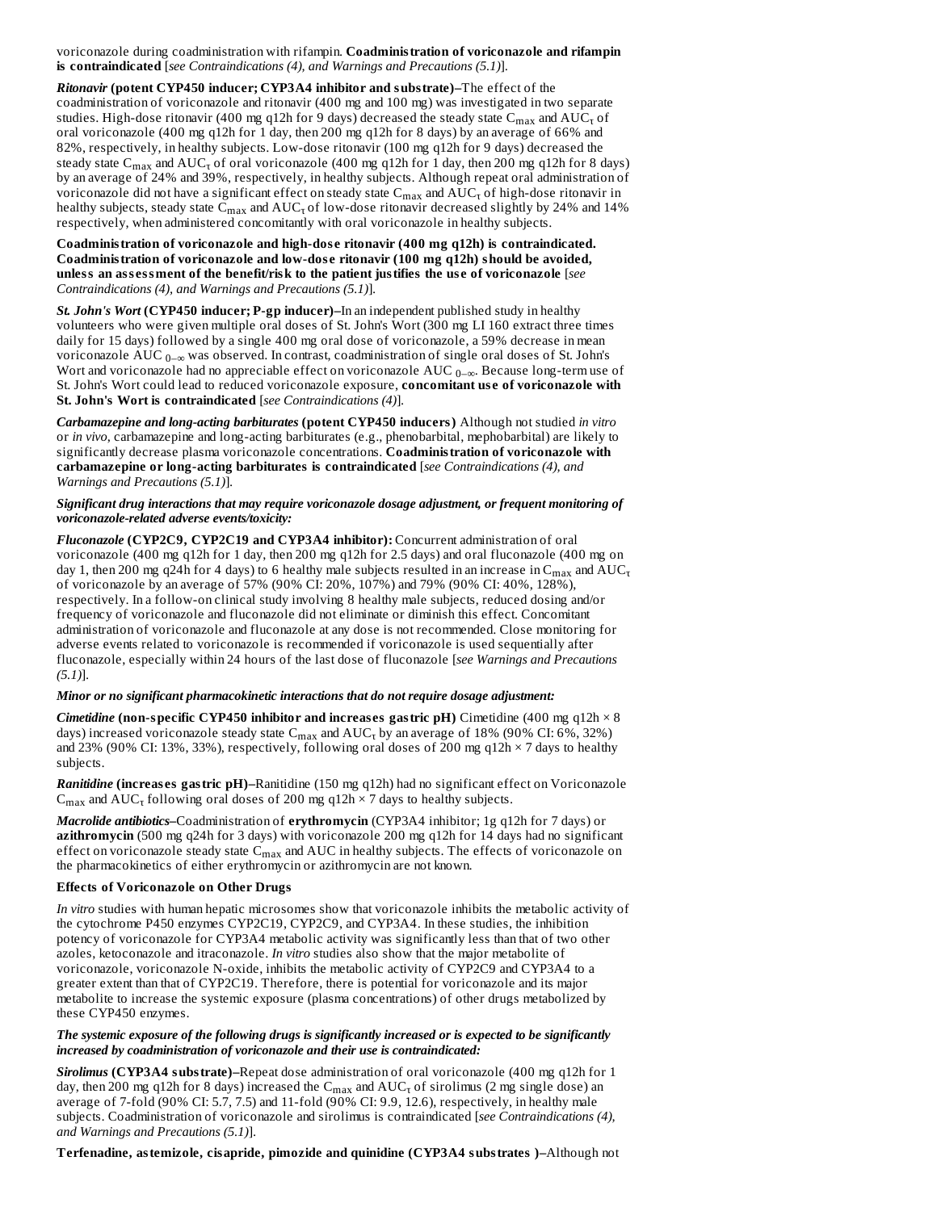voriconazole during coadministration with rifampin. **Coadministration of voriconazole and rifampin is contraindicated** [*see Contraindications (4), and Warnings and Precautions (5.1)*].

***Ritonavir*** **(potent CYP450 inducer; CYP3A4 inhibitor and substrate)**–The effect of the coadministration of voriconazole and ritonavir (400 mg and 100 mg) was investigated in two separate studies. High-dose ritonavir (400 mg q12h for 9 days) decreased the steady state $C_{max}$ and $AUC_{\tau}$ of oral voriconazole (400 mg q12h for 1 day, then 200 mg q12h for 8 days) by an average of 66% and 82%, respectively, in healthy subjects. Low-dose ritonavir (100 mg q12h for 9 days) decreased the steady state $C_{max}$ and $AUC_{\tau}$ of oral voriconazole (400 mg q12h for 1 day, then 200 mg q12h for 8 days) by an average of 24% and 39%, respectively, in healthy subjects. Although repeat oral administration of voriconazole did not have a significant effect on steady state $C_{max}$ and $AUC_{\tau}$ of high-dose ritonavir in healthy subjects, steady state $C_{max}$ and $AUC_{\tau}$ of low-dose ritonavir decreased slightly by 24% and 14% respectively, when administered concomitantly with oral voriconazole in healthy subjects.

**Coadministration of voriconazole and high-dose ritonavir (400 mg q12h) is contraindicated. Coadministration of voriconazole and low-dose ritonavir (100 mg q12h) should be avoided, unless an assessment of the benefit/risk to the patient justifies the use of voriconazole** [*see Contraindications (4), and Warnings and Precautions (5.1)*].

***St. John's Wort*** **(CYP450 inducer; P-gp inducer)**–In an independent published study in healthy volunteers who were given multiple oral doses of St. John's Wort (300 mg LI 160 extract three times daily for 15 days) followed by a single 400 mg oral dose of voriconazole, a 59% decrease in mean voriconazole $AUC_{0-\infty}$ was observed. In contrast, coadministration of single oral doses of St. John's Wort and voriconazole had no appreciable effect on voriconazole $AUC_{0-\infty}$. Because long-term use of St. John's Wort could lead to reduced voriconazole exposure, **concomitant use of voriconazole with St. John's Wort is contraindicated** [*see Contraindications (4)*].

***Carbamazepine and long-acting barbiturates*** **(potent CYP450 inducers)** Although not studied *in vitro* or *in vivo*, carbamazepine and long-acting barbiturates (e.g., phenobarbital, mephobarbital) are likely to significantly decrease plasma voriconazole concentrations. **Coadministration of voriconazole with carbamazepine or long-acting barbiturates is contraindicated** [*see Contraindications (4), and Warnings and Precautions (5.1)*].

***Significant drug interactions that may require voriconazole dosage adjustment, or frequent monitoring of voriconazole-related adverse events/toxicity:***

***Fluconazole*** **(CYP2C9, CYP2C19 and CYP3A4 inhibitor):** Concurrent administration of oral voriconazole (400 mg q12h for 1 day, then 200 mg q12h for 2.5 days) and oral fluconazole (400 mg on day 1, then 200 mg q24h for 4 days) to 6 healthy male subjects resulted in an increase in $C_{max}$ and $AUC_{\tau}$ of voriconazole by an average of 57% (90% CI: 20%, 107%) and 79% (90% CI: 40%, 128%), respectively. In a follow-on clinical study involving 8 healthy male subjects, reduced dosing and/or frequency of voriconazole and fluconazole did not eliminate or diminish this effect. Concomitant administration of voriconazole and fluconazole at any dose is not recommended. Close monitoring for adverse events related to voriconazole is recommended if voriconazole is used sequentially after fluconazole, especially within 24 hours of the last dose of fluconazole [*see Warnings and Precautions (5.1)*].

***Minor or no significant pharmacokinetic interactions that do not require dosage adjustment:***

***Cimetidine*** **(non-specific CYP450 inhibitor and increases gastric pH)** Cimetidine (400 mg q12h × 8 days) increased voriconazole steady state $C_{max}$ and $AUC_{\tau}$ by an average of 18% (90% CI: 6%, 32%) and 23% (90% CI: 13%, 33%), respectively, following oral doses of 200 mg q12h × 7 days to healthy subjects.

***Ranitidine*** **(increases gastric pH)**–Ranitidine (150 mg q12h) had no significant effect on Voriconazole $C_{max}$ and $AUC_{\tau}$ following oral doses of 200 mg q12h × 7 days to healthy subjects.

***Macrolide antibiotics***–Coadministration of **erythromycin** (CYP3A4 inhibitor; 1g q12h for 7 days) or **azithromycin** (500 mg q24h for 3 days) with voriconazole 200 mg q12h for 14 days had no significant effect on voriconazole steady state $C_{max}$ and AUC in healthy subjects. The effects of voriconazole on the pharmacokinetics of either erythromycin or azithromycin are not known.

**Effects of Voriconazole on Other Drugs**

*In vitro* studies with human hepatic microsomes show that voriconazole inhibits the metabolic activity of the cytochrome P450 enzymes CYP2C19, CYP2C9, and CYP3A4. In these studies, the inhibition potency of voriconazole for CYP3A4 metabolic activity was significantly less than that of two other azoles, ketoconazole and itraconazole. *In vitro* studies also show that the major metabolite of voriconazole, voriconazole N-oxide, inhibits the metabolic activity of CYP2C9 and CYP3A4 to a greater extent than that of CYP2C19. Therefore, there is potential for voriconazole and its major metabolite to increase the systemic exposure (plasma concentrations) of other drugs metabolized by these CYP450 enzymes.

***The systemic exposure of the following drugs is significantly increased or is expected to be significantly increased by coadministration of voriconazole and their use is contraindicated:***

***Sirolimus*** **(CYP3A4 substrate)**–Repeat dose administration of oral voriconazole (400 mg q12h for 1 day, then 200 mg q12h for 8 days) increased the $C_{max}$ and $AUC_{\tau}$ of sirolimus (2 mg single dose) an average of 7-fold (90% CI: 5.7, 7.5) and 11-fold (90% CI: 9.9, 12.6), respectively, in healthy male subjects. Coadministration of voriconazole and sirolimus is contraindicated [*see Contraindications (4), and Warnings and Precautions (5.1)*].

**Terfenadine, astemizole, cisapride, pimozide and quinidine (CYP3A4 substrates )**–Although not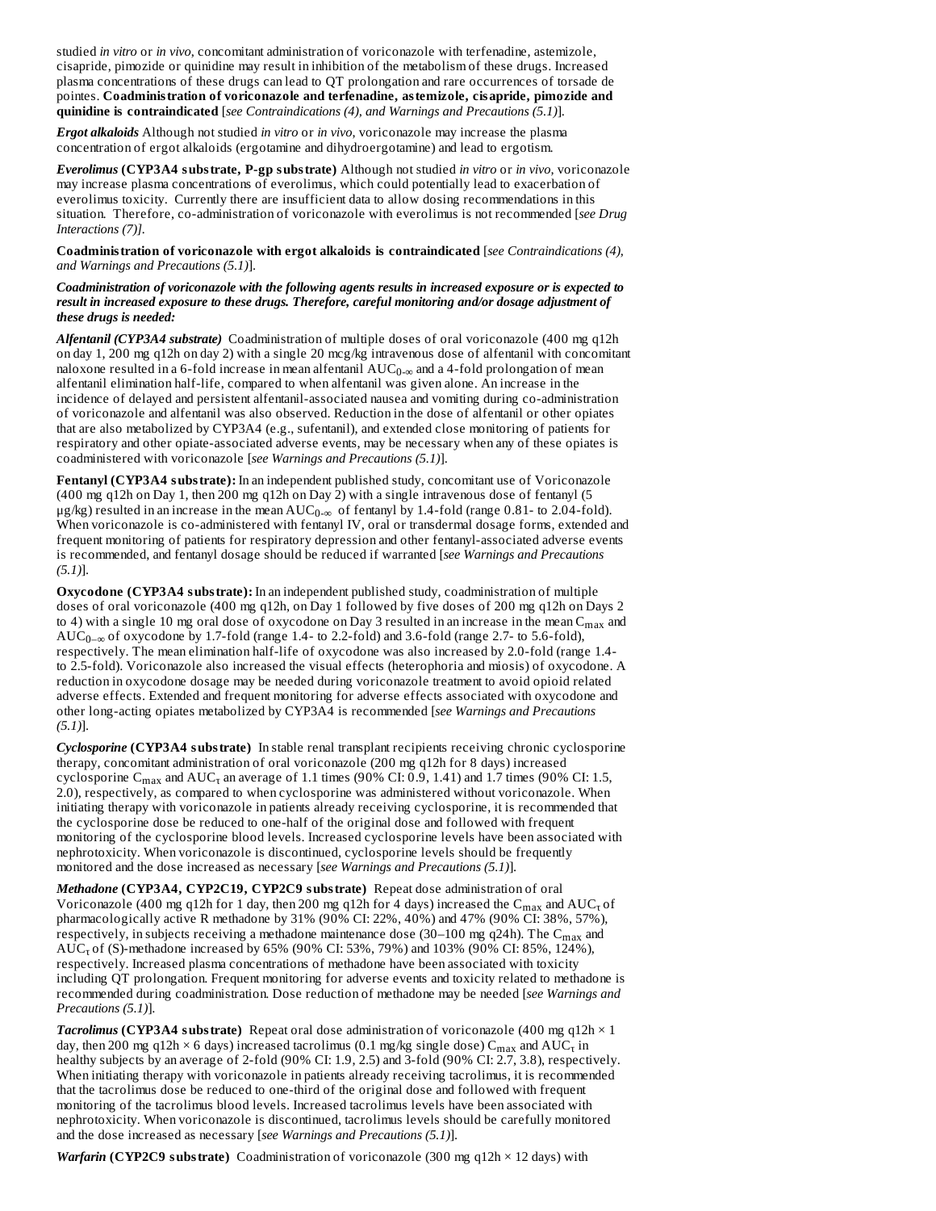studied *in vitro* or *in vivo*, concomitant administration of voriconazole with terfenadine, astemizole, cisapride, pimozide or quinidine may result in inhibition of the metabolism of these drugs. Increased plasma concentrations of these drugs can lead to QT prolongation and rare occurrences of torsade de pointes. **Coadministration of voriconazole and terfenadine, astemizole, cisapride, pimozide and quinidine is contraindicated** [*see Contraindications (4), and Warnings and Precautions (5.1)*].

***Ergot alkaloids*** Although not studied *in vitro* or *in vivo*, voriconazole may increase the plasma concentration of ergot alkaloids (ergotamine and dihydroergotamine) and lead to ergotism.

***Everolimus* (CYP3A4 substrate, P-gp substrate)** Although not studied *in vitro* or *in vivo*, voriconazole may increase plasma concentrations of everolimus, which could potentially lead to exacerbation of everolimus toxicity. Currently there are insufficient data to allow dosing recommendations in this situation. Therefore, co-administration of voriconazole with everolimus is not recommended [*see Drug Interactions (7)]*.

**Coadministration of voriconazole with ergot alkaloids is contraindicated** [*see Contraindications (4), and Warnings and Precautions (5.1)*].

***Coadministration of voriconazole with the following agents results in increased exposure or is expected to result in increased exposure to these drugs. Therefore, careful monitoring and/or dosage adjustment of these drugs is needed:***

***Alfentanil (CYP3A4 substrate)*** Coadministration of multiple doses of oral voriconazole (400 mg q12h on day 1, 200 mg q12h on day 2) with a single 20 mcg/kg intravenous dose of alfentanil with concomitant naloxone resulted in a 6-fold increase in mean alfentanil $AUC_{0-\infty}$ and a 4-fold prolongation of mean alfentanil elimination half-life, compared to when alfentanil was given alone. An increase in the incidence of delayed and persistent alfentanil-associated nausea and vomiting during co-administration of voriconazole and alfentanil was also observed. Reduction in the dose of alfentanil or other opiates that are also metabolized by CYP3A4 (e.g., sufentanil), and extended close monitoring of patients for respiratory and other opiate-associated adverse events, may be necessary when any of these opiates is coadministered with voriconazole [*see Warnings and Precautions (5.1)*].

**Fentanyl (CYP3A4 substrate):** In an independent published study, concomitant use of Voriconazole (400 mg q12h on Day 1, then 200 mg q12h on Day 2) with a single intravenous dose of fentanyl (5 µg/kg) resulted in an increase in the mean $AUC_{0-\infty}$ of fentanyl by 1.4-fold (range 0.81- to 2.04-fold). When voriconazole is co-administered with fentanyl IV, oral or transdermal dosage forms, extended and frequent monitoring of patients for respiratory depression and other fentanyl-associated adverse events is recommended, and fentanyl dosage should be reduced if warranted [*see Warnings and Precautions (5.1)*].

**Oxycodone (CYP3A4 substrate):** In an independent published study, coadministration of multiple doses of oral voriconazole (400 mg q12h, on Day 1 followed by five doses of 200 mg q12h on Days 2 to 4) with a single 10 mg oral dose of oxycodone on Day 3 resulted in an increase in the mean $C_{max}$ and $AUC_{0-\infty}$ of oxycodone by 1.7-fold (range 1.4- to 2.2-fold) and 3.6-fold (range 2.7- to 5.6-fold), respectively. The mean elimination half-life of oxycodone was also increased by 2.0-fold (range 1.4- to 2.5-fold). Voriconazole also increased the visual effects (heterophoria and miosis) of oxycodone. A reduction in oxycodone dosage may be needed during voriconazole treatment to avoid opioid related adverse effects. Extended and frequent monitoring for adverse effects associated with oxycodone and other long-acting opiates metabolized by CYP3A4 is recommended [*see Warnings and Precautions (5.1)*].

***Cyclosporine* (CYP3A4 substrate)** In stable renal transplant recipients receiving chronic cyclosporine therapy, concomitant administration of oral voriconazole (200 mg q12h for 8 days) increased cyclosporine $C_{max}$ and $AUC_\tau$ an average of 1.1 times (90% CI: 0.9, 1.41) and 1.7 times (90% CI: 1.5, 2.0), respectively, as compared to when cyclosporine was administered without voriconazole. When initiating therapy with voriconazole in patients already receiving cyclosporine, it is recommended that the cyclosporine dose be reduced to one-half of the original dose and followed with frequent monitoring of the cyclosporine blood levels. Increased cyclosporine levels have been associated with nephrotoxicity. When voriconazole is discontinued, cyclosporine levels should be frequently monitored and the dose increased as necessary [*see Warnings and Precautions (5.1)*].

***Methadone* (CYP3A4, CYP2C19, CYP2C9 substrate)** Repeat dose administration of oral Voriconazole (400 mg q12h for 1 day, then 200 mg q12h for 4 days) increased the $C_{max}$ and $AUC_\tau$ of pharmacologically active R methadone by 31% (90% CI: 22%, 40%) and 47% (90% CI: 38%, 57%), respectively, in subjects receiving a methadone maintenance dose (30–100 mg q24h). The $C_{max}$ and $AUC_\tau$ of (S)-methadone increased by 65% (90% CI: 53%, 79%) and 103% (90% CI: 85%, 124%), respectively. Increased plasma concentrations of methadone have been associated with toxicity including QT prolongation. Frequent monitoring for adverse events and toxicity related to methadone is recommended during coadministration. Dose reduction of methadone may be needed [*see Warnings and Precautions (5.1)*].

***Tacrolimus* (CYP3A4 substrate)** Repeat oral dose administration of voriconazole (400 mg q12h × 1 day, then 200 mg q12h × 6 days) increased tacrolimus (0.1 mg/kg single dose) $C_{max}$ and $AUC_\tau$ in healthy subjects by an average of 2-fold (90% CI: 1.9, 2.5) and 3-fold (90% CI: 2.7, 3.8), respectively. When initiating therapy with voriconazole in patients already receiving tacrolimus, it is recommended that the tacrolimus dose be reduced to one-third of the original dose and followed with frequent monitoring of the tacrolimus blood levels. Increased tacrolimus levels have been associated with nephrotoxicity. When voriconazole is discontinued, tacrolimus levels should be carefully monitored and the dose increased as necessary [*see Warnings and Precautions (5.1)*].

***Warfarin* (CYP2C9 substrate)** Coadministration of voriconazole (300 mg q12h × 12 days) with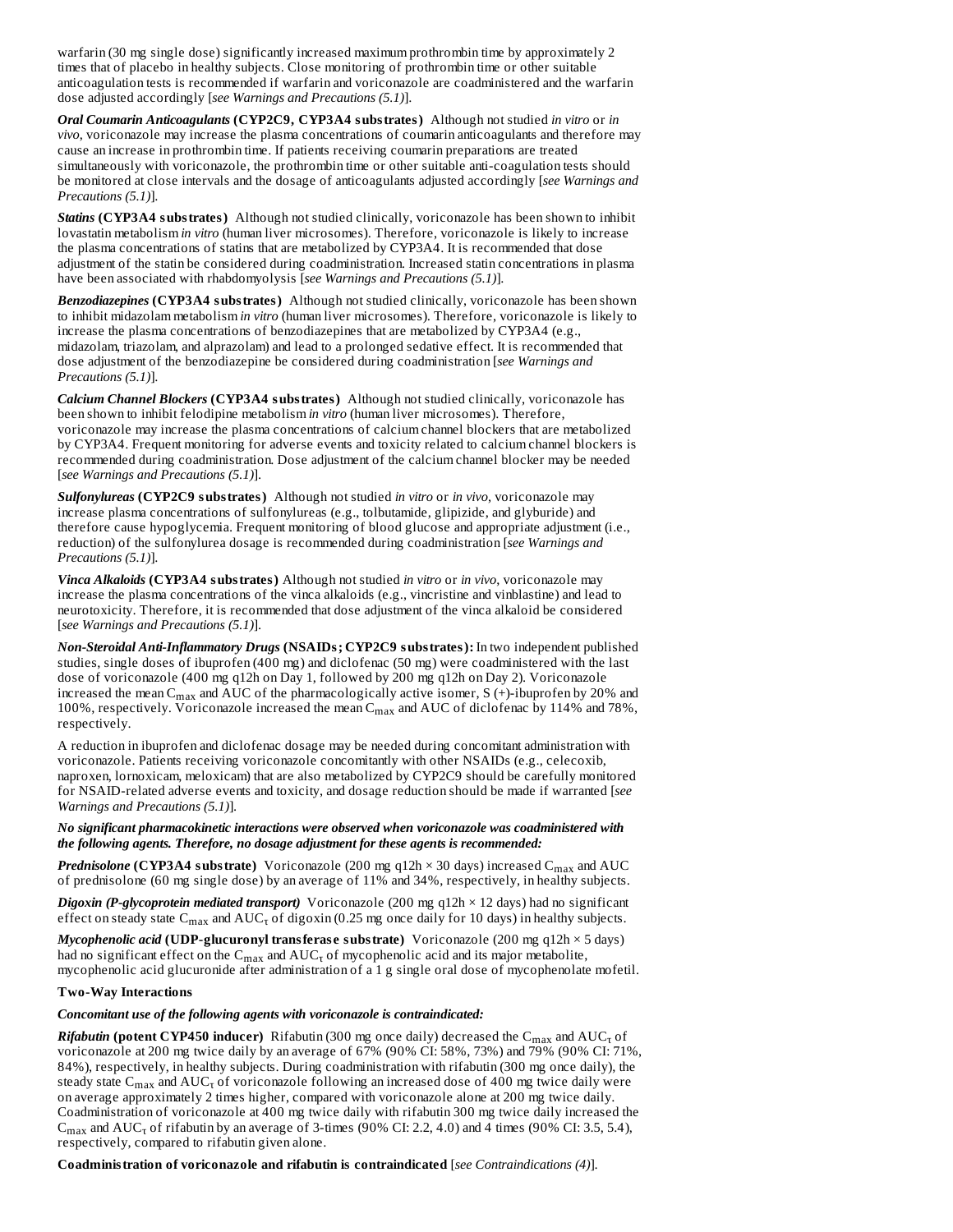warfarin (30 mg single dose) significantly increased maximum prothrombin time by approximately 2 times that of placebo in healthy subjects. Close monitoring of prothrombin time or other suitable anticoagulation tests is recommended if warfarin and voriconazole are coadministered and the warfarin dose adjusted accordingly [*see Warnings and Precautions (5.1)*].

***Oral Coumarin Anticoagulants* (CYP2C9, CYP3A4 substrates)** Although not studied *in vitro* or *in vivo*, voriconazole may increase the plasma concentrations of coumarin anticoagulants and therefore may cause an increase in prothrombin time. If patients receiving coumarin preparations are treated simultaneously with voriconazole, the prothrombin time or other suitable anti-coagulation tests should be monitored at close intervals and the dosage of anticoagulants adjusted accordingly [*see Warnings and Precautions (5.1)*].

***Statins* (CYP3A4 substrates)** Although not studied clinically, voriconazole has been shown to inhibit lovastatin metabolism *in vitro* (human liver microsomes). Therefore, voriconazole is likely to increase the plasma concentrations of statins that are metabolized by CYP3A4. It is recommended that dose adjustment of the statin be considered during coadministration. Increased statin concentrations in plasma have been associated with rhabdomyolysis [*see Warnings and Precautions (5.1)*].

***Benzodiazepines* (CYP3A4 substrates)** Although not studied clinically, voriconazole has been shown to inhibit midazolam metabolism *in vitro* (human liver microsomes). Therefore, voriconazole is likely to increase the plasma concentrations of benzodiazepines that are metabolized by CYP3A4 (e.g., midazolam, triazolam, and alprazolam) and lead to a prolonged sedative effect. It is recommended that dose adjustment of the benzodiazepine be considered during coadministration [*see Warnings and Precautions (5.1)*].

***Calcium Channel Blockers* (CYP3A4 substrates)** Although not studied clinically, voriconazole has been shown to inhibit felodipine metabolism *in vitro* (human liver microsomes). Therefore, voriconazole may increase the plasma concentrations of calcium channel blockers that are metabolized by CYP3A4. Frequent monitoring for adverse events and toxicity related to calcium channel blockers is recommended during coadministration. Dose adjustment of the calcium channel blocker may be needed [*see Warnings and Precautions (5.1)*].

***Sulfonylureas* (CYP2C9 substrates)** Although not studied *in vitro* or *in vivo*, voriconazole may increase plasma concentrations of sulfonylureas (e.g., tolbutamide, glipizide, and glyburide) and therefore cause hypoglycemia. Frequent monitoring of blood glucose and appropriate adjustment (i.e., reduction) of the sulfonylurea dosage is recommended during coadministration [*see Warnings and Precautions (5.1)*].

***Vinca Alkaloids* (CYP3A4 substrates)** Although not studied *in vitro* or *in vivo*, voriconazole may increase the plasma concentrations of the vinca alkaloids (e.g., vincristine and vinblastine) and lead to neurotoxicity. Therefore, it is recommended that dose adjustment of the vinca alkaloid be considered [*see Warnings and Precautions (5.1)*].

***Non-Steroidal Anti-Inflammatory Drugs* (NSAIDs; CYP2C9 substrates):** In two independent published studies, single doses of ibuprofen (400 mg) and diclofenac (50 mg) were coadministered with the last dose of voriconazole (400 mg q12h on Day 1, followed by 200 mg q12h on Day 2). Voriconazole increased the mean $C_{max}$ and AUC of the pharmacologically active isomer, S (+)-ibuprofen by 20% and 100%, respectively. Voriconazole increased the mean $C_{max}$ and AUC of diclofenac by 114% and 78%, respectively.

A reduction in ibuprofen and diclofenac dosage may be needed during concomitant administration with voriconazole. Patients receiving voriconazole concomitantly with other NSAIDs (e.g., celecoxib, naproxen, lornoxicam, meloxicam) that are also metabolized by CYP2C9 should be carefully monitored for NSAID-related adverse events and toxicity, and dosage reduction should be made if warranted [*see Warnings and Precautions (5.1)*].

***No significant pharmacokinetic interactions were observed when voriconazole was coadministered with the following agents. Therefore, no dosage adjustment for these agents is recommended:***

***Prednisolone* (CYP3A4 substrate)** Voriconazole (200 mg q12h × 30 days) increased $C_{max}$ and AUC of prednisolone (60 mg single dose) by an average of 11% and 34%, respectively, in healthy subjects.

***Digoxin (P-glycoprotein mediated transport)*** Voriconazole (200 mg q12h × 12 days) had no significant effect on steady state $C_{max}$ and $AUC_{\tau}$ of digoxin (0.25 mg once daily for 10 days) in healthy subjects.

***Mycophenolic acid* (UDP-glucuronyl transferase substrate)** Voriconazole (200 mg q12h × 5 days) had no significant effect on the $C_{max}$ and $AUC_{\tau}$ of mycophenolic acid and its major metabolite, mycophenolic acid glucuronide after administration of a 1 g single oral dose of mycophenolate mofetil.

**Two-Way Interactions**

***Concomitant use of the following agents with voriconazole is contraindicated:***

***Rifabutin* (potent CYP450 inducer)** Rifabutin (300 mg once daily) decreased the $C_{max}$ and $AUC_{\tau}$ of voriconazole at 200 mg twice daily by an average of 67% (90% CI: 58%, 73%) and 79% (90% CI: 71%, 84%), respectively, in healthy subjects. During coadministration with rifabutin (300 mg once daily), the steady state $C_{max}$ and $AUC_{\tau}$ of voriconazole following an increased dose of 400 mg twice daily were on average approximately 2 times higher, compared with voriconazole alone at 200 mg twice daily. Coadministration of voriconazole at 400 mg twice daily with rifabutin 300 mg twice daily increased the $C_{max}$ and $AUC_{\tau}$ of rifabutin by an average of 3-times (90% CI: 2.2, 4.0) and 4 times (90% CI: 3.5, 5.4), respectively, compared to rifabutin given alone.

**Coadministration of voriconazole and rifabutin is contraindicated** [*see Contraindications (4)*].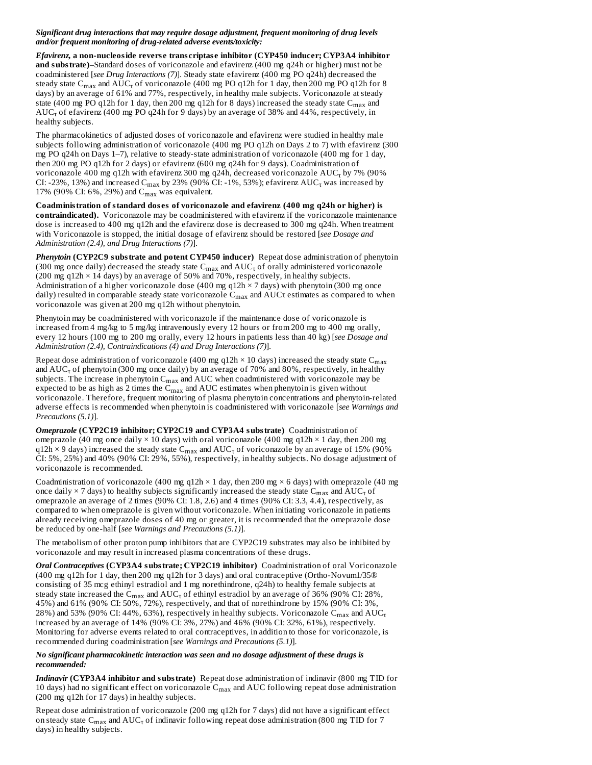***Significant drug interactions that may require dosage adjustment, frequent monitoring of drug levels and/or frequent monitoring of drug-related adverse events/toxicity:***

***Efavirenz*, a non-nucleoside reverse transcriptase inhibitor (CYP450 inducer; CYP3A4 inhibitor and substrate)**–Standard doses of voriconazole and efavirenz (400 mg q24h or higher) must not be coadministered [*see Drug Interactions (7)*]. Steady state efavirenz (400 mg PO q24h) decreased the steady state $C_{max}$ and $AUC_τ$ of voriconazole (400 mg PO q12h for 1 day, then 200 mg PO q12h for 8 days) by an average of 61% and 77%, respectively, in healthy male subjects. Voriconazole at steady state (400 mg PO q12h for 1 day, then 200 mg q12h for 8 days) increased the steady state $C_{max}$ and $AUC_τ$ of efavirenz (400 mg PO q24h for 9 days) by an average of 38% and 44%, respectively, in healthy subjects.

The pharmacokinetics of adjusted doses of voriconazole and efavirenz were studied in healthy male subjects following administration of voriconazole (400 mg PO q12h on Days 2 to 7) with efavirenz (300 mg PO q24h on Days 1–7), relative to steady-state administration of voriconazole (400 mg for 1 day, then 200 mg PO q12h for 2 days) or efavirenz (600 mg q24h for 9 days). Coadministration of voriconazole 400 mg q12h with efavirenz 300 mg q24h, decreased voriconazole $AUC_τ$ by 7% (90% CI: -23%, 13%) and increased $C_{max}$ by 23% (90% CI: -1%, 53%); efavirenz $AUC_τ$ was increased by 17% (90% CI: 6%, 29%) and $C_{max}$ was equivalent.

**Coadministration of standard doses of voriconazole and efavirenz (400 mg q24h or higher) is contraindicated).** Voriconazole may be coadministered with efavirenz if the voriconazole maintenance dose is increased to 400 mg q12h and the efavirenz dose is decreased to 300 mg q24h. When treatment with Voriconazole is stopped, the initial dosage of efavirenz should be restored [*see Dosage and Administration (2.4), and Drug Interactions (7)*].

***Phenytoin* (CYP2C9 substrate and potent CYP450 inducer)** Repeat dose administration of phenytoin (300 mg once daily) decreased the steady state $C_{max}$ and $AUC_τ$ of orally administered voriconazole (200 mg q12h × 14 days) by an average of 50% and 70%, respectively, in healthy subjects. Administration of a higher voriconazole dose (400 mg q12h × 7 days) with phenytoin (300 mg once daily) resulted in comparable steady state voriconazole $C_{max}$ and AUCτ estimates as compared to when voriconazole was given at 200 mg q12h without phenytoin.

Phenytoin may be coadministered with voriconazole if the maintenance dose of voriconazole is increased from 4 mg/kg to 5 mg/kg intravenously every 12 hours or from 200 mg to 400 mg orally, every 12 hours (100 mg to 200 mg orally, every 12 hours in patients less than 40 kg) [*see Dosage and Administration (2.4), Contraindications (4) and Drug Interactions (7)*].

Repeat dose administration of voriconazole (400 mg q12h × 10 days) increased the steady state $C_{max}$ and $AUC_τ$ of phenytoin (300 mg once daily) by an average of 70% and 80%, respectively, in healthy subjects. The increase in phenytoin $C_{max}$ and AUC when coadministered with voriconazole may be expected to be as high as 2 times the $C_{max}$ and AUC estimates when phenytoin is given without voriconazole. Therefore, frequent monitoring of plasma phenytoin concentrations and phenytoin-related adverse effects is recommended when phenytoin is coadministered with voriconazole [*see Warnings and Precautions (5.1)*].

***Omeprazole* (CYP2C19 inhibitor; CYP2C19 and CYP3A4 substrate)** Coadministration of omeprazole (40 mg once daily × 10 days) with oral voriconazole (400 mg q12h × 1 day, then 200 mg q12h × 9 days) increased the steady state $C_{max}$ and $AUC_τ$ of voriconazole by an average of 15% (90% CI: 5%, 25%) and 40% (90% CI: 29%, 55%), respectively, in healthy subjects. No dosage adjustment of voriconazole is recommended.

Coadministration of voriconazole (400 mg q12h × 1 day, then 200 mg × 6 days) with omeprazole (40 mg once daily × 7 days) to healthy subjects significantly increased the steady state $C_{max}$ and $AUC_τ$ of omeprazole an average of 2 times (90% CI: 1.8, 2.6) and 4 times (90% CI: 3.3, 4.4), respectively, as compared to when omeprazole is given without voriconazole. When initiating voriconazole in patients already receiving omeprazole doses of 40 mg or greater, it is recommended that the omeprazole dose be reduced by one-half [*see Warnings and Precautions (5.1)*].

The metabolism of other proton pump inhibitors that are CYP2C19 substrates may also be inhibited by voriconazole and may result in increased plasma concentrations of these drugs.

***Oral Contraceptives* (CYP3A4 substrate; CYP2C19 inhibitor)** Coadministration of oral Voriconazole (400 mg q12h for 1 day, then 200 mg q12h for 3 days) and oral contraceptive (Ortho-Novum1/35® consisting of 35 mcg ethinyl estradiol and 1 mg norethindrone, q24h) to healthy female subjects at steady state increased the $C_{max}$ and $AUC_τ$ of ethinyl estradiol by an average of 36% (90% CI: 28%, 45%) and 61% (90% CI: 50%, 72%), respectively, and that of norethindrone by 15% (90% CI: 3%, 28%) and 53% (90% CI: 44%, 63%), respectively in healthy subjects. Voriconazole $C_{max}$ and $AUC_τ$ increased by an average of 14% (90% CI: 3%, 27%) and 46% (90% CI: 32%, 61%), respectively. Monitoring for adverse events related to oral contraceptives, in addition to those for voriconazole, is recommended during coadministration [*see Warnings and Precautions (5.1)*].

***No significant pharmacokinetic interaction was seen and no dosage adjustment of these drugs is recommended:***

***Indinavir* (CYP3A4 inhibitor and substrate)** Repeat dose administration of indinavir (800 mg TID for 10 days) had no significant effect on voriconazole $C_{max}$ and AUC following repeat dose administration (200 mg q12h for 17 days) in healthy subjects.

Repeat dose administration of voriconazole (200 mg q12h for 7 days) did not have a significant effect on steady state $C_{max}$ and $AUC_τ$ of indinavir following repeat dose administration (800 mg TID for 7 days) in healthy subjects.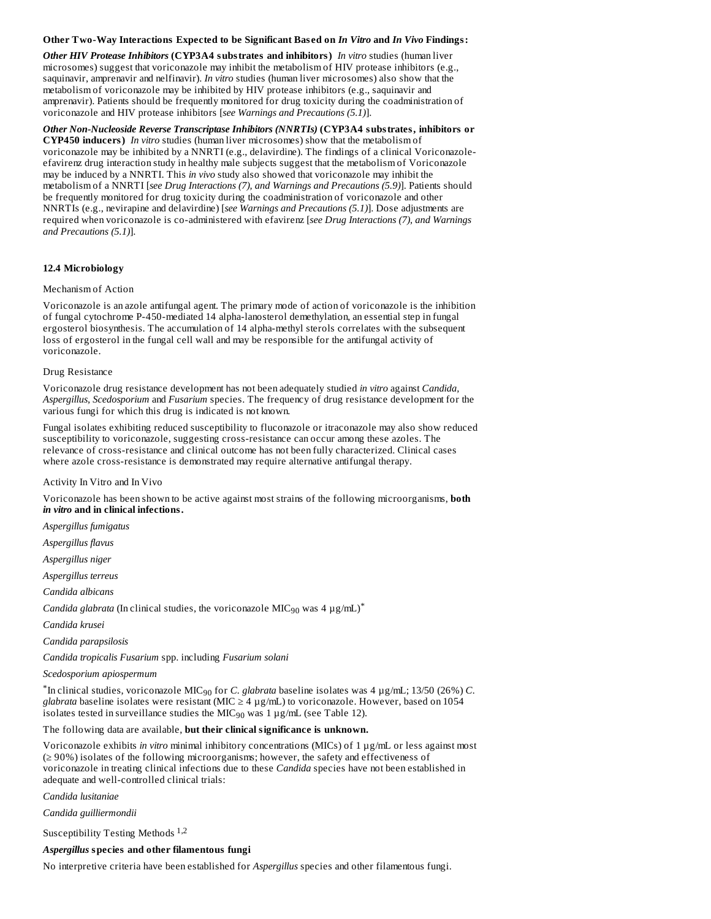**Other Two-Way Interactions Expected to be Significant Based on *In Vitro* and *In Vivo* Findings:**

***Other HIV Protease Inhibitors* (CYP3A4 substrates and inhibitors)** *In vitro* studies (human liver microsomes) suggest that voriconazole may inhibit the metabolism of HIV protease inhibitors (e.g., saquinavir, amprenavir and nelfinavir). *In vitro* studies (human liver microsomes) also show that the metabolism of voriconazole may be inhibited by HIV protease inhibitors (e.g., saquinavir and amprenavir). Patients should be frequently monitored for drug toxicity during the coadministration of voriconazole and HIV protease inhibitors [*see Warnings and Precautions (5.1)*].

***Other Non-Nucleoside Reverse Transcriptase Inhibitors (NNRTIs)* (CYP3A4 substrates, inhibitors or CYP450 inducers)** *In vitro* studies (human liver microsomes) show that the metabolism of voriconazole may be inhibited by a NNRTI (e.g., delavirdine). The findings of a clinical Voriconazole-efavirenz drug interaction study in healthy male subjects suggest that the metabolism of Voriconazole may be induced by a NNRTI. This *in vivo* study also showed that voriconazole may inhibit the metabolism of a NNRTI [*see Drug Interactions (7), and Warnings and Precautions (5.9)*]. Patients should be frequently monitored for drug toxicity during the coadministration of voriconazole and other NNRTIs (e.g., nevirapine and delavirdine) [*see Warnings and Precautions (5.1)*]. Dose adjustments are required when voriconazole is co-administered with efavirenz [*see Drug Interactions (7), and Warnings and Precautions (5.1)*].

### 12.4 Microbiology

Mechanism of Action

Voriconazole is an azole antifungal agent. The primary mode of action of voriconazole is the inhibition of fungal cytochrome P-450-mediated 14 alpha-lanosterol demethylation, an essential step in fungal ergosterol biosynthesis. The accumulation of 14 alpha-methyl sterols correlates with the subsequent loss of ergosterol in the fungal cell wall and may be responsible for the antifungal activity of voriconazole.

Drug Resistance

Voriconazole drug resistance development has not been adequately studied *in vitro* against *Candida*, *Aspergillus*, *Scedosporium* and *Fusarium* species. The frequency of drug resistance development for the various fungi for which this drug is indicated is not known.

Fungal isolates exhibiting reduced susceptibility to fluconazole or itraconazole may also show reduced susceptibility to voriconazole, suggesting cross-resistance can occur among these azoles. The relevance of cross-resistance and clinical outcome has not been fully characterized. Clinical cases where azole cross-resistance is demonstrated may require alternative antifungal therapy.

Activity In Vitro and In Vivo

Voriconazole has been shown to be active against most strains of the following microorganisms, **both *in vitro* and in clinical infections.**

*Aspergillus fumigatus*

*Aspergillus flavus*

*Aspergillus niger*

*Aspergillus terreus*

*Candida albicans*

*Candida glabrata* (In clinical studies, the voriconazole $MIC_{90}$ was 4 µg/mL)*

*Candida krusei*

*Candida parapsilosis*

*Candida tropicalis Fusarium* spp. including *Fusarium solani*

*Scedosporium apiospermum*

*In clinical studies, voriconazole $MIC_{90}$ for *C. glabrata* baseline isolates was 4 µg/mL; 13/50 (26%) *C. glabrata* baseline isolates were resistant (MIC ≥ 4 µg/mL) to voriconazole. However, based on 1054 isolates tested in surveillance studies the $MIC_{90}$ was 1 µg/mL (see Table 12).

The following data are available, **but their clinical significance is unknown.**

Voriconazole exhibits *in vitro* minimal inhibitory concentrations (MICs) of 1 µg/mL or less against most (≥ 90%) isolates of the following microorganisms; however, the safety and effectiveness of voriconazole in treating clinical infections due to these *Candida* species have not been established in adequate and well-controlled clinical trials:

*Candida lusitaniae*

*Candida guilliermondii*

Susceptibility Testing Methods [1,2]

***Aspergillus* species and other filamentous fungi**

No interpretive criteria have been established for *Aspergillus* species and other filamentous fungi.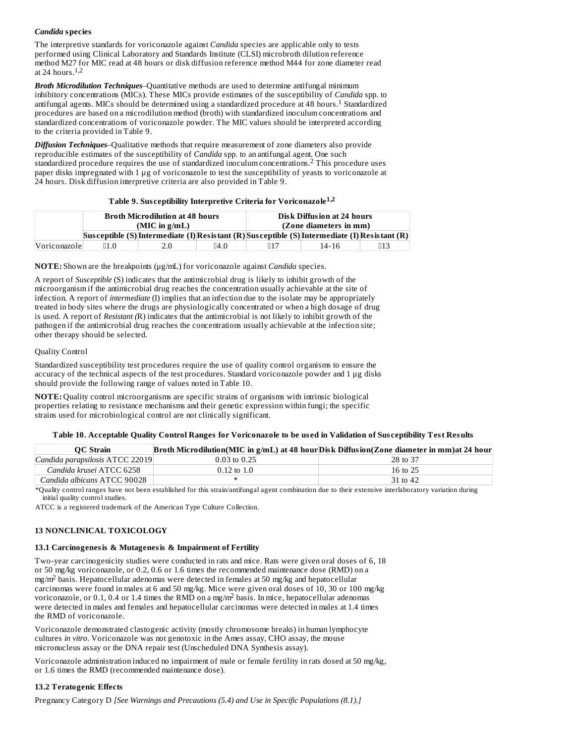***Candida* species**

The interpretive standards for voriconazole against *Candida* species are applicable only to tests performed using Clinical Laboratory and Standards Institute (CLSI) microbroth dilution reference method M27 for MIC read at 48 hours or disk diffusion reference method M44 for zone diameter read at 24 hours.[1,2]

***Broth Microdilution Techniques***–Quantitative methods are used to determine antifungal minimum inhibitory concentrations (MICs). These MICs provide estimates of the susceptibility of *Candida* spp. to antifungal agents. MICs should be determined using a standardized procedure at 48 hours.[1] Standardized procedures are based on a microdilution method (broth) with standardized inoculum concentrations and standardized concentrations of voriconazole powder. The MIC values should be interpreted according to the criteria provided in Table 9.

***Diffusion Techniques***–Qualitative methods that require measurement of zone diameters also provide reproducible estimates of the susceptibility of *Candida* spp. to an antifungal agent. One such standardized procedure requires the use of standardized inoculum concentrations.[2] This procedure uses paper disks impregnated with 1 µg of voriconazole to test the susceptibility of yeasts to voriconazole at 24 hours. Disk diffusion interpretive criteria are also provided in Table 9.

**Table 9. Susceptibility Interpretive Criteria for Voriconazole[1,2]**

| | Broth Microdilution at 48 hours (MIC in g/mL) | | | Disk Diffusion at 24 hours (Zone diameters in mm) | | |
|---|---|---|---|---|---|---|
| | Susceptible (S) | Intermediate (I) | Resistant (R) | Susceptible (S) | Intermediate (I) | Resistant (R) |
| Voriconazole | ≤1.0 | 2.0 | ≥4.0 | ≥17 | 14-16 | ≤13 |

**NOTE:** Shown are the breakpoints (µg/mL) for voriconazole against *Candida* species.

A report of *Susceptible* (S) indicates that the antimicrobial drug is likely to inhibit growth of the microorganism if the antimicrobial drug reaches the concentration usually achievable at the site of infection. A report of *intermediate* (I) implies that an infection due to the isolate may be appropriately treated in body sites where the drugs are physiologically concentrated or when a high dosage of drug is used. A report of *Resistant (*R) indicates that the antimicrobial is not likely to inhibit growth of the pathogen if the antimicrobial drug reaches the concentrations usually achievable at the infection site; other therapy should be selected.

Quality Control

Standardized susceptibility test procedures require the use of quality control organisms to ensure the accuracy of the technical aspects of the test procedures. Standard voriconazole powder and 1 µg disks should provide the following range of values noted in Table 10.

**NOTE:** Quality control microorganisms are specific strains of organisms with intrinsic biological properties relating to resistance mechanisms and their genetic expression within fungi; the specific strains used for microbiological control are not clinically significant.

**Table 10. Acceptable Quality Control Ranges for Voriconazole to be used in Validation of Susceptibility Test Results**

| QC Strain | Broth Microdilution(MIC in g/mL) at 48 hour | Disk Diffusion(Zone diameter in mm)at 24 hour |
|---|---|---|
| *Candida parapsilosis* ATCC 22019 | 0.03 to 0.25 | 28 to 37 |
| *Candida krusei* ATCC 6258 | 0.12 to 1.0 | 16 to 25 |
| *Candida albicans* ATCC 90028 | * | 31 to 42 |

*Quality control ranges have not been established for this strain/antifungal agent combination due to their extensive interlaboratory variation during initial quality control studies.

ATCC is a registered trademark of the American Type Culture Collection.

## 13 NONCLINICAL TOXICOLOGY

### 13.1 Carcinogenesis & Mutagenesis & Impairment of Fertility

Two-year carcinogenicity studies were conducted in rats and mice. Rats were given oral doses of 6, 18 or 50 mg/kg voriconazole, or 0.2, 0.6 or 1.6 times the recommended maintenance dose (RMD) on a mg/m$^2$ basis. Hepatocellular adenomas were detected in females at 50 mg/kg and hepatocellular carcinomas were found in males at 6 and 50 mg/kg. Mice were given oral doses of 10, 30 or 100 mg/kg voriconazole, or 0.1, 0.4 or 1.4 times the RMD on a mg/m$^2$ basis. In mice, hepatocellular adenomas were detected in males and females and hepatocellular carcinomas were detected in males at 1.4 times the RMD of voriconazole.

Voriconazole demonstrated clastogenic activity (mostly chromosome breaks) in human lymphocyte cultures *in vitro*. Voriconazole was not genotoxic in the Ames assay, CHO assay, the mouse micronucleus assay or the DNA repair test (Unscheduled DNA Synthesis assay).

Voriconazole administration induced no impairment of male or female fertility in rats dosed at 50 mg/kg, or 1.6 times the RMD (recommended maintenance dose).

### 13.2 Teratogenic Effects

Pregnancy Category D *[See Warnings and Precautions (5.4) and Use in Specific Populations (8.1).]*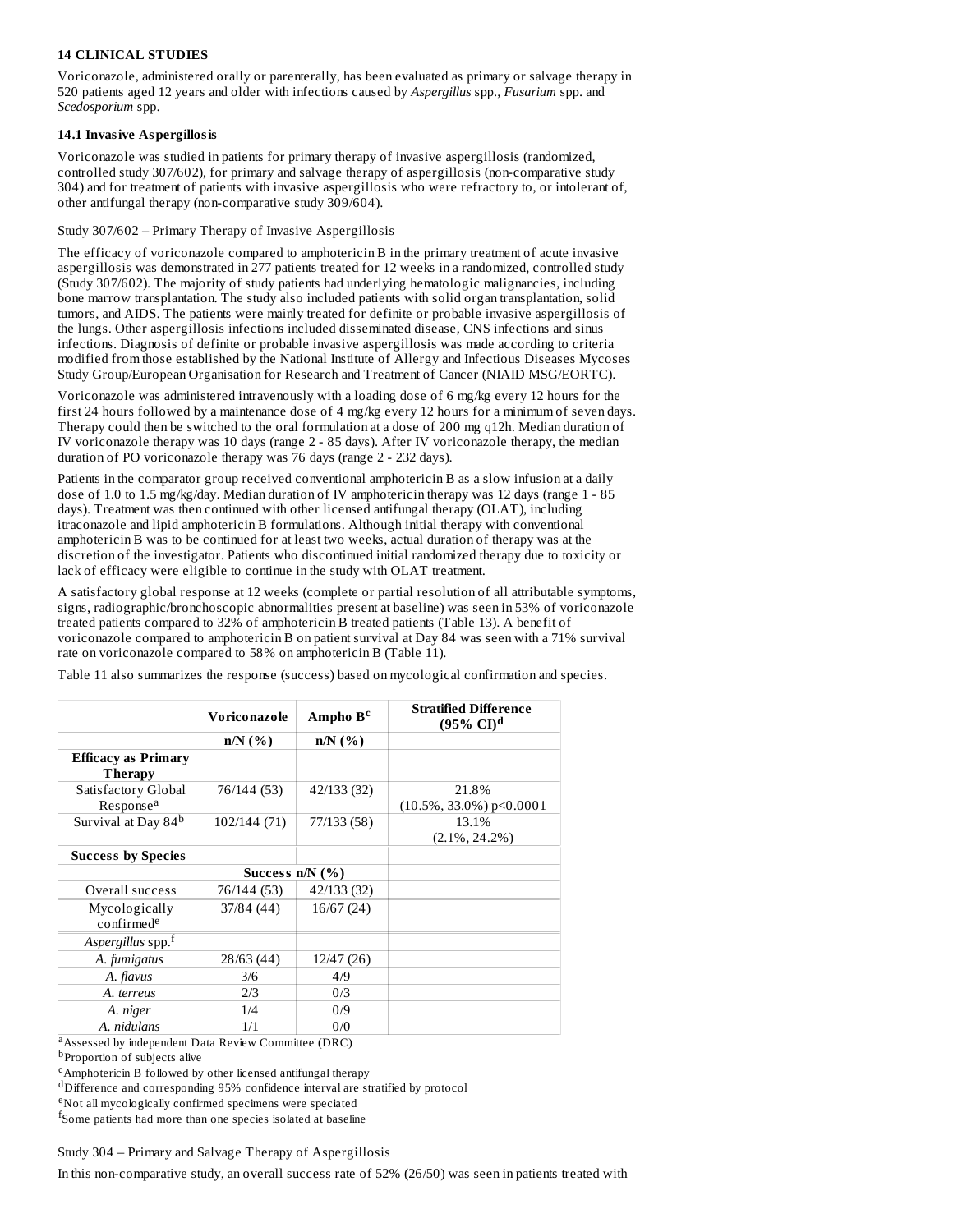## 14 CLINICAL STUDIES

Voriconazole, administered orally or parenterally, has been evaluated as primary or salvage therapy in 520 patients aged 12 years and older with infections caused by *Aspergillus* spp., *Fusarium* spp. and *Scedosporium* spp.

### 14.1 Invasive Aspergillosis

Voriconazole was studied in patients for primary therapy of invasive aspergillosis (randomized, controlled study 307/602), for primary and salvage therapy of aspergillosis (non-comparative study 304) and for treatment of patients with invasive aspergillosis who were refractory to, or intolerant of, other antifungal therapy (non-comparative study 309/604).

Study 307/602 – Primary Therapy of Invasive Aspergillosis

The efficacy of voriconazole compared to amphotericin B in the primary treatment of acute invasive aspergillosis was demonstrated in 277 patients treated for 12 weeks in a randomized, controlled study (Study 307/602). The majority of study patients had underlying hematologic malignancies, including bone marrow transplantation. The study also included patients with solid organ transplantation, solid tumors, and AIDS. The patients were mainly treated for definite or probable invasive aspergillosis of the lungs. Other aspergillosis infections included disseminated disease, CNS infections and sinus infections. Diagnosis of definite or probable invasive aspergillosis was made according to criteria modified from those established by the National Institute of Allergy and Infectious Diseases Mycoses Study Group/European Organisation for Research and Treatment of Cancer (NIAID MSG/EORTC).

Voriconazole was administered intravenously with a loading dose of 6 mg/kg every 12 hours for the first 24 hours followed by a maintenance dose of 4 mg/kg every 12 hours for a minimum of seven days. Therapy could then be switched to the oral formulation at a dose of 200 mg q12h. Median duration of IV voriconazole therapy was 10 days (range 2 - 85 days). After IV voriconazole therapy, the median duration of PO voriconazole therapy was 76 days (range 2 - 232 days).

Patients in the comparator group received conventional amphotericin B as a slow infusion at a daily dose of 1.0 to 1.5 mg/kg/day. Median duration of IV amphotericin therapy was 12 days (range 1 - 85 days). Treatment was then continued with other licensed antifungal therapy (OLAT), including itraconazole and lipid amphotericin B formulations. Although initial therapy with conventional amphotericin B was to be continued for at least two weeks, actual duration of therapy was at the discretion of the investigator. Patients who discontinued initial randomized therapy due to toxicity or lack of efficacy were eligible to continue in the study with OLAT treatment.

A satisfactory global response at 12 weeks (complete or partial resolution of all attributable symptoms, signs, radiographic/bronchoscopic abnormalities present at baseline) was seen in 53% of voriconazole treated patients compared to 32% of amphotericin B treated patients (Table 13). A benefit of voriconazole compared to amphotericin B on patient survival at Day 84 was seen with a 71% survival rate on voriconazole compared to 58% on amphotericin B (Table 11).

Table 11 also summarizes the response (success) based on mycological confirmation and species.

| | Voriconazole | Ampho B[c] | Stratified Difference (95% CI)[d] |
|---|---|---|---|
| | n/N (%) | n/N (%) | |
| **Efficacy as Primary Therapy** | | | |
| Satisfactory Global Response[a] | 76/144 (53) | 42/133 (32) | 21.8% (10.5%, 33.0%) $p<0.0001$ |
| Survival at Day 84[b] | 102/144 (71) | 77/133 (58) | 13.1% (2.1%, 24.2%) |
| **Success by Species** | | | |
| | Success n/N (%) | | |
| Overall success | 76/144 (53) | 42/133 (32) | |
| Mycologically confirmed[e] | 37/84 (44) | 16/67 (24) | |
| *Aspergillus* spp.[f] | | | |
| *A. fumigatus* | 28/63 (44) | 12/47 (26) | |
| *A. flavus* | 3/6 | 4/9 | |
| *A. terreus* | 2/3 | 0/3 | |
| *A. niger* | 1/4 | 0/9 | |
| *A. nidulans* | 1/1 | 0/0 | |

[a]Assessed by independent Data Review Committee (DRC)

[b]Proportion of subjects alive

[c]Amphotericin B followed by other licensed antifungal therapy

[d]Difference and corresponding 95% confidence interval are stratified by protocol

[e]Not all mycologically confirmed specimens were speciated

[f]Some patients had more than one species isolated at baseline

Study 304 – Primary and Salvage Therapy of Aspergillosis

In this non-comparative study, an overall success rate of 52% (26/50) was seen in patients treated with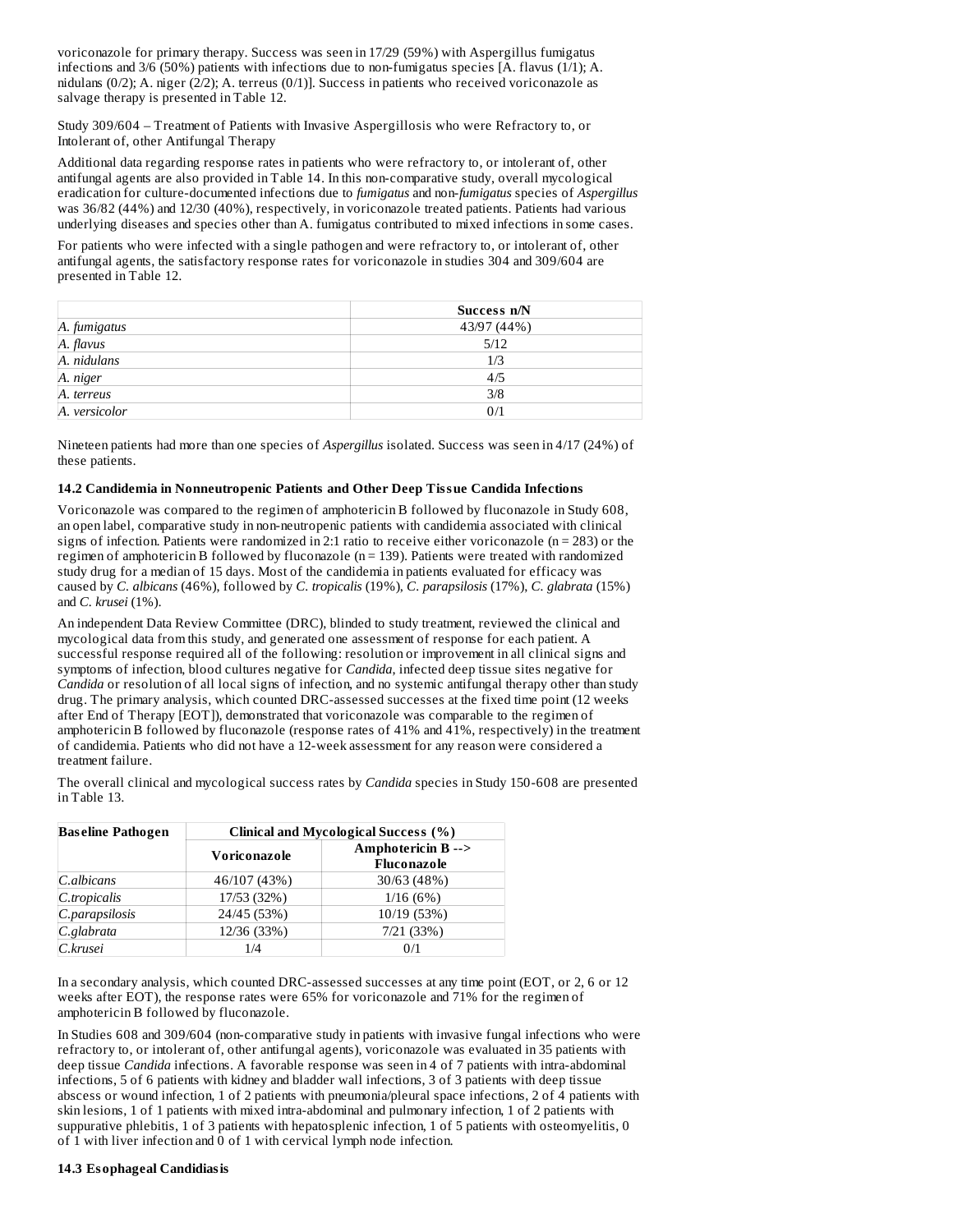voriconazole for primary therapy. Success was seen in 17/29 (59%) with Aspergillus fumigatus infections and 3/6 (50%) patients with infections due to non-fumigatus species [A. flavus (1/1); A. nidulans (0/2); A. niger (2/2); A. terreus (0/1)]. Success in patients who received voriconazole as salvage therapy is presented in Table 12.

Study 309/604 – Treatment of Patients with Invasive Aspergillosis who were Refractory to, or Intolerant of, other Antifungal Therapy

Additional data regarding response rates in patients who were refractory to, or intolerant of, other antifungal agents are also provided in Table 14. In this non-comparative study, overall mycological eradication for culture-documented infections due to *fumigatus* and non-*fumigatus* species of *Aspergillus* was 36/82 (44%) and 12/30 (40%), respectively, in voriconazole treated patients. Patients had various underlying diseases and species other than A. fumigatus contributed to mixed infections in some cases.

For patients who were infected with a single pathogen and were refractory to, or intolerant of, other antifungal agents, the satisfactory response rates for voriconazole in studies 304 and 309/604 are presented in Table 12.

| | Success n/N |
|---|---|
| *A. fumigatus* | 43/97 (44%) |
| *A. flavus* | 5/12 |
| *A. nidulans* | 1/3 |
| *A. niger* | 4/5 |
| *A. terreus* | 3/8 |
| *A. versicolor* | 0/1 |

Nineteen patients had more than one species of *Aspergillus* isolated. Success was seen in 4/17 (24%) of these patients.

### 14.2 Candidemia in Nonneutropenic Patients and Other Deep Tissue Candida Infections

Voriconazole was compared to the regimen of amphotericin B followed by fluconazole in Study 608, an open label, comparative study in non-neutropenic patients with candidemia associated with clinical signs of infection. Patients were randomized in 2:1 ratio to receive either voriconazole (n = 283) or the regimen of amphotericin B followed by fluconazole (n = 139). Patients were treated with randomized study drug for a median of 15 days. Most of the candidemia in patients evaluated for efficacy was caused by *C. albicans* (46%), followed by *C. tropicalis* (19%), *C. parapsilosis* (17%), *C. glabrata* (15%) and *C. krusei* (1%).

An independent Data Review Committee (DRC), blinded to study treatment, reviewed the clinical and mycological data from this study, and generated one assessment of response for each patient. A successful response required all of the following: resolution or improvement in all clinical signs and symptoms of infection, blood cultures negative for *Candida*, infected deep tissue sites negative for *Candida* or resolution of all local signs of infection, and no systemic antifungal therapy other than study drug. The primary analysis, which counted DRC-assessed successes at the fixed time point (12 weeks after End of Therapy [EOT]), demonstrated that voriconazole was comparable to the regimen of amphotericin B followed by fluconazole (response rates of 41% and 41%, respectively) in the treatment of candidemia. Patients who did not have a 12-week assessment for any reason were considered a treatment failure.

The overall clinical and mycological success rates by *Candida* species in Study 150-608 are presented in Table 13.

| Baseline Pathogen | Clinical and Mycological Success (%) | |
|---|---|---|
| | Voriconazole | Amphotericin B --> Fluconazole |
| *C.albicans* | 46/107 (43%) | 30/63 (48%) |
| *C.tropicalis* | 17/53 (32%) | 1/16 (6%) |
| *C.parapsilosis* | 24/45 (53%) | 10/19 (53%) |
| *C.glabrata* | 12/36 (33%) | 7/21 (33%) |
| *C.krusei* | 1/4 | 0/1 |

In a secondary analysis, which counted DRC-assessed successes at any time point (EOT, or 2, 6 or 12 weeks after EOT), the response rates were 65% for voriconazole and 71% for the regimen of amphotericin B followed by fluconazole.

In Studies 608 and 309/604 (non-comparative study in patients with invasive fungal infections who were refractory to, or intolerant of, other antifungal agents), voriconazole was evaluated in 35 patients with deep tissue *Candida* infections. A favorable response was seen in 4 of 7 patients with intra-abdominal infections, 5 of 6 patients with kidney and bladder wall infections, 3 of 3 patients with deep tissue abscess or wound infection, 1 of 2 patients with pneumonia/pleural space infections, 2 of 4 patients with skin lesions, 1 of 1 patients with mixed intra-abdominal and pulmonary infection, 1 of 2 patients with suppurative phlebitis, 1 of 3 patients with hepatosplenic infection, 1 of 5 patients with osteomyelitis, 0 of 1 with liver infection and 0 of 1 with cervical lymph node infection.

### 14.3 Esophageal Candidiasis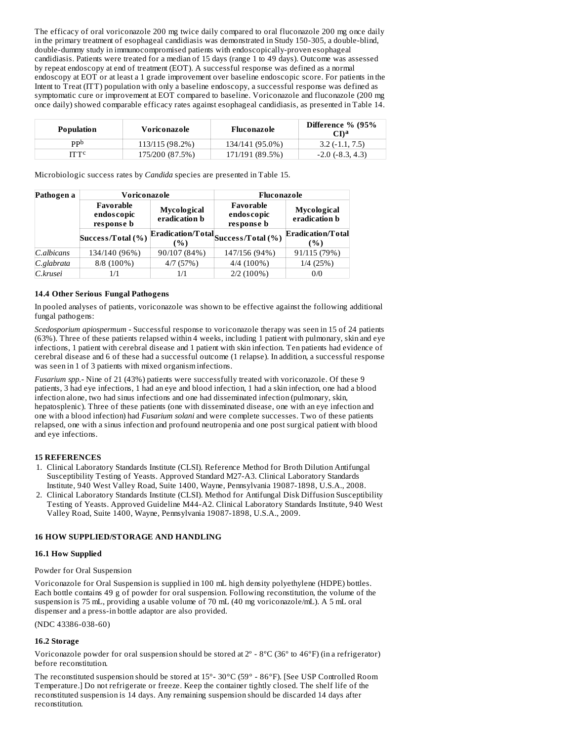The efficacy of oral voriconazole 200 mg twice daily compared to oral fluconazole 200 mg once daily in the primary treatment of esophageal candidiasis was demonstrated in Study 150-305, a double-blind, double-dummy study in immunocompromised patients with endoscopically-proven esophageal candidiasis. Patients were treated for a median of 15 days (range 1 to 49 days). Outcome was assessed by repeat endoscopy at end of treatment (EOT). A successful response was defined as a normal endoscopy at EOT or at least a 1 grade improvement over baseline endoscopic score. For patients in the Intent to Treat (ITT) population with only a baseline endoscopy, a successful response was defined as symptomatic cure or improvement at EOT compared to baseline. Voriconazole and fluconazole (200 mg once daily) showed comparable efficacy rates against esophageal candidiasis, as presented in Table 14.

| Population | Voriconazole | Fluconazole | Difference % (95% CI)[a] |
|---|---|---|---|
| PP[b] | 113/115 (98.2%) | 134/141 (95.0%) | 3.2 (-1.1, 7.5) |
| ITT[c] | 175/200 (87.5%) | 171/191 (89.5%) | -2.0 (-8.3, 4.3) |

Microbiologic success rates by *Candida* species are presented in Table 15.

| Pathogen a | Voriconazole | | Fluconazole | |
|---|---|---|---|---|
| | Favorable endoscopic response b | Mycological eradication b | Favorable endoscopic response b | Mycological eradication b |
| | Success/Total (%) | Eradication/Total (%) | Success/Total (%) | Eradication/Total (%) |
| *C.albicans* | 134/140 (96%) | 90/107 (84%) | 147/156 (94%) | 91/115 (79%) |
| *C.glabrata* | 8/8 (100%) | 4/7 (57%) | 4/4 (100%) | 1/4 (25%) |
| *C.krusei* | 1/1 | 1/1 | 2/2 (100%) | 0/0 |

### 14.4 Other Serious Fungal Pathogens

In pooled analyses of patients, voriconazole was shown to be effective against the following additional fungal pathogens:

*Scedosporium apiospermum* - Successful response to voriconazole therapy was seen in 15 of 24 patients (63%). Three of these patients relapsed within 4 weeks, including 1 patient with pulmonary, skin and eye infections, 1 patient with cerebral disease and 1 patient with skin infection. Ten patients had evidence of cerebral disease and 6 of these had a successful outcome (1 relapse). In addition, a successful response was seen in 1 of 3 patients with mixed organism infections.

*Fusarium spp.*- Nine of 21 (43%) patients were successfully treated with voriconazole. Of these 9 patients, 3 had eye infections, 1 had an eye and blood infection, 1 had a skin infection, one had a blood infection alone, two had sinus infections and one had disseminated infection (pulmonary, skin, hepatosplenic). Three of these patients (one with disseminated disease, one with an eye infection and one with a blood infection) had *Fusarium solani* and were complete successes. Two of these patients relapsed, one with a sinus infection and profound neutropenia and one post surgical patient with blood and eye infections.

## 15 REFERENCES

1. Clinical Laboratory Standards Institute (CLSI). Reference Method for Broth Dilution Antifungal Susceptibility Testing of Yeasts. Approved Standard M27-A3. Clinical Laboratory Standards Institute, 940 West Valley Road, Suite 1400, Wayne, Pennsylvania 19087-1898, U.S.A., 2008.
2. Clinical Laboratory Standards Institute (CLSI). Method for Antifungal Disk Diffusion Susceptibility Testing of Yeasts. Approved Guideline M44-A2. Clinical Laboratory Standards Institute, 940 West Valley Road, Suite 1400, Wayne, Pennsylvania 19087-1898, U.S.A., 2009.

## 16 HOW SUPPLIED/STORAGE AND HANDLING

### 16.1 How Supplied

Powder for Oral Suspension

Voriconazole for Oral Suspension is supplied in 100 mL high density polyethylene (HDPE) bottles. Each bottle contains 49 g of powder for oral suspension. Following reconstitution, the volume of the suspension is 75 mL, providing a usable volume of 70 mL (40 mg voriconazole/mL). A 5 mL oral dispenser and a press-in bottle adaptor are also provided.

(NDC 43386-038-60)

### 16.2 Storage

Voriconazole powder for oral suspension should be stored at 2º - 8ºC (36º to 46°F) (in a refrigerator) before reconstitution.

The reconstituted suspension should be stored at 15°- 30°C (59° - 86°F). [See USP Controlled Room Temperature.] Do not refrigerate or freeze. Keep the container tightly closed. The shelf life of the reconstituted suspension is 14 days. Any remaining suspension should be discarded 14 days after reconstitution.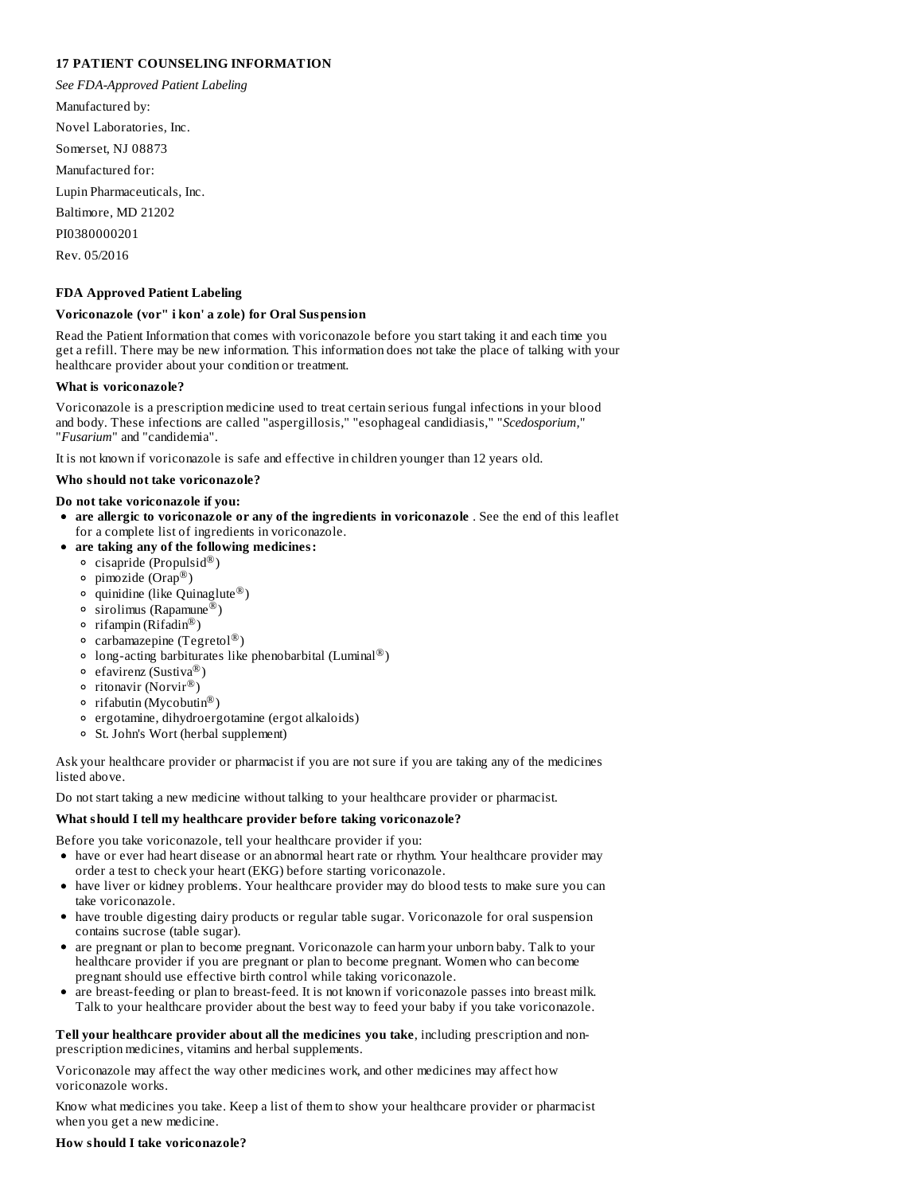## 17 PATIENT COUNSELING INFORMATION

*See FDA-Approved Patient Labeling*

Manufactured by:

Novel Laboratories, Inc.

Somerset, NJ 08873

Manufactured for:

Lupin Pharmaceuticals, Inc.

Baltimore, MD 21202

PI0380000201

Rev. 05/2016

## FDA Approved Patient Labeling

### Voriconazole (vor" i kon' a zole) for Oral Suspension

Read the Patient Information that comes with voriconazole before you start taking it and each time you get a refill. There may be new information. This information does not take the place of talking with your healthcare provider about your condition or treatment.

**What is voriconazole?**

Voriconazole is a prescription medicine used to treat certain serious fungal infections in your blood and body. These infections are called "aspergillosis," "esophageal candidiasis," "*Scedosporium,*" "*Fusarium*" and "candidemia".

It is not known if voriconazole is safe and effective in children younger than 12 years old.

**Who should not take voriconazole?**

**Do not take voriconazole if you:**

- **are allergic to voriconazole or any of the ingredients in voriconazole** . See the end of this leaflet for a complete list of ingredients in voriconazole.
- **are taking any of the following medicines:**
  - cisapride (Propulsid®)
  - pimozide (Orap®)
  - quinidine (like Quinaglute®)
  - sirolimus (Rapamune®)
  - rifampin (Rifadin®)
  - carbamazepine (Tegretol®)
  - long-acting barbiturates like phenobarbital (Luminal®)
  - efavirenz (Sustiva®)
  - ritonavir (Norvir®)
  - rifabutin (Mycobutin®)
  - ergotamine, dihydroergotamine (ergot alkaloids)
  - St. John's Wort (herbal supplement)

Ask your healthcare provider or pharmacist if you are not sure if you are taking any of the medicines listed above.

Do not start taking a new medicine without talking to your healthcare provider or pharmacist.

**What should I tell my healthcare provider before taking voriconazole?**

Before you take voriconazole, tell your healthcare provider if you:

- have or ever had heart disease or an abnormal heart rate or rhythm. Your healthcare provider may order a test to check your heart (EKG) before starting voriconazole.
- have liver or kidney problems. Your healthcare provider may do blood tests to make sure you can take voriconazole.
- have trouble digesting dairy products or regular table sugar. Voriconazole for oral suspension contains sucrose (table sugar).
- are pregnant or plan to become pregnant. Voriconazole can harm your unborn baby. Talk to your healthcare provider if you are pregnant or plan to become pregnant. Women who can become pregnant should use effective birth control while taking voriconazole.
- are breast-feeding or plan to breast-feed. It is not known if voriconazole passes into breast milk. Talk to your healthcare provider about the best way to feed your baby if you take voriconazole.

**Tell your healthcare provider about all the medicines you take**, including prescription and non-prescription medicines, vitamins and herbal supplements.

Voriconazole may affect the way other medicines work, and other medicines may affect how voriconazole works.

Know what medicines you take. Keep a list of them to show your healthcare provider or pharmacist when you get a new medicine.

**How should I take voriconazole?**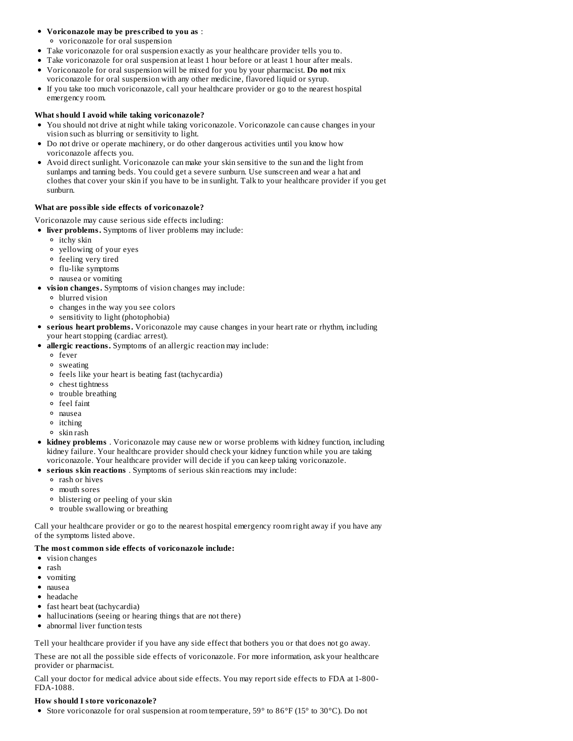- **Voriconazole may be prescribed to you as** :
  - voriconazole for oral suspension
- Take voriconazole for oral suspension exactly as your healthcare provider tells you to.
- Take voriconazole for oral suspension at least 1 hour before or at least 1 hour after meals.
- Voriconazole for oral suspension will be mixed for you by your pharmacist. **Do not** mix voriconazole for oral suspension with any other medicine, flavored liquid or syrup.
- If you take too much voriconazole, call your healthcare provider or go to the nearest hospital emergency room.

**What should I avoid while taking voriconazole?**

- You should not drive at night while taking voriconazole. Voriconazole can cause changes in your vision such as blurring or sensitivity to light.
- Do not drive or operate machinery, or do other dangerous activities until you know how voriconazole affects you.
- Avoid direct sunlight. Voriconazole can make your skin sensitive to the sun and the light from sunlamps and tanning beds. You could get a severe sunburn. Use sunscreen and wear a hat and clothes that cover your skin if you have to be in sunlight. Talk to your healthcare provider if you get sunburn.

**What are possible side effects of voriconazole?**

Voriconazole may cause serious side effects including:

- **liver problems.** Symptoms of liver problems may include:
  - itchy skin
  - yellowing of your eyes
  - feeling very tired
  - flu-like symptoms
  - nausea or vomiting
- **vision changes.** Symptoms of vision changes may include:
  - blurred vision
  - changes in the way you see colors
  - sensitivity to light (photophobia)
- **serious heart problems.** Voriconazole may cause changes in your heart rate or rhythm, including your heart stopping (cardiac arrest).
- **allergic reactions.** Symptoms of an allergic reaction may include:
  - fever
  - sweating
  - feels like your heart is beating fast (tachycardia)
  - chest tightness
  - trouble breathing
  - feel faint
  - nausea
  - itching
  - skin rash
- **kidney problems** . Voriconazole may cause new or worse problems with kidney function, including kidney failure. Your healthcare provider should check your kidney function while you are taking voriconazole. Your healthcare provider will decide if you can keep taking voriconazole.
- **serious skin reactions** . Symptoms of serious skin reactions may include:
  - rash or hives
  - mouth sores
  - blistering or peeling of your skin
  - trouble swallowing or breathing

Call your healthcare provider or go to the nearest hospital emergency room right away if you have any of the symptoms listed above.

**The most common side effects of voriconazole include:**

- vision changes
- rash
- vomiting
- nausea
- headache
- fast heart beat (tachycardia)
- hallucinations (seeing or hearing things that are not there)
- abnormal liver function tests

Tell your healthcare provider if you have any side effect that bothers you or that does not go away.

These are not all the possible side effects of voriconazole. For more information, ask your healthcare provider or pharmacist.

Call your doctor for medical advice about side effects. You may report side effects to FDA at 1-800-FDA-1088.

**How should I store voriconazole?**

- Store voriconazole for oral suspension at room temperature, 59° to 86°F (15° to 30°C). Do not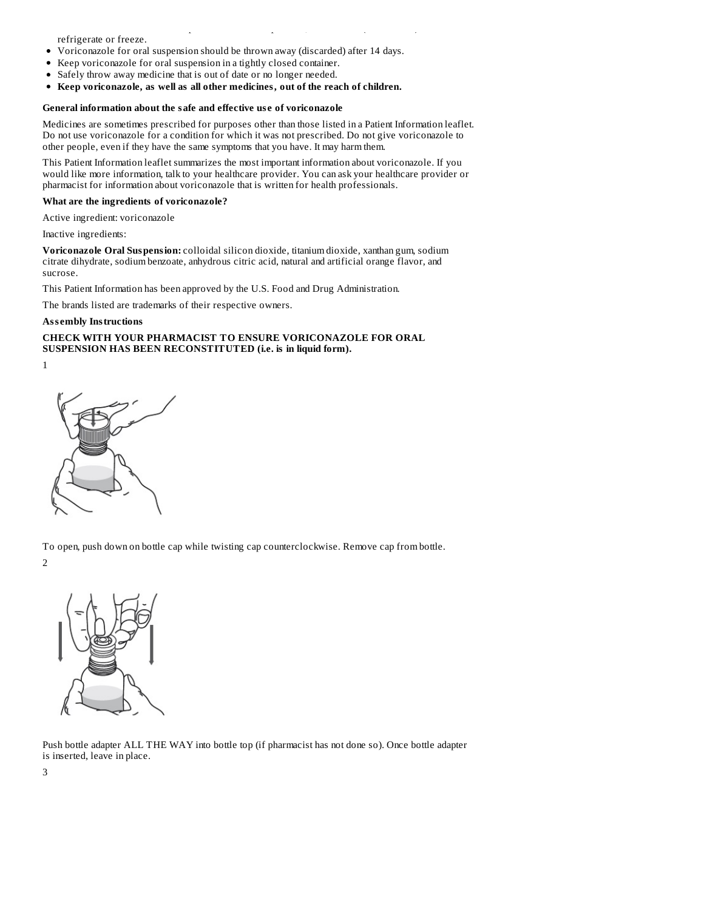refrigerate or freeze.

- Voriconazole for oral suspension should be thrown away (discarded) after 14 days.
- Keep voriconazole for oral suspension in a tightly closed container.
- Safely throw away medicine that is out of date or no longer needed.
- **Keep voriconazole, as well as all other medicines, out of the reach of children.**

**General information about the safe and effective use of voriconazole**

Medicines are sometimes prescribed for purposes other than those listed in a Patient Information leaflet. Do not use voriconazole for a condition for which it was not prescribed. Do not give voriconazole to other people, even if they have the same symptoms that you have. It may harm them.

This Patient Information leaflet summarizes the most important information about voriconazole. If you would like more information, talk to your healthcare provider. You can ask your healthcare provider or pharmacist for information about voriconazole that is written for health professionals.

**What are the ingredients of voriconazole?**

Active ingredient: voriconazole

Inactive ingredients:

**Voriconazole Oral Suspension:** colloidal silicon dioxide, titanium dioxide, xanthan gum, sodium citrate dihydrate, sodium benzoate, anhydrous citric acid, natural and artificial orange flavor, and sucrose.

This Patient Information has been approved by the U.S. Food and Drug Administration.

The brands listed are trademarks of their respective owners.

**Assembly Instructions**

**CHECK WITH YOUR PHARMACIST TO ENSURE VORICONAZOLE FOR ORAL SUSPENSION HAS BEEN RECONSTITUTED (i.e. is in liquid form).**

1

To open, push down on bottle cap while twisting cap counterclockwise. Remove cap from bottle.

2

Push bottle adapter ALL THE WAY into bottle top (if pharmacist has not done so). Once bottle adapter is inserted, leave in place.

3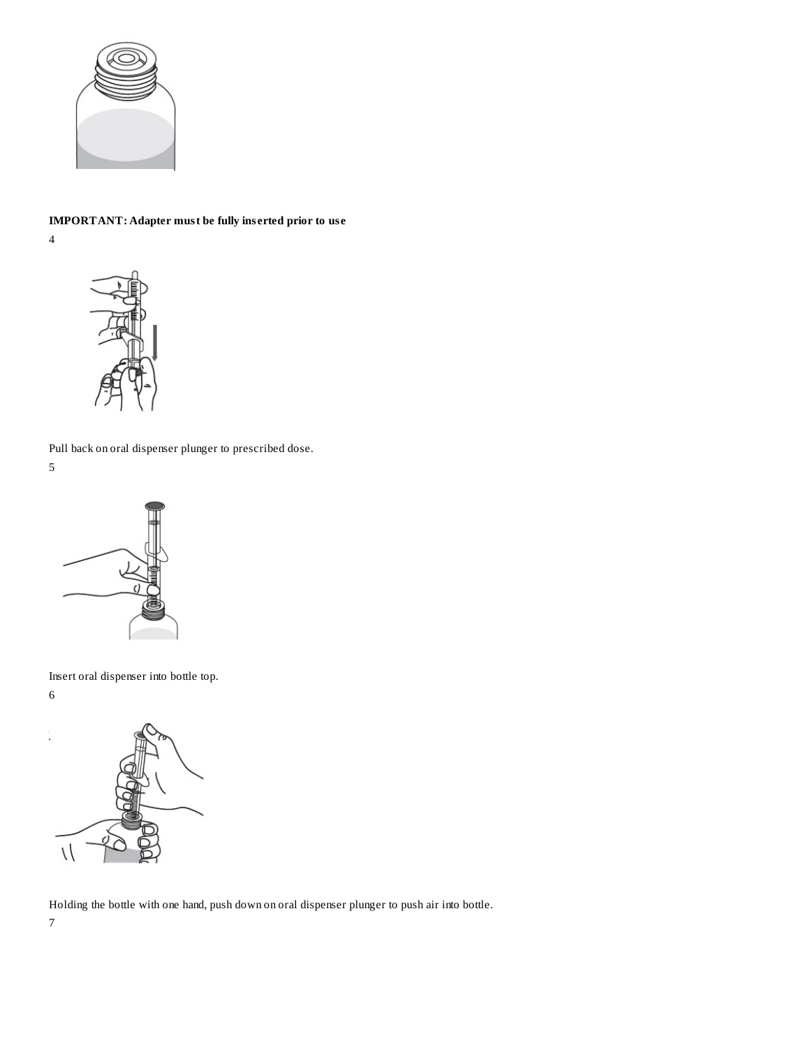**IMPORTANT: Adapter must be fully inserted prior to use**

4

Pull back on oral dispenser plunger to prescribed dose.

5

Insert oral dispenser into bottle top.

6

Holding the bottle with one hand, push down on oral dispenser plunger to push air into bottle.

7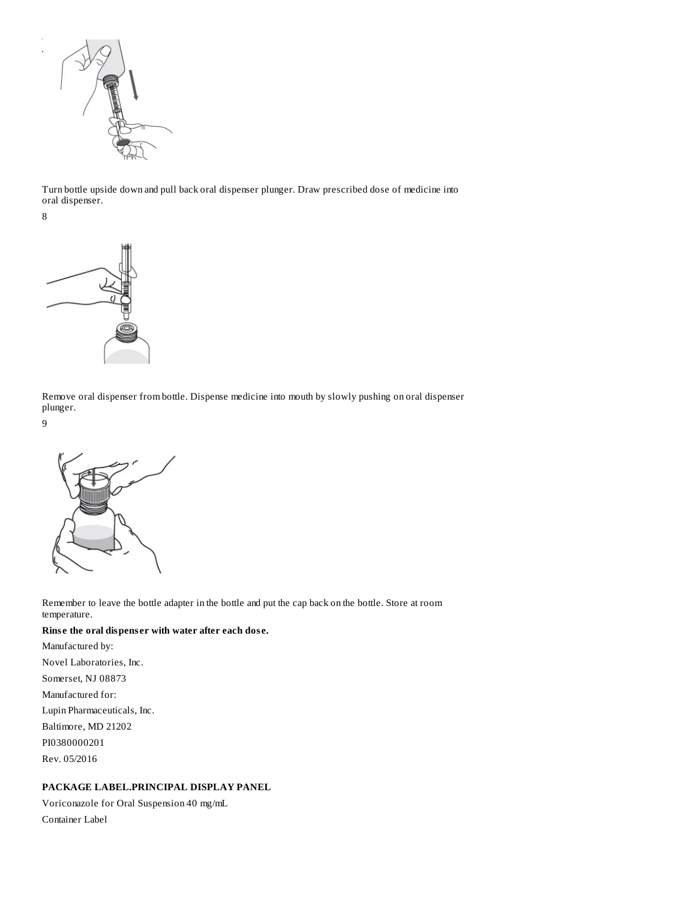Turn bottle upside down and pull back oral dispenser plunger. Draw prescribed dose of medicine into oral dispenser.

8

Remove oral dispenser from bottle. Dispense medicine into mouth by slowly pushing on oral dispenser plunger.

9

Remember to leave the bottle adapter in the bottle and put the cap back on the bottle. Store at room temperature.

**Rinse the oral dispenser with water after each dose.**

Manufactured by:

Novel Laboratories, Inc.

Somerset, NJ 08873

Manufactured for:

Lupin Pharmaceuticals, Inc.

Baltimore, MD 21202

PI0380000201

Rev. 05/2016

**PACKAGE LABEL.PRINCIPAL DISPLAY PANEL**

Voriconazole for Oral Suspension 40 mg/mL

Container Label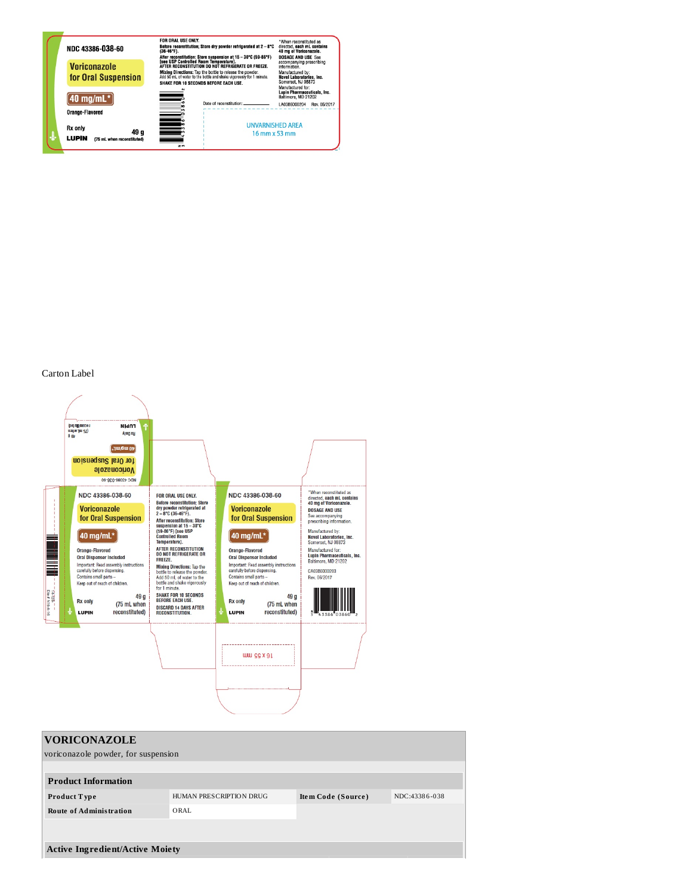NDC 43386-038-60

Voriconazole for Oral Suspension

40 mg/mL*

Orange-Flavored

Rx only

49 g

(75 mL when reconstituted)

LUPIN

FOR ORAL USE ONLY.

Before reconstitution: Store dry powder refrigerated at 2 – 8°C (36-46°F).

After reconstitution: Store suspension at 15 – 30°C (59-86°F) [see USP Controlled Room Temperature].

AFTER RECONSTITUTION DO NOT REFRIGERATE OR FREEZE.

Mixing Directions: Tap the bottle to release the powder. Add 50 mL of water to the bottle and shake vigorously for 1 minute.

SHAKE FOR 10 SECONDS BEFORE EACH USE.

Date of reconstitution: __________

*When reconstituted as directed, each mL contains 40 mg of Voriconazole.

DOSAGE AND USE See accompanying prescribing information.

Manufactured by: Novel Laboratories, Inc. Somerset, NJ 08873

Manufactured for: Lupin Pharmaceuticals, Inc. Baltimore, MD 21202

LA0386000204 Rev. 06/2017

UNVARNISHED AREA 16 mm x 53 mm

Carton Label

NDC 43386-038-60

Voriconazole for Oral Suspension

40 mg/mL*

Orange-Flavored

Oral Dispenser Included

Important: Read assembly instructions carefully before dispensing.

Contains small parts – Keep out of reach of children.

Rx only

49 g

(75 mL when reconstituted)

LUPIN

FOR ORAL USE ONLY.

Before reconstitution: Store dry powder refrigerated at 2 – 8°C (36-46°F).

After reconstitution: Store suspension at 15 – 30°C (59-86°F) [see USP Controlled Room Temperature].

AFTER RECONSTITUTION DO NOT REFRIGERATE OR FREEZE.

Mixing Directions: Tap the bottle to release the powder. Add 50 mL of water to the bottle and shake vigorously for 1 minute.

SHAKE FOR 10 SECONDS BEFORE EACH USE.

DISCARD 14 DAYS AFTER RECONSTITUTION.

*When reconstituted as directed, each mL contains 40 mg of Voriconazole.

DOSAGE AND USE See accompanying prescribing information.

Manufactured by: Novel Laboratories, Inc. Somerset, NJ 08873

Manufactured for: Lupin Pharmaceuticals, Inc. Baltimore, MD 21202

CA0386000203

Rev. 06/2017

16 x 55 mm

# VORICONAZOLE

voriconazole powder, for suspension

| Product Information | | | |
|---|---|---|---|
| Product Type | HUMAN PRESCRIPTION DRUG | Item Code (Source) | NDC:43386-038 |
| Route of Administration | ORAL | | |

| Active Ingredient/Active Moiety |
|---|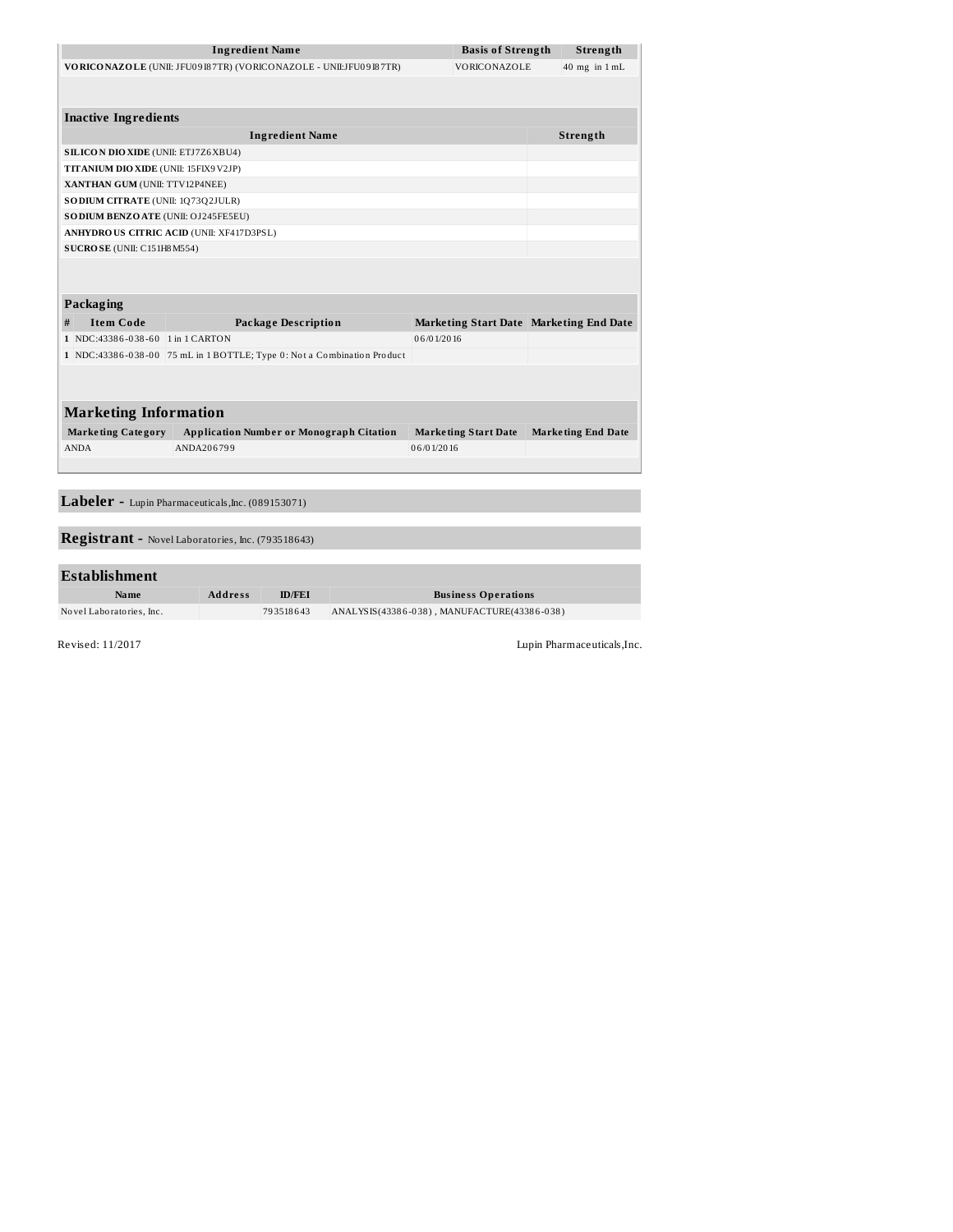| Ingredient Name | Basis of Strength | Strength |
| --- | --- | --- |
| **VORICONAZOLE** (UNII: JFU09I87TR) (VORICONAZOLE - UNII:JFU09I87TR) | VORICONAZOLE | 40 mg in 1 mL |

| Inactive Ingredients | |
| --- | --- |
| **Ingredient Name** | **Strength** |
| **SILICON DIOXIDE** (UNII: ETJ7Z6XBU4) | |
| **TITANIUM DIOXIDE** (UNII: 15FIX9V2JP) | |
| **XANTHAN GUM** (UNII: TTV12P4NEE) | |
| **SODIUM CITRATE** (UNII: 1Q73Q2JULR) | |
| **SODIUM BENZOATE** (UNII: OJ245FE5EU) | |
| **ANHYDROUS CITRIC ACID** (UNII: XF417D3PSL) | |
| **SUCROSE** (UNII: C151H8M554) | |

| Packaging | | | | |
| --- | --- | --- | --- | --- |
| **#** | **Item Code** | **Package Description** | **Marketing Start Date** | **Marketing End Date** |
| 1 | NDC:43386-038-60 | 1 in 1 CARTON | 06/01/2016 | |
| 1 | NDC:43386-038-00 | 75 mL in 1 BOTTLE; Type 0: Not a Combination Product | | |

| Marketing Information | | | |
| --- | --- | --- | --- |
| **Marketing Category** | **Application Number or Monograph Citation** | **Marketing Start Date** | **Marketing End Date** |
| ANDA | ANDA206799 | 06/01/2016 | |

**Labeler -** Lupin Pharmaceuticals,Inc. (089153071)

**Registrant -** Novel Laboratories, Inc. (793518643)

| Establishment | | | |
| --- | --- | --- | --- |
| **Name** | **Address** | **ID/FEI** | **Business Operations** |
| Novel Laboratories, Inc. | | 793518643 | ANALYSIS(43386-038) , MANUFACTURE(43386-038) |

Revised: 11/2017

Lupin Pharmaceuticals,Inc.